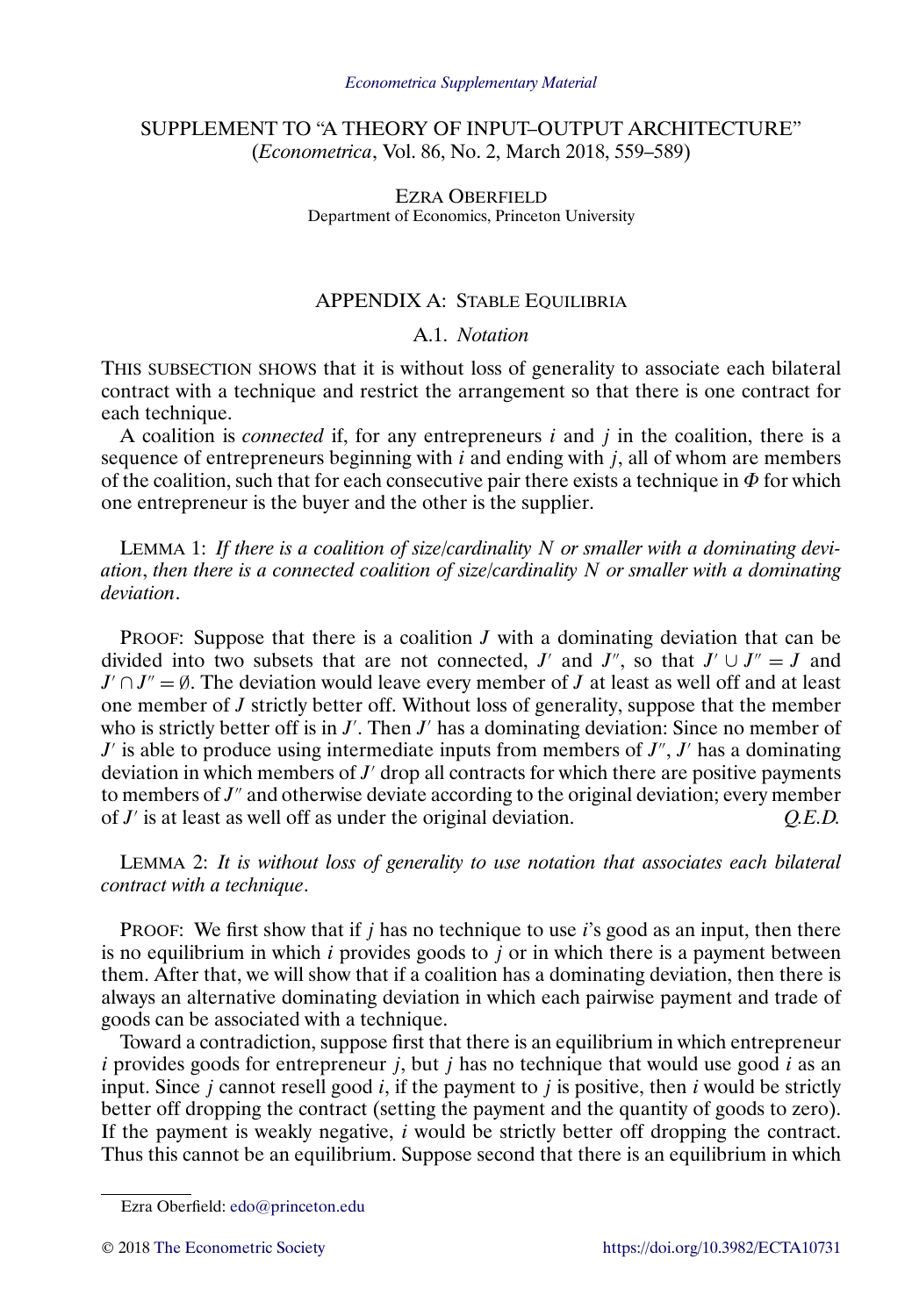*Econometrica Supplementary Material*

# SUPPLEMENT TO "A THEORY OF INPUT–OUTPUT ARCHITECTURE"
(*Econometrica*, Vol. 86, No. 2, March 2018, 559–589)

EZRA OBERFIELD
Department of Economics, Princeton University

## APPENDIX A: STABLE EQUILIBRIA

### A.1. *Notation*

THIS SUBSECTION SHOWS that it is without loss of generality to associate each bilateral contract with a technique and restrict the arrangement so that there is one contract for each technique.

A coalition is *connected* if, for any entrepreneurs $i$ and $j$ in the coalition, there is a sequence of entrepreneurs beginning with $i$ and ending with $j$, all of whom are members of the coalition, such that for each consecutive pair there exists a technique in $\Phi$ for which one entrepreneur is the buyer and the other is the supplier.

LEMMA 1: *If there is a coalition of size/cardinality $N$ or smaller with a dominating deviation, then there is a connected coalition of size/cardinality $N$ or smaller with a dominating deviation.*

PROOF: Suppose that there is a coalition $J$ with a dominating deviation that can be divided into two subsets that are not connected, $J'$ and $J''$, so that $J' \cup J'' = J$ and $J' \cap J'' = \emptyset$. The deviation would leave every member of $J$ at least as well off and at least one member of $J$ strictly better off. Without loss of generality, suppose that the member who is strictly better off is in $J'$. Then $J'$ has a dominating deviation: Since no member of $J'$ is able to produce using intermediate inputs from members of $J''$, $J'$ has a dominating deviation in which members of $J'$ drop all contracts for which there are positive payments to members of $J''$ and otherwise deviate according to the original deviation; every member of $J'$ is at least as well off as under the original deviation. *Q.E.D.*

LEMMA 2: *It is without loss of generality to use notation that associates each bilateral contract with a technique.*

PROOF: We first show that if $j$ has no technique to use $i$'s good as an input, then there is no equilibrium in which $i$ provides goods to $j$ or in which there is a payment between them. After that, we will show that if a coalition has a dominating deviation, then there is always an alternative dominating deviation in which each pairwise payment and trade of goods can be associated with a technique.

Toward a contradiction, suppose first that there is an equilibrium in which entrepreneur $i$ provides goods for entrepreneur $j$, but $j$ has no technique that would use good $i$ as an input. Since $j$ cannot resell good $i$, if the payment to $j$ is positive, then $i$ would be strictly better off dropping the contract (setting the payment and the quantity of goods to zero). If the payment is weakly negative, $i$ would be strictly better off dropping the contract. Thus this cannot be an equilibrium. Suppose second that there is an equilibrium in which

Ezra Oberfield: edo@princeton.edu

© 2018 The Econometric Society https://doi.org/10.3982/ECTA10731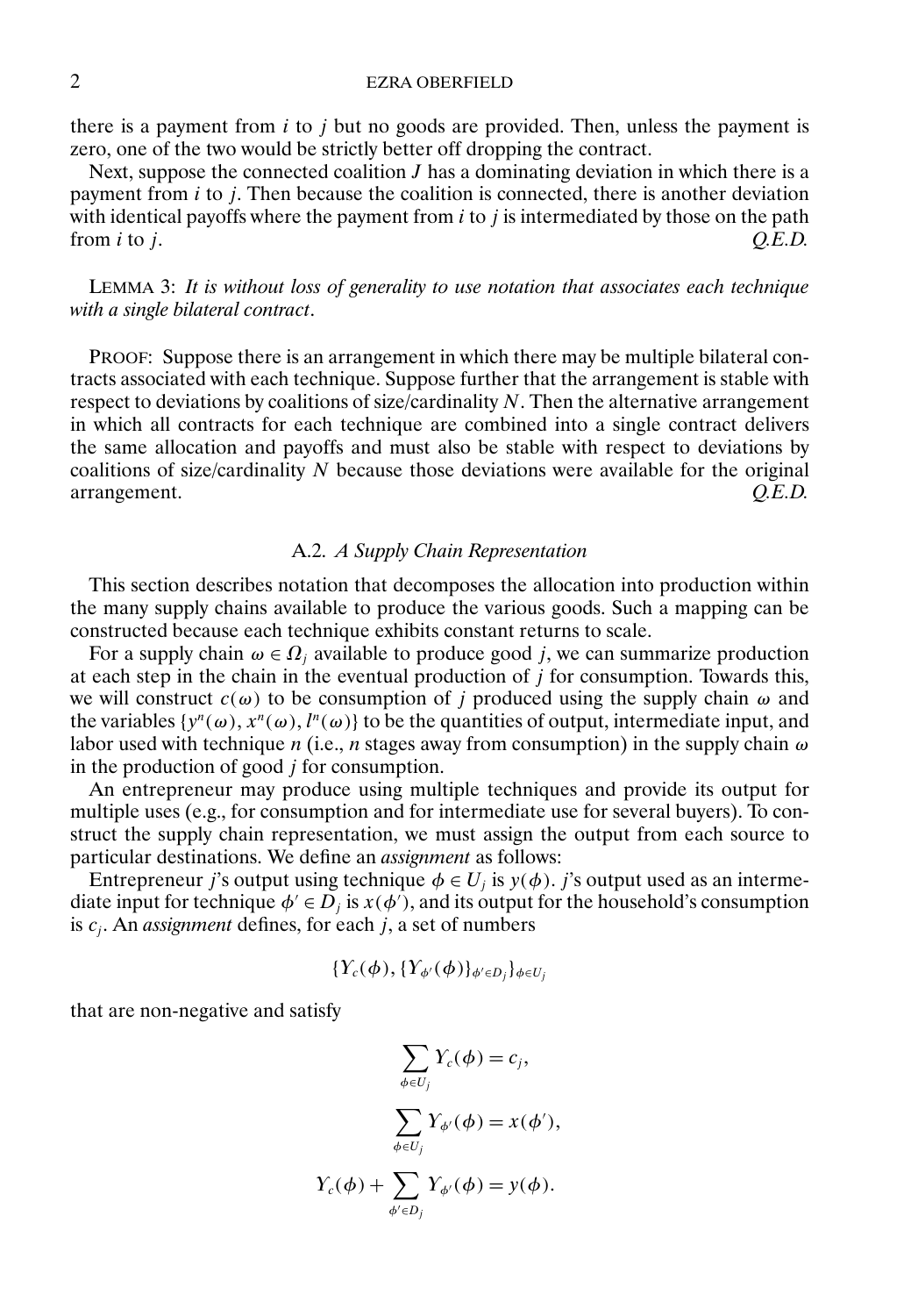there is a payment from $i$ to $j$ but no goods are provided. Then, unless the payment is zero, one of the two would be strictly better off dropping the contract.

Next, suppose the connected coalition $J$ has a dominating deviation in which there is a payment from $i$ to $j$. Then because the coalition is connected, there is another deviation with identical payoffs where the payment from $i$ to $j$ is intermediated by those on the path from $i$ to $j$. *Q.E.D.*

LEMMA 3: *It is without loss of generality to use notation that associates each technique with a single bilateral contract.*

PROOF: Suppose there is an arrangement in which there may be multiple bilateral contracts associated with each technique. Suppose further that the arrangement is stable with respect to deviations by coalitions of size/cardinality $N$. Then the alternative arrangement in which all contracts for each technique are combined into a single contract delivers the same allocation and payoffs and must also be stable with respect to deviations by coalitions of size/cardinality $N$ because those deviations were available for the original arrangement. *Q.E.D.*

### A.2. *A Supply Chain Representation*

This section describes notation that decomposes the allocation into production within the many supply chains available to produce the various goods. Such a mapping can be constructed because each technique exhibits constant returns to scale.

For a supply chain $\omega \in \Omega_j$ available to produce good $j$, we can summarize production at each step in the chain in the eventual production of $j$ for consumption. Towards this, we will construct $c(\omega)$ to be consumption of $j$ produced using the supply chain $\omega$ and the variables $\{y^n(\omega), x^n(\omega), l^n(\omega)\}$ to be the quantities of output, intermediate input, and labor used with technique $n$ (i.e., $n$ stages away from consumption) in the supply chain $\omega$ in the production of good $j$ for consumption.

An entrepreneur may produce using multiple techniques and provide its output for multiple uses (e.g., for consumption and for intermediate use for several buyers). To construct the supply chain representation, we must assign the output from each source to particular destinations. We define an *assignment* as follows:

Entrepreneur $j$'s output using technique $\phi \in U_j$ is $y(\phi)$. $j$'s output used as an intermediate input for technique $\phi' \in D_j$ is $x(\phi')$, and its output for the household's consumption is $c_j$. An *assignment* defines, for each $j$, a set of numbers

$$\{Y_c(\phi), \{Y_{\phi'}(\phi)\}_{\phi' \in D_j}\}_{\phi \in U_j}$$

that are non-negative and satisfy

$$\sum_{\phi \in U_j} Y_c(\phi) = c_j,$$

$$\sum_{\phi \in U_j} Y_{\phi'}(\phi) = x(\phi'),$$

$$Y_c(\phi) + \sum_{\phi' \in D_j} Y_{\phi'}(\phi) = y(\phi).$$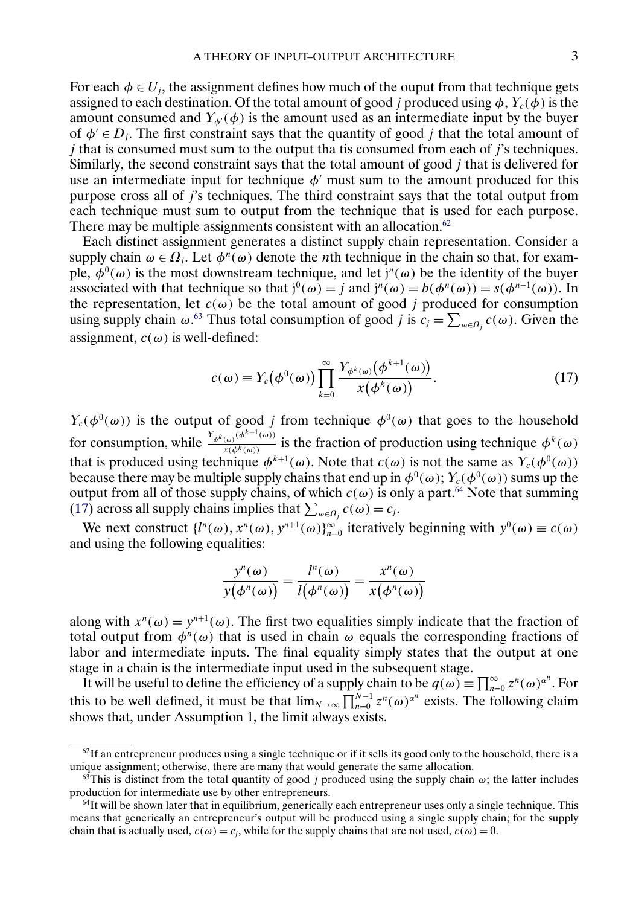For each $\phi \in U_j$, the assignment defines how much of the ouput from that technique gets assigned to each destination. Of the total amount of good $j$ produced using $\phi$, $Y_c(\phi)$ is the amount consumed and $Y_{\phi'}(\phi)$ is the amount used as an intermediate input by the buyer of $\phi' \in D_j$. The first constraint says that the quantity of good $j$ that the total amount of $j$ that is consumed must sum to the output tha tis consumed from each of $j$'s techniques. Similarly, the second constraint says that the total amount of good $j$ that is delivered for use an intermediate input for technique $\phi'$ must sum to the amount produced for this purpose cross all of $j$'s techniques. The third constraint says that the total output from each technique must sum to output from the technique that is used for each purpose. There may be multiple assignments consistent with an allocation.[62]

Each distinct assignment generates a distinct supply chain representation. Consider a supply chain $\omega \in \Omega_j$. Let $\phi^n(\omega)$ denote the $n$th technique in the chain so that, for example, $\phi^0(\omega)$ is the most downstream technique, and let $j^n(\omega)$ be the identity of the buyer associated with that technique so that $j^0(\omega) = j$ and $j^n(\omega) = b(\phi^n(\omega)) = s(\phi^{n-1}(\omega))$. In the representation, let $c(\omega)$ be the total amount of good $j$ produced for consumption using supply chain $\omega$.[63] Thus total consumption of good $j$ is $c_j = \sum_{\omega \in \Omega_j} c(\omega)$. Given the assignment, $c(\omega)$ is well-defined:

$$c(\omega) \equiv Y_c\big(\phi^0(\omega)\big) \prod_{k=0}^{\infty} \frac{Y_{\phi^k(\omega)}\big(\phi^{k+1}(\omega)\big)}{x\big(\phi^k(\omega)\big)}. \tag{17}$$

$Y_c(\phi^0(\omega))$ is the output of good $j$ from technique $\phi^0(\omega)$ that goes to the household for consumption, while $\frac{Y_{\phi^k(\omega)}(\phi^{k+1}(\omega))}{x(\phi^k(\omega))}$ is the fraction of production using technique $\phi^k(\omega)$ that is produced using technique $\phi^{k+1}(\omega)$. Note that $c(\omega)$ is not the same as $Y_c(\phi^0(\omega))$ because there may be multiple supply chains that end up in $\phi^0(\omega)$; $Y_c(\phi^0(\omega))$ sums up the output from all of those supply chains, of which $c(\omega)$ is only a part.[64] Note that summing (17) across all supply chains implies that $\sum_{\omega \in \Omega_j} c(\omega) = c_j$.

We next construct $\{l^n(\omega), x^n(\omega), y^{n+1}(\omega)\}_{n=0}^{\infty}$ iteratively beginning with $y^0(\omega) \equiv c(\omega)$ and using the following equalities:

$$\frac{y^n(\omega)}{y\big(\phi^n(\omega)\big)} = \frac{l^n(\omega)}{l\big(\phi^n(\omega)\big)} = \frac{x^n(\omega)}{x\big(\phi^n(\omega)\big)}$$

along with $x^n(\omega) = y^{n+1}(\omega)$. The first two equalities simply indicate that the fraction of total output from $\phi^n(\omega)$ that is used in chain $\omega$ equals the corresponding fractions of labor and intermediate inputs. The final equality simply states that the output at one stage in a chain is the intermediate input used in the subsequent stage.

It will be useful to define the efficiency of a supply chain to be $q(\omega) \equiv \prod_{n=0}^{\infty} z^n(\omega)^{\alpha^n}$. For this to be well defined, it must be that $\lim_{N \to \infty} \prod_{n=0}^{N-1} z^n(\omega)^{\alpha^n}$ exists. The following claim shows that, under Assumption 1, the limit always exists.

---

[62] If an entrepreneur produces using a single technique or if it sells its good only to the household, there is a unique assignment; otherwise, there are many that would generate the same allocation.

[63] This is distinct from the total quantity of good $j$ produced using the supply chain $\omega$; the latter includes production for intermediate use by other entrepreneurs.

[64] It will be shown later that in equilibrium, generically each entrepreneur uses only a single technique. This means that generically an entrepreneur's output will be produced using a single supply chain; for the supply chain that is actually used, $c(\omega) = c_j$, while for the supply chains that are not used, $c(\omega) = 0$.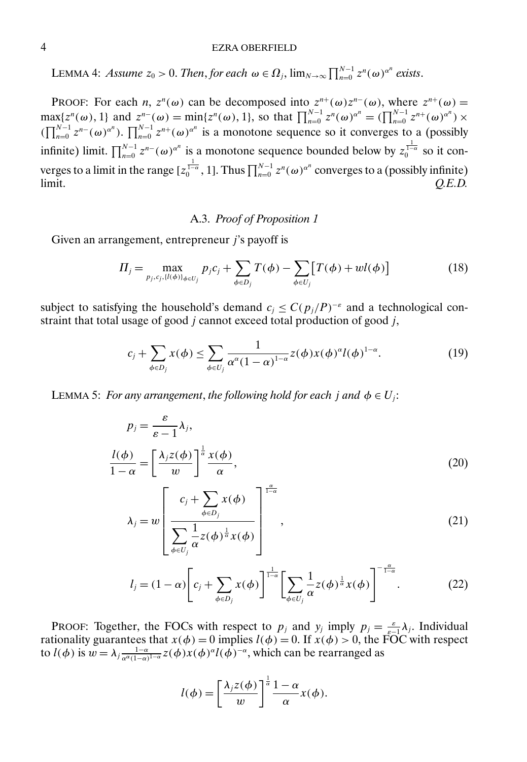LEMMA 4: *Assume $z_0 > 0$. Then, for each $\omega \in \Omega_j$, $\lim_{N\to\infty} \prod_{n=0}^{N-1} z^n(\omega)^{\alpha^n}$ exists.*

PROOF: For each $n$, $z^n(\omega)$ can be decomposed into $z^{n+}(\omega)z^{n-}(\omega)$, where $z^{n+}(\omega) = \max\{z^n(\omega), 1\}$ and $z^{n-}(\omega) = \min\{z^n(\omega), 1\}$, so that $\prod_{n=0}^{N-1} z^n(\omega)^{\alpha^n} = (\prod_{n=0}^{N-1} z^{n+}(\omega)^{\alpha^n}) \times (\prod_{n=0}^{N-1} z^{n-}(\omega)^{\alpha^n})$. $\prod_{n=0}^{N-1} z^{n+}(\omega)^{\alpha^n}$ is a monotone sequence so it converges to a (possibly infinite) limit. $\prod_{n=0}^{N-1} z^{n-}(\omega)^{\alpha^n}$ is a monotone sequence bounded below by $z_0^{\frac{1}{1-\alpha}}$ so it converges to a limit in the range $[z_0^{\frac{1}{1-\alpha}}, 1]$. Thus $\prod_{n=0}^{N-1} z^n(\omega)^{\alpha^n}$ converges to a (possibly infinite) limit. *Q.E.D.*

### A.3. *Proof of Proposition 1*

Given an arrangement, entrepreneur $j$'s payoff is

$$\Pi_j = \max_{p_j, c_j, \{l(\phi)\}_{\phi\in U_j}} p_j c_j + \sum_{\phi\in D_j} T(\phi) - \sum_{\phi\in U_j} \left[T(\phi) + wl(\phi)\right] \tag{18}$$

subject to satisfying the household's demand $c_j \leq C(p_j/P)^{-\varepsilon}$ and a technological constraint that total usage of good $j$ cannot exceed total production of good $j$,

$$c_j + \sum_{\phi\in D_j} x(\phi) \leq \sum_{\phi\in U_j} \frac{1}{\alpha^\alpha(1-\alpha)^{1-\alpha}} z(\phi)x(\phi)^\alpha l(\phi)^{1-\alpha}. \tag{19}$$

LEMMA 5: *For any arrangement, the following hold for each $j$ and $\phi \in U_j$:*

$$p_j = \frac{\varepsilon}{\varepsilon - 1}\lambda_j,$$

$$\frac{l(\phi)}{1-\alpha} = \left[\frac{\lambda_j z(\phi)}{w}\right]^{\frac{1}{\alpha}} \frac{x(\phi)}{\alpha}, \tag{20}$$

$$\lambda_j = w\left[\frac{c_j + \sum_{\phi\in D_j} x(\phi)}{\sum_{\phi\in U_j} \frac{1}{\alpha} z(\phi)^{\frac{1}{\alpha}} x(\phi)}\right]^{\frac{\alpha}{1-\alpha}}, \tag{21}$$

$$l_j = (1-\alpha)\left[c_j + \sum_{\phi\in D_j} x(\phi)\right]^{\frac{1}{1-\alpha}} \left[\sum_{\phi\in U_j} \frac{1}{\alpha} z(\phi)^{\frac{1}{\alpha}} x(\phi)\right]^{-\frac{\alpha}{1-\alpha}}. \tag{22}$$

PROOF: Together, the FOCs with respect to $p_j$ and $y_j$ imply $p_j = \frac{\varepsilon}{\varepsilon-1}\lambda_j$. Individual rationality guarantees that $x(\phi) = 0$ implies $l(\phi) = 0$. If $x(\phi) > 0$, the FOC with respect to $l(\phi)$ is $w = \lambda_j \frac{1-\alpha}{\alpha^\alpha(1-\alpha)^{1-\alpha}} z(\phi)x(\phi)^\alpha l(\phi)^{-\alpha}$, which can be rearranged as

$$l(\phi) = \left[\frac{\lambda_j z(\phi)}{w}\right]^{\frac{1}{\alpha}} \frac{1-\alpha}{\alpha} x(\phi).$$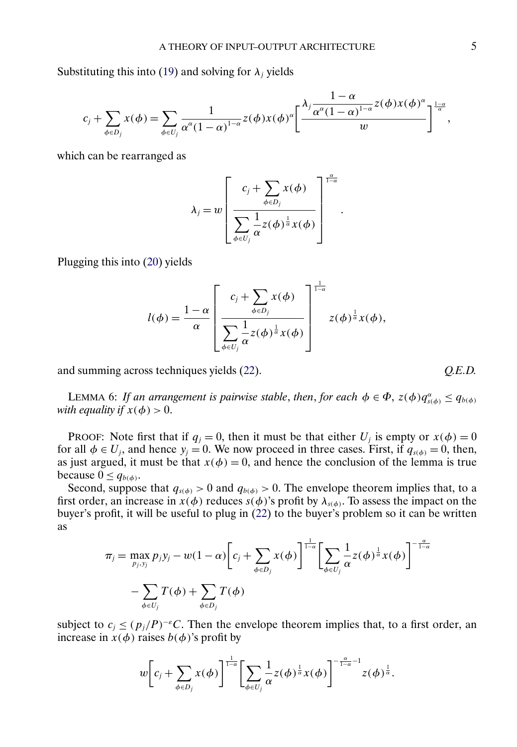Substituting this into (19) and solving for $\lambda_j$ yields

$$c_j + \sum_{\phi \in D_j} x(\phi) = \sum_{\phi \in U_j} \frac{1}{\alpha^\alpha (1-\alpha)^{1-\alpha}} z(\phi) x(\phi)^\alpha \left[ \frac{\lambda_j \dfrac{1-\alpha}{\alpha^\alpha (1-\alpha)^{1-\alpha}} z(\phi) x(\phi)^\alpha}{w} \right]^{\frac{1-\alpha}{\alpha}},$$

which can be rearranged as

$$\lambda_j = w \left[ \frac{c_j + \sum_{\phi \in D_j} x(\phi)}{\sum_{\phi \in U_j} \dfrac{1}{\alpha} z(\phi)^{\frac{1}{\alpha}} x(\phi)} \right]^{\frac{\alpha}{1-\alpha}}.$$

Plugging this into (20) yields

$$l(\phi) = \frac{1-\alpha}{\alpha} \left[ \frac{c_j + \sum_{\phi \in D_j} x(\phi)}{\sum_{\phi \in U_j} \dfrac{1}{\alpha} z(\phi)^{\frac{1}{\alpha}} x(\phi)} \right]^{\frac{1}{1-\alpha}} z(\phi)^{\frac{1}{\alpha}} x(\phi),$$

and summing across techniques yields (22). *Q.E.D.*

LEMMA 6: *If an arrangement is pairwise stable, then, for each* $\phi \in \Phi$, $z(\phi) q_{s(\phi)}^\alpha \leq q_{b(\phi)}$ *with equality if* $x(\phi) > 0$.

PROOF: Note first that if $q_j = 0$, then it must be that either $U_j$ is empty or $x(\phi) = 0$ for all $\phi \in U_j$, and hence $y_j = 0$. We now proceed in three cases. First, if $q_{s(\phi)} = 0$, then, as just argued, it must be that $x(\phi) = 0$, and hence the conclusion of the lemma is true because $0 \leq q_{b(\phi)}$.

Second, suppose that $q_{s(\phi)} > 0$ and $q_{b(\phi)} > 0$. The envelope theorem implies that, to a first order, an increase in $x(\phi)$ reduces $s(\phi)$'s profit by $\lambda_{s(\phi)}$. To assess the impact on the buyer's profit, it will be useful to plug in (22) to the buyer's problem so it can be written as

$$\begin{aligned}
\pi_j = \max_{p_j, y_j} p_j y_j &- w(1-\alpha) \left[ c_j + \sum_{\phi \in D_j} x(\phi) \right]^{\frac{1}{1-\alpha}} \left[ \sum_{\phi \in U_j} \frac{1}{\alpha} z(\phi)^{\frac{1}{\alpha}} x(\phi) \right]^{-\frac{\alpha}{1-\alpha}} \\
&- \sum_{\phi \in U_j} T(\phi) + \sum_{\phi \in D_j} T(\phi)
\end{aligned}$$

subject to $c_j \leq (p_j/P)^{-\varepsilon} C$. Then the envelope theorem implies that, to a first order, an increase in $x(\phi)$ raises $b(\phi)$'s profit by

$$w \left[ c_j + \sum_{\phi \in D_j} x(\phi) \right]^{\frac{1}{1-\alpha}} \left[ \sum_{\phi \in U_j} \frac{1}{\alpha} z(\phi)^{\frac{1}{\alpha}} x(\phi) \right]^{-\frac{\alpha}{1-\alpha}-1} z(\phi)^{\frac{1}{\alpha}}.$$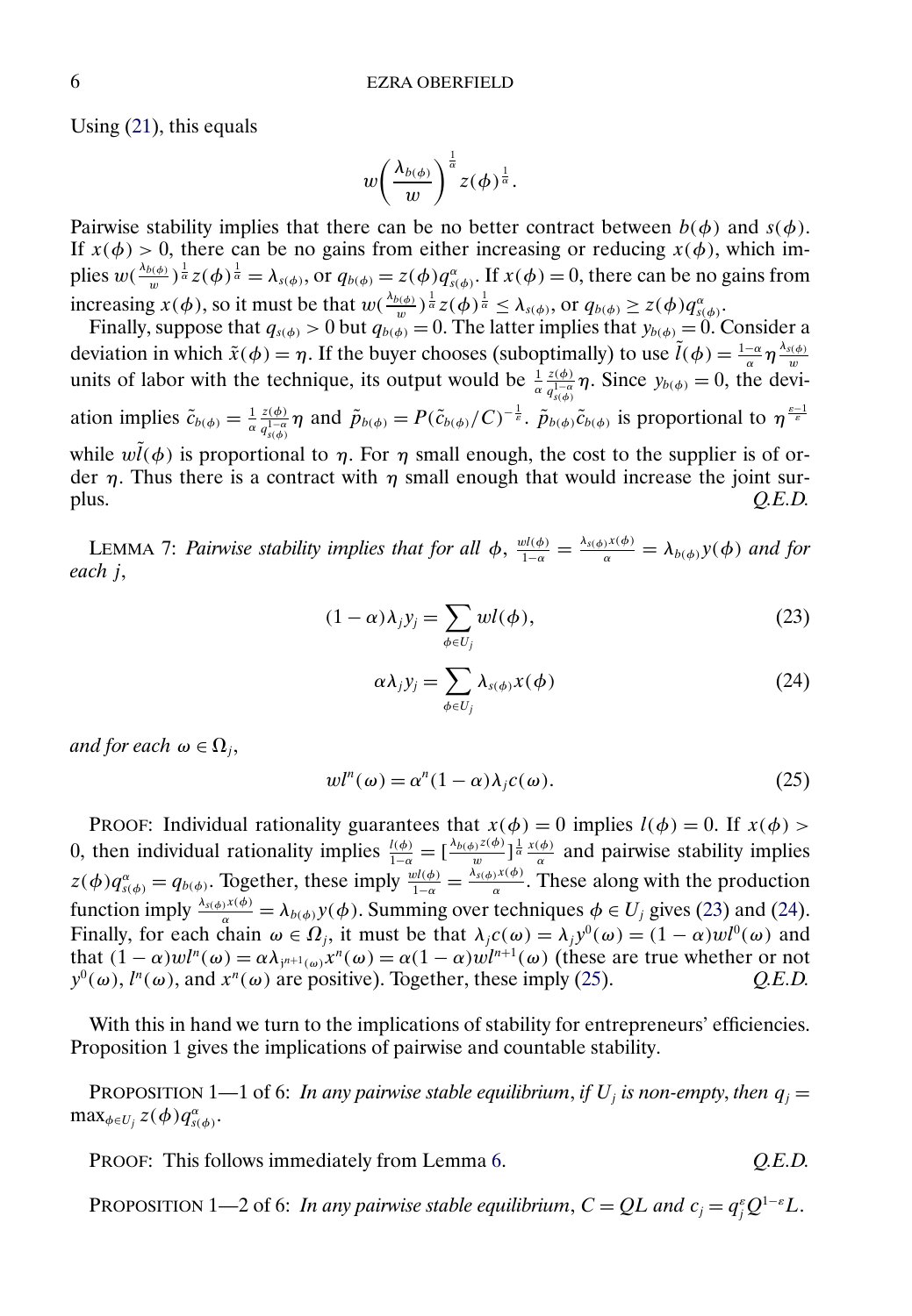Using (21), this equals

$$w\left(\frac{\lambda_{b(\phi)}}{w}\right)^{\frac{1}{\alpha}} z(\phi)^{\frac{1}{\alpha}}.$$

Pairwise stability implies that there can be no better contract between $b(\phi)$ and $s(\phi)$. If $x(\phi) > 0$, there can be no gains from either increasing or reducing $x(\phi)$, which implies $w(\frac{\lambda_{b(\phi)}}{w})^{\frac{1}{\alpha}} z(\phi)^{\frac{1}{\alpha}} = \lambda_{s(\phi)}$, or $q_{b(\phi)} = z(\phi) q_{s(\phi)}^{\alpha}$. If $x(\phi) = 0$, there can be no gains from increasing $x(\phi)$, so it must be that $w(\frac{\lambda_{b(\phi)}}{w})^{\frac{1}{\alpha}} z(\phi)^{\frac{1}{\alpha}} \leq \lambda_{s(\phi)}$, or $q_{b(\phi)} \geq z(\phi) q_{s(\phi)}^{\alpha}$.

Finally, suppose that $q_{s(\phi)} > 0$ but $q_{b(\phi)} = 0$. The latter implies that $y_{b(\phi)} = 0$. Consider a deviation in which $\tilde{x}(\phi) = \eta$. If the buyer chooses (suboptimally) to use $\tilde{l}(\phi) = \frac{1-\alpha}{\alpha}\eta\frac{\lambda_{s(\phi)}}{w}$ units of labor with the technique, its output would be $\frac{1}{\alpha}\frac{z(\phi)}{q_{s(\phi)}^{1-\alpha}}\eta$. Since $y_{b(\phi)} = 0$, the deviation implies $\tilde{c}_{b(\phi)} = \frac{1}{\alpha}\frac{z(\phi)}{q_{s(\phi)}^{1-\alpha}}\eta$ and $\tilde{p}_{b(\phi)} = P(\tilde{c}_{b(\phi)}/C)^{-\frac{1}{\varepsilon}}$. $\tilde{p}_{b(\phi)}\tilde{c}_{b(\phi)}$ is proportional to $\eta^{\frac{\varepsilon-1}{\varepsilon}}$ while $w\tilde{l}(\phi)$ is proportional to $\eta$. For $\eta$ small enough, the cost to the supplier is of order $\eta$. Thus there is a contract with $\eta$ small enough that would increase the joint surplus. *Q.E.D.*

LEMMA 7: *Pairwise stability implies that for all* $\phi$, $\frac{wl(\phi)}{1-\alpha} = \frac{\lambda_{s(\phi)}x(\phi)}{\alpha} = \lambda_{b(\phi)}y(\phi)$ *and for each* $j$,

$$(1-\alpha)\lambda_j y_j = \sum_{\phi \in U_j} wl(\phi), \tag{23}$$

$$\alpha\lambda_j y_j = \sum_{\phi \in U_j} \lambda_{s(\phi)} x(\phi) \tag{24}$$

*and for each* $\omega \in \Omega_j$,

$$wl^n(\omega) = \alpha^n (1-\alpha)\lambda_j c(\omega). \tag{25}$$

PROOF: Individual rationality guarantees that $x(\phi) = 0$ implies $l(\phi) = 0$. If $x(\phi) > 0$, then individual rationality implies $\frac{l(\phi)}{1-\alpha} = [\frac{\lambda_{b(\phi)}z(\phi)}{w}]^{\frac{1}{\alpha}}\frac{x(\phi)}{\alpha}$ and pairwise stability implies $z(\phi)q_{s(\phi)}^{\alpha} = q_{b(\phi)}$. Together, these imply $\frac{wl(\phi)}{1-\alpha} = \frac{\lambda_{s(\phi)}x(\phi)}{\alpha}$. These along with the production function imply $\frac{\lambda_{s(\phi)}x(\phi)}{\alpha} = \lambda_{b(\phi)}y(\phi)$. Summing over techniques $\phi \in U_j$ gives (23) and (24). Finally, for each chain $\omega \in \Omega_j$, it must be that $\lambda_j c(\omega) = \lambda_j y^0(\omega) = (1-\alpha)wl^0(\omega)$ and that $(1-\alpha)wl^n(\omega) = \alpha\lambda_{j^{n+1}(\omega)}x^n(\omega) = \alpha(1-\alpha)wl^{n+1}(\omega)$ (these are true whether or not $y^0(\omega)$, $l^n(\omega)$, and $x^n(\omega)$ are positive). Together, these imply (25). *Q.E.D.*

With this in hand we turn to the implications of stability for entrepreneurs' efficiencies. Proposition 1 gives the implications of pairwise and countable stability.

PROPOSITION 1—1 of 6: *In any pairwise stable equilibrium, if* $U_j$ *is non-empty, then* $q_j = \max_{\phi \in U_j} z(\phi) q_{s(\phi)}^{\alpha}$.

PROOF: This follows immediately from Lemma 6. *Q.E.D.*

PROPOSITION 1—2 of 6: *In any pairwise stable equilibrium,* $C = QL$ *and* $c_j = q_j^{\varepsilon} Q^{1-\varepsilon} L$.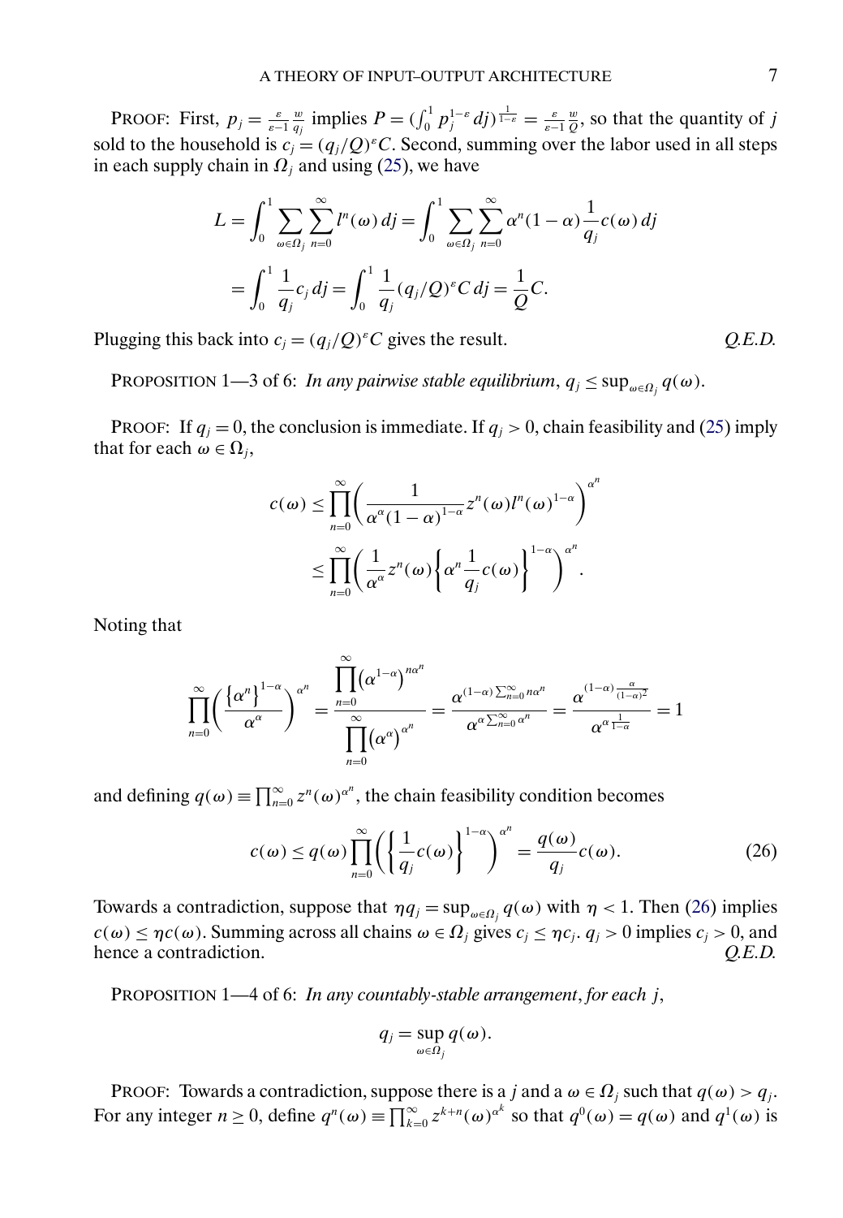PROOF: First, $p_j = \frac{\varepsilon}{\varepsilon-1}\frac{w}{q_j}$ implies $P = (\int_0^1 p_j^{1-\varepsilon}\,dj)^{\frac{1}{1-\varepsilon}} = \frac{\varepsilon}{\varepsilon-1}\frac{w}{Q}$, so that the quantity of $j$ sold to the household is $c_j = (q_j/Q)^\varepsilon C$. Second, summing over the labor used in all steps in each supply chain in $\Omega_j$ and using (25), we have

$$L = \int_0^1 \sum_{\omega\in\Omega_j}\sum_{n=0}^\infty l^n(\omega)\,dj = \int_0^1 \sum_{\omega\in\Omega_j}\sum_{n=0}^\infty \alpha^n(1-\alpha)\frac{1}{q_j}c(\omega)\,dj$$
$$= \int_0^1 \frac{1}{q_j}c_j\,dj = \int_0^1 \frac{1}{q_j}(q_j/Q)^\varepsilon C\,dj = \frac{1}{Q}C.$$

Plugging this back into $c_j = (q_j/Q)^\varepsilon C$ gives the result. *Q.E.D.*

PROPOSITION 1—3 of 6: *In any pairwise stable equilibrium*, $q_j \le \sup_{\omega\in\Omega_j} q(\omega)$.

PROOF: If $q_j = 0$, the conclusion is immediate. If $q_j > 0$, chain feasibility and (25) imply that for each $\omega \in \Omega_j$,

$$c(\omega) \le \prod_{n=0}^\infty \left(\frac{1}{\alpha^\alpha(1-\alpha)^{1-\alpha}}z^n(\omega)l^n(\omega)^{1-\alpha}\right)^{\alpha^n}$$
$$\le \prod_{n=0}^\infty \left(\frac{1}{\alpha^\alpha}z^n(\omega)\left\{\alpha^n\frac{1}{q_j}c(\omega)\right\}^{1-\alpha}\right)^{\alpha^n}.$$

Noting that

$$\prod_{n=0}^\infty\left(\frac{\{\alpha^n\}^{1-\alpha}}{\alpha^\alpha}\right)^{\alpha^n} = \frac{\prod_{n=0}^\infty(\alpha^{1-\alpha})^{n\alpha^n}}{\prod_{n=0}^\infty(\alpha^\alpha)^{\alpha^n}} = \frac{\alpha^{(1-\alpha)\sum_{n=0}^\infty n\alpha^n}}{\alpha^{\alpha\sum_{n=0}^\infty\alpha^n}} = \frac{\alpha^{(1-\alpha)\frac{\alpha}{(1-\alpha)^2}}}{\alpha^{\alpha\frac{1}{1-\alpha}}} = 1$$

and defining $q(\omega) \equiv \prod_{n=0}^\infty z^n(\omega)^{\alpha^n}$, the chain feasibility condition becomes

$$c(\omega) \le q(\omega)\prod_{n=0}^\infty\left(\left\{\frac{1}{q_j}c(\omega)\right\}^{1-\alpha}\right)^{\alpha^n} = \frac{q(\omega)}{q_j}c(\omega). \tag{26}$$

Towards a contradiction, suppose that $\eta q_j = \sup_{\omega\in\Omega_j} q(\omega)$ with $\eta < 1$. Then (26) implies $c(\omega) \le \eta c(\omega)$. Summing across all chains $\omega \in \Omega_j$ gives $c_j \le \eta c_j$. $q_j > 0$ implies $c_j > 0$, and hence a contradiction. *Q.E.D.*

PROPOSITION 1—4 of 6: *In any countably-stable arrangement, for each* $j$,

$$q_j = \sup_{\omega\in\Omega_j} q(\omega).$$

PROOF: Towards a contradiction, suppose there is a $j$ and a $\omega \in \Omega_j$ such that $q(\omega) > q_j$. For any integer $n \ge 0$, define $q^n(\omega) \equiv \prod_{k=0}^\infty z^{k+n}(\omega)^{\alpha^k}$ so that $q^0(\omega) = q(\omega)$ and $q^1(\omega)$ is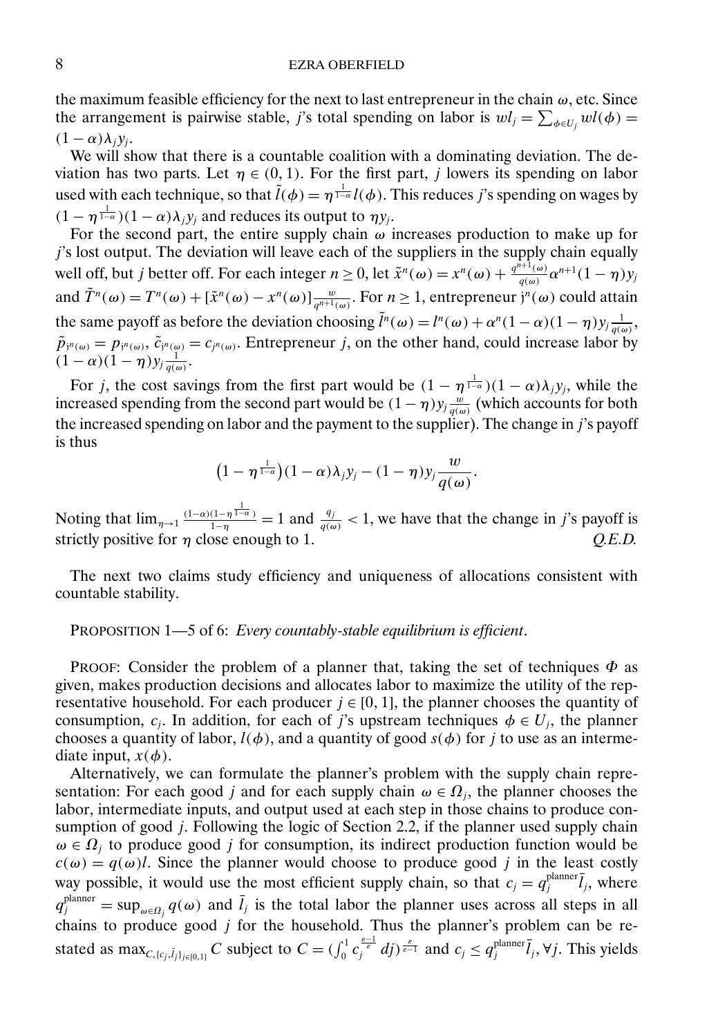the maximum feasible efficiency for the next to last entrepreneur in the chain $\omega$, etc. Since the arrangement is pairwise stable, $j$'s total spending on labor is $wl_j = \sum_{\phi \in U_j} wl(\phi) = (1-\alpha)\lambda_j y_j$.

We will show that there is a countable coalition with a dominating deviation. The deviation has two parts. Let $\eta \in (0,1)$. For the first part, $j$ lowers its spending on labor used with each technique, so that $\tilde{l}(\phi) = \eta^{\frac{1}{1-\alpha}} l(\phi)$. This reduces $j$'s spending on wages by $(1-\eta^{\frac{1}{1-\alpha}})(1-\alpha)\lambda_j y_j$ and reduces its output to $\eta y_j$.

For the second part, the entire supply chain $\omega$ increases production to make up for $j$'s lost output. The deviation will leave each of the suppliers in the supply chain equally well off, but $j$ better off. For each integer $n \geq 0$, let $\tilde{x}^n(\omega) = x^n(\omega) + \frac{q^{n+1}(\omega)}{q(\omega)}\alpha^{n+1}(1-\eta)y_j$ and $\tilde{T}^n(\omega) = T^n(\omega) + [\tilde{x}^n(\omega) - x^n(\omega)]\frac{w}{q^{n+1}(\omega)}$. For $n \geq 1$, entrepreneur $j^n(\omega)$ could attain the same payoff as before the deviation choosing $\tilde{l}^n(\omega) = l^n(\omega) + \alpha^n(1-\alpha)(1-\eta)y_j \frac{1}{q(\omega)}$, $\tilde{p}_{j^n(\omega)} = p_{j^n(\omega)}$, $\tilde{c}_{j^n(\omega)} = c_{j^n(\omega)}$. Entrepreneur $j$, on the other hand, could increase labor by $(1-\alpha)(1-\eta)y_j\frac{1}{q(\omega)}$.

For $j$, the cost savings from the first part would be $(1-\eta^{\frac{1}{1-\alpha}})(1-\alpha)\lambda_j y_j$, while the increased spending from the second part would be $(1-\eta)y_j\frac{w}{q(\omega)}$ (which accounts for both the increased spending on labor and the payment to the supplier). The change in $j$'s payoff is thus

$$\big(1-\eta^{\frac{1}{1-\alpha}}\big)(1-\alpha)\lambda_j y_j - (1-\eta)y_j\frac{w}{q(\omega)}.$$

Noting that $\lim_{\eta\to 1}\frac{(1-\alpha)(1-\eta^{\frac{1}{1-\alpha}})}{1-\eta} = 1$ and $\frac{q_j}{q(\omega)} < 1$, we have that the change in $j$'s payoff is strictly positive for $\eta$ close enough to 1. *Q.E.D.*

The next two claims study efficiency and uniqueness of allocations consistent with countable stability.

PROPOSITION 1—5 of 6: *Every countably-stable equilibrium is efficient*.

PROOF: Consider the problem of a planner that, taking the set of techniques $\Phi$ as given, makes production decisions and allocates labor to maximize the utility of the representative household. For each producer $j \in [0,1]$, the planner chooses the quantity of consumption, $c_j$. In addition, for each of $j$'s upstream techniques $\phi \in U_j$, the planner chooses a quantity of labor, $l(\phi)$, and a quantity of good $s(\phi)$ for $j$ to use as an intermediate input, $x(\phi)$.

Alternatively, we can formulate the planner's problem with the supply chain representation: For each good $j$ and for each supply chain $\omega \in \Omega_j$, the planner chooses the labor, intermediate inputs, and output used at each step in those chains to produce consumption of good $j$. Following the logic of Section 2.2, if the planner used supply chain $\omega \in \Omega_j$ to produce good $j$ for consumption, its indirect production function would be $c(\omega) = q(\omega)l$. Since the planner would choose to produce good $j$ in the least costly way possible, it would use the most efficient supply chain, so that $c_j = q_j^{\text{planner}}\bar{l}_j$, where $q_j^{\text{planner}} = \sup_{\omega\in\Omega_j} q(\omega)$ and $\bar{l}_j$ is the total labor the planner uses across all steps in all chains to produce good $j$ for the household. Thus the planner's problem can be restated as $\max_{C,\{c_j,\bar{l}_j\}_{j\in[0,1]}} C$ subject to $C = (\int_0^1 c_j^{\frac{\varepsilon-1}{\varepsilon}}\,dj)^{\frac{\varepsilon}{\varepsilon-1}}$ and $c_j \leq q_j^{\text{planner}}\bar{l}_j, \forall j$. This yields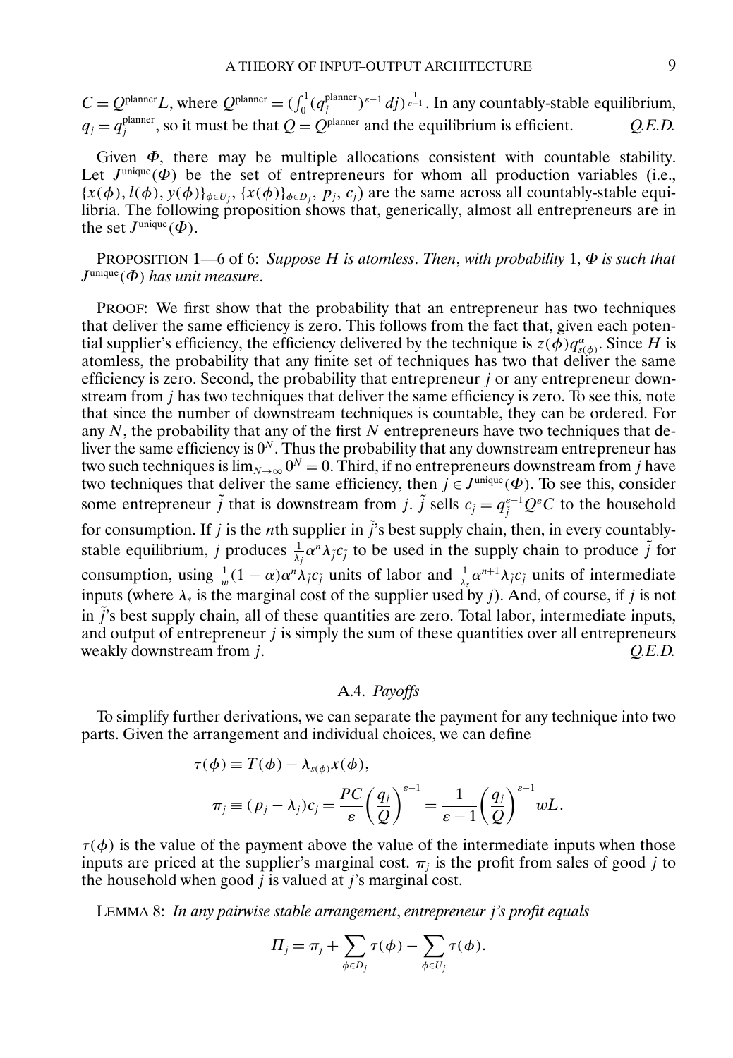$C = Q^{\text{planner}} L$, where $Q^{\text{planner}} = (\int_0^1 (q_j^{\text{planner}})^{\varepsilon-1} \, dj)^{\frac{1}{\varepsilon-1}}$. In any countably-stable equilibrium, $q_j = q_j^{\text{planner}}$, so it must be that $Q = Q^{\text{planner}}$ and the equilibrium is efficient. *Q.E.D.*

Given $\Phi$, there may be multiple allocations consistent with countable stability. Let $J^{\text{unique}}(\Phi)$ be the set of entrepreneurs for whom all production variables (i.e., $\{x(\phi), l(\phi), y(\phi)\}_{\phi \in U_j}$, $\{x(\phi)\}_{\phi \in D_j}$, $p_j$, $c_j$) are the same across all countably-stable equilibria. The following proposition shows that, generically, almost all entrepreneurs are in the set $J^{\text{unique}}(\Phi)$.

PROPOSITION 1—6 of 6: *Suppose $H$ is atomless. Then, with probability 1, $\Phi$ is such that $J^{\text{unique}}(\Phi)$ has unit measure.*

PROOF: We first show that the probability that an entrepreneur has two techniques that deliver the same efficiency is zero. This follows from the fact that, given each potential supplier's efficiency, the efficiency delivered by the technique is $z(\phi) q_{s(\phi)}^{\alpha}$. Since $H$ is atomless, the probability that any finite set of techniques has two that deliver the same efficiency is zero. Second, the probability that entrepreneur $j$ or any entrepreneur downstream from $j$ has two techniques that deliver the same efficiency is zero. To see this, note that since the number of downstream techniques is countable, they can be ordered. For any $N$, the probability that any of the first $N$ entrepreneurs have two techniques that deliver the same efficiency is $0^N$. Thus the probability that any downstream entrepreneur has two such techniques is $\lim_{N \to \infty} 0^N = 0$. Third, if no entrepreneurs downstream from $j$ have two techniques that deliver the same efficiency, then $j \in J^{\text{unique}}(\Phi)$. To see this, consider some entrepreneur $\tilde{j}$ that is downstream from $j$. $\tilde{j}$ sells $c_{\tilde{j}} = q_{\tilde{j}}^{\varepsilon-1} Q^{\varepsilon} C$ to the household for consumption. If $j$ is the $n$th supplier in $\tilde{j}$'s best supply chain, then, in every countably-stable equilibrium, $j$ produces $\frac{1}{\lambda_j} \alpha^n \lambda_{\tilde{j}} c_{\tilde{j}}$ to be used in the supply chain to produce $\tilde{j}$ for consumption, using $\frac{1}{w}(1-\alpha)\alpha^n \lambda_{\tilde{j}} c_{\tilde{j}}$ units of labor and $\frac{1}{\lambda_s} \alpha^{n+1} \lambda_{\tilde{j}} c_{\tilde{j}}$ units of intermediate inputs (where $\lambda_s$ is the marginal cost of the supplier used by $j$). And, of course, if $j$ is not in $\tilde{j}$'s best supply chain, all of these quantities are zero. Total labor, intermediate inputs, and output of entrepreneur $j$ is simply the sum of these quantities over all entrepreneurs weakly downstream from $j$. *Q.E.D.*

### A.4. *Payoffs*

To simplify further derivations, we can separate the payment for any technique into two parts. Given the arrangement and individual choices, we can define

$$\tau(\phi) \equiv T(\phi) - \lambda_{s(\phi)} x(\phi),$$

$$\pi_j \equiv (p_j - \lambda_j) c_j = \frac{PC}{\varepsilon} \left( \frac{q_j}{Q} \right)^{\varepsilon-1} = \frac{1}{\varepsilon - 1} \left( \frac{q_j}{Q} \right)^{\varepsilon-1} wL.$$

$\tau(\phi)$ is the value of the payment above the value of the intermediate inputs when those inputs are priced at the supplier's marginal cost. $\pi_j$ is the profit from sales of good $j$ to the household when good $j$ is valued at $j$'s marginal cost.

LEMMA 8: *In any pairwise stable arrangement, entrepreneur $j$'s profit equals*

$$\Pi_j = \pi_j + \sum_{\phi \in D_j} \tau(\phi) - \sum_{\phi \in U_j} \tau(\phi).$$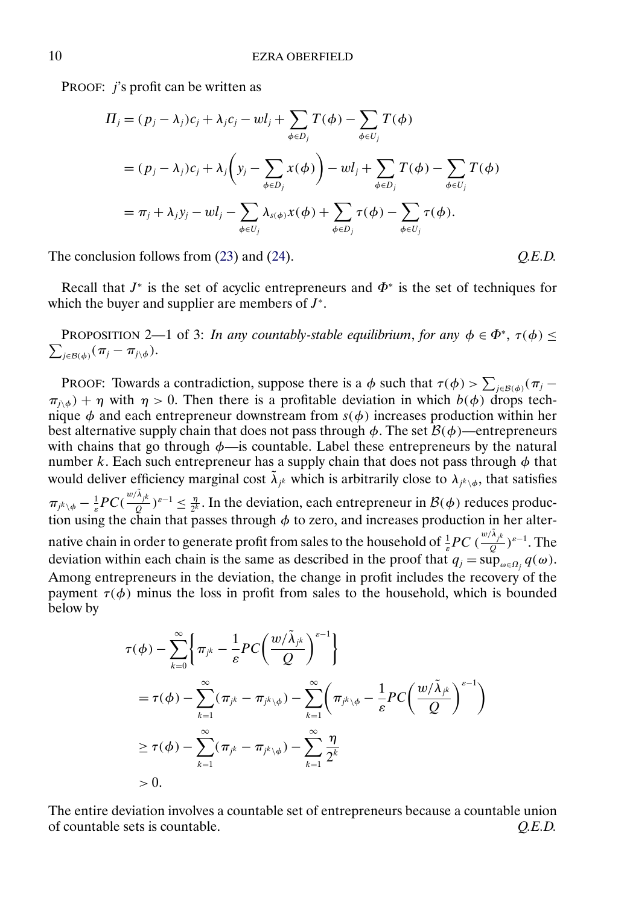PROOF: $j$'s profit can be written as

$$\begin{aligned}
\Pi_j &= (p_j - \lambda_j)c_j + \lambda_j c_j - wl_j + \sum_{\phi \in D_j} T(\phi) - \sum_{\phi \in U_j} T(\phi) \\
&= (p_j - \lambda_j)c_j + \lambda_j \left( y_j - \sum_{\phi \in D_j} x(\phi) \right) - wl_j + \sum_{\phi \in D_j} T(\phi) - \sum_{\phi \in U_j} T(\phi) \\
&= \pi_j + \lambda_j y_j - wl_j - \sum_{\phi \in U_j} \lambda_{s(\phi)} x(\phi) + \sum_{\phi \in D_j} \tau(\phi) - \sum_{\phi \in U_j} \tau(\phi).
\end{aligned}$$

The conclusion follows from (23) and (24). *Q.E.D.*

Recall that $J^*$ is the set of acyclic entrepreneurs and $\Phi^*$ is the set of techniques for which the buyer and supplier are members of $J^*$.

PROPOSITION 2—1 of 3: *In any countably-stable equilibrium, for any $\phi \in \Phi^*$, $\tau(\phi) \leq \sum_{j \in \mathcal{B}(\phi)} (\pi_j - \pi_{j \setminus \phi})$.*

PROOF: Towards a contradiction, suppose there is a $\phi$ such that $\tau(\phi) > \sum_{j \in \mathcal{B}(\phi)} (\pi_j - \pi_{j \setminus \phi}) + \eta$ with $\eta > 0$. Then there is a profitable deviation in which $b(\phi)$ drops technique $\phi$ and each entrepreneur downstream from $s(\phi)$ increases production within her best alternative supply chain that does not pass through $\phi$. The set $\mathcal{B}(\phi)$—entrepreneurs with chains that go through $\phi$—is countable. Label these entrepreneurs by the natural number $k$. Each such entrepreneur has a supply chain that does not pass through $\phi$ that would deliver efficiency marginal cost $\tilde{\lambda}_{j^k}$ which is arbitrarily close to $\lambda_{j^k \setminus \phi}$, that satisfies $\pi_{j^k \setminus \phi} - \frac{1}{\varepsilon} PC (\frac{w/\tilde{\lambda}_{j^k}}{Q})^{\varepsilon - 1} \leq \frac{\eta}{2^k}$. In the deviation, each entrepreneur in $\mathcal{B}(\phi)$ reduces production using the chain that passes through $\phi$ to zero, and increases production in her alternative chain in order to generate profit from sales to the household of $\frac{1}{\varepsilon} PC \, (\frac{w/\tilde{\lambda}_{j^k}}{Q})^{\varepsilon - 1}$. The deviation within each chain is the same as described in the proof that $q_j = \sup_{\omega \in \Omega_j} q(\omega)$. Among entrepreneurs in the deviation, the change in profit includes the recovery of the payment $\tau(\phi)$ minus the loss in profit from sales to the household, which is bounded below by

$$\begin{aligned}
&\tau(\phi) - \sum_{k=0}^{\infty} \left\{ \pi_{j^k} - \frac{1}{\varepsilon} PC \left( \frac{w/\tilde{\lambda}_{j^k}}{Q} \right)^{\varepsilon - 1} \right\} \\
&= \tau(\phi) - \sum_{k=1}^{\infty} (\pi_{j^k} - \pi_{j^k \setminus \phi}) - \sum_{k=1}^{\infty} \left( \pi_{j^k \setminus \phi} - \frac{1}{\varepsilon} PC \left( \frac{w/\tilde{\lambda}_{j^k}}{Q} \right)^{\varepsilon - 1} \right) \\
&\geq \tau(\phi) - \sum_{k=1}^{\infty} (\pi_{j^k} - \pi_{j^k \setminus \phi}) - \sum_{k=1}^{\infty} \frac{\eta}{2^k} \\
&> 0.
\end{aligned}$$

The entire deviation involves a countable set of entrepreneurs because a countable union of countable sets is countable. *Q.E.D.*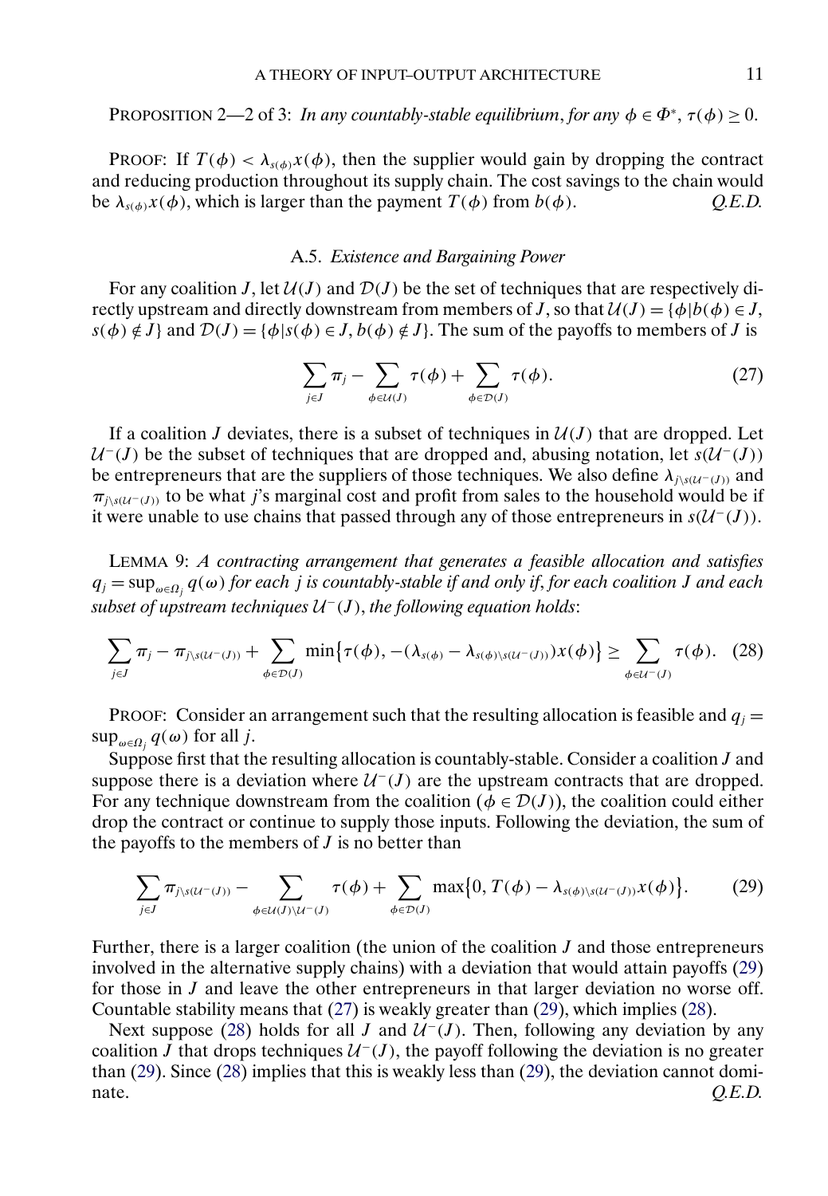PROPOSITION 2—2 of 3: *In any countably-stable equilibrium, for any $\phi \in \Phi^*$, $\tau(\phi) \geq 0$.*

PROOF: If $T(\phi) < \lambda_{s(\phi)} x(\phi)$, then the supplier would gain by dropping the contract and reducing production throughout its supply chain. The cost savings to the chain would be $\lambda_{s(\phi)} x(\phi)$, which is larger than the payment $T(\phi)$ from $b(\phi)$. *Q.E.D.*

### A.5. *Existence and Bargaining Power*

For any coalition $J$, let $\mathcal{U}(J)$ and $\mathcal{D}(J)$ be the set of techniques that are respectively directly upstream and directly downstream from members of $J$, so that $\mathcal{U}(J) = \{\phi | b(\phi) \in J, s(\phi) \notin J\}$ and $\mathcal{D}(J) = \{\phi | s(\phi) \in J, b(\phi) \notin J\}$. The sum of the payoffs to members of $J$ is

$$\sum_{j \in J} \pi_j - \sum_{\phi \in \mathcal{U}(J)} \tau(\phi) + \sum_{\phi \in \mathcal{D}(J)} \tau(\phi). \tag{27}$$

If a coalition $J$ deviates, there is a subset of techniques in $\mathcal{U}(J)$ that are dropped. Let $\mathcal{U}^-(J)$ be the subset of techniques that are dropped and, abusing notation, let $s(\mathcal{U}^-(J))$ be entrepreneurs that are the suppliers of those techniques. We also define $\lambda_{j \setminus s(\mathcal{U}^-(J))}$ and $\pi_{j \setminus s(\mathcal{U}^-(J))}$ to be what $j$'s marginal cost and profit from sales to the household would be if it were unable to use chains that passed through any of those entrepreneurs in $s(\mathcal{U}^-(J))$.

LEMMA 9: *A contracting arrangement that generates a feasible allocation and satisfies $q_j = \sup_{\omega \in \Omega_j} q(\omega)$ for each $j$ is countably-stable if and only if, for each coalition $J$ and each subset of upstream techniques $\mathcal{U}^-(J)$, the following equation holds*:

$$\sum_{j \in J} \pi_j - \pi_{j \setminus s(\mathcal{U}^-(J))} + \sum_{\phi \in \mathcal{D}(J)} \min\{\tau(\phi), -(\lambda_{s(\phi)} - \lambda_{s(\phi) \setminus s(\mathcal{U}^-(J))}) x(\phi)\} \geq \sum_{\phi \in \mathcal{U}^-(J)} \tau(\phi). \tag{28}$$

PROOF: Consider an arrangement such that the resulting allocation is feasible and $q_j = \sup_{\omega \in \Omega_j} q(\omega)$ for all $j$.

Suppose first that the resulting allocation is countably-stable. Consider a coalition $J$ and suppose there is a deviation where $\mathcal{U}^-(J)$ are the upstream contracts that are dropped. For any technique downstream from the coalition ($\phi \in \mathcal{D}(J)$), the coalition could either drop the contract or continue to supply those inputs. Following the deviation, the sum of the payoffs to the members of $J$ is no better than

$$\sum_{j \in J} \pi_{j \setminus s(\mathcal{U}^-(J))} - \sum_{\phi \in \mathcal{U}(J) \setminus \mathcal{U}^-(J)} \tau(\phi) + \sum_{\phi \in \mathcal{D}(J)} \max\{0, T(\phi) - \lambda_{s(\phi) \setminus s(\mathcal{U}^-(J))} x(\phi)\}. \tag{29}$$

Further, there is a larger coalition (the union of the coalition $J$ and those entrepreneurs involved in the alternative supply chains) with a deviation that would attain payoffs (29) for those in $J$ and leave the other entrepreneurs in that larger deviation no worse off. Countable stability means that (27) is weakly greater than (29), which implies (28).

Next suppose (28) holds for all $J$ and $\mathcal{U}^-(J)$. Then, following any deviation by any coalition $J$ that drops techniques $\mathcal{U}^-(J)$, the payoff following the deviation is no greater than (29). Since (28) implies that this is weakly less than (29), the deviation cannot dominate. *Q.E.D.*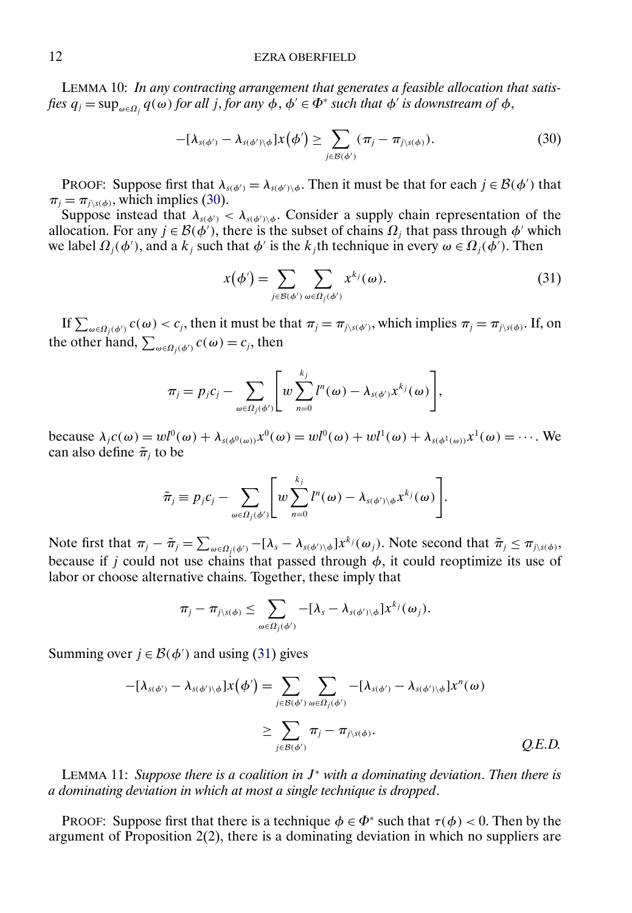LEMMA 10: *In any contracting arrangement that generates a feasible allocation that satisfies $q_j = \sup_{\omega \in \Omega_j} q(\omega)$ for all $j$, for any $\phi, \phi' \in \Phi^*$ such that $\phi'$ is downstream of $\phi$,*

$$-[\lambda_{s(\phi')} - \lambda_{s(\phi')\setminus\phi}] x(\phi') \geq \sum_{j \in \mathcal{B}(\phi')} (\pi_j - \pi_{j\setminus s(\phi)}). \tag{30}$$

PROOF: Suppose first that $\lambda_{s(\phi')} = \lambda_{s(\phi')\setminus\phi}$. Then it must be that for each $j \in \mathcal{B}(\phi')$ that $\pi_j = \pi_{j\setminus s(\phi)}$, which implies (30).

Suppose instead that $\lambda_{s(\phi')} < \lambda_{s(\phi')\setminus\phi}$. Consider a supply chain representation of the allocation. For any $j \in \mathcal{B}(\phi')$, there is the subset of chains $\Omega_j$ that pass through $\phi'$ which we label $\Omega_j(\phi')$, and a $k_j$ such that $\phi'$ is the $k_j$th technique in every $\omega \in \Omega_j(\phi')$. Then

$$x(\phi') = \sum_{j \in \mathcal{B}(\phi')} \sum_{\omega \in \Omega_j(\phi')} x^{k_j}(\omega). \tag{31}$$

If $\sum_{\omega \in \Omega_j(\phi')} c(\omega) < c_j$, then it must be that $\pi_j = \pi_{j\setminus s(\phi')}$, which implies $\pi_j = \pi_{j\setminus s(\phi)}$. If, on the other hand, $\sum_{\omega \in \Omega_j(\phi')} c(\omega) = c_j$, then

$$\pi_j = p_j c_j - \sum_{\omega \in \Omega_j(\phi')} \left[ w \sum_{n=0}^{k_j} l^n(\omega) - \lambda_{s(\phi')} x^{k_j}(\omega) \right],$$

because $\lambda_j c(\omega) = w l^0(\omega) + \lambda_{s(\phi^0(\omega))} x^0(\omega) = w l^0(\omega) + w l^1(\omega) + \lambda_{s(\phi^1(\omega))} x^1(\omega) = \cdots$. We can also define $\tilde{\pi}_j$ to be

$$\tilde{\pi}_j \equiv p_j c_j - \sum_{\omega \in \Omega_j(\phi')} \left[ w \sum_{n=0}^{k_j} l^n(\omega) - \lambda_{s(\phi')\setminus\phi} x^{k_j}(\omega) \right].$$

Note first that $\pi_j - \tilde{\pi}_j = \sum_{\omega \in \Omega_j(\phi')} -[\lambda_s - \lambda_{s(\phi')\setminus\phi}] x^{k_j}(\omega_j)$. Note second that $\tilde{\pi}_j \leq \pi_{j\setminus s(\phi)}$, because if $j$ could not use chains that passed through $\phi$, it could reoptimize its use of labor or choose alternative chains. Together, these imply that

$$\pi_j - \pi_{j\setminus s(\phi)} \leq \sum_{\omega \in \Omega_j(\phi')} -[\lambda_s - \lambda_{s(\phi')\setminus\phi}] x^{k_j}(\omega_j).$$

Summing over $j \in \mathcal{B}(\phi')$ and using (31) gives

$$\begin{aligned}
-[\lambda_{s(\phi')} - \lambda_{s(\phi')\setminus\phi}] x(\phi') &= \sum_{j \in \mathcal{B}(\phi')} \sum_{\omega \in \Omega_j(\phi')} -[\lambda_{s(\phi')} - \lambda_{s(\phi')\setminus\phi}] x^n(\omega) \\
&\geq \sum_{j \in \mathcal{B}(\phi')} \pi_j - \pi_{j\setminus s(\phi)}.
\end{aligned}$$

*Q.E.D.*

LEMMA 11: *Suppose there is a coalition in $J^*$ with a dominating deviation. Then there is a dominating deviation in which at most a single technique is dropped.*

PROOF: Suppose first that there is a technique $\phi \in \Phi^*$ such that $\tau(\phi) < 0$. Then by the argument of Proposition 2(2), there is a dominating deviation in which no suppliers are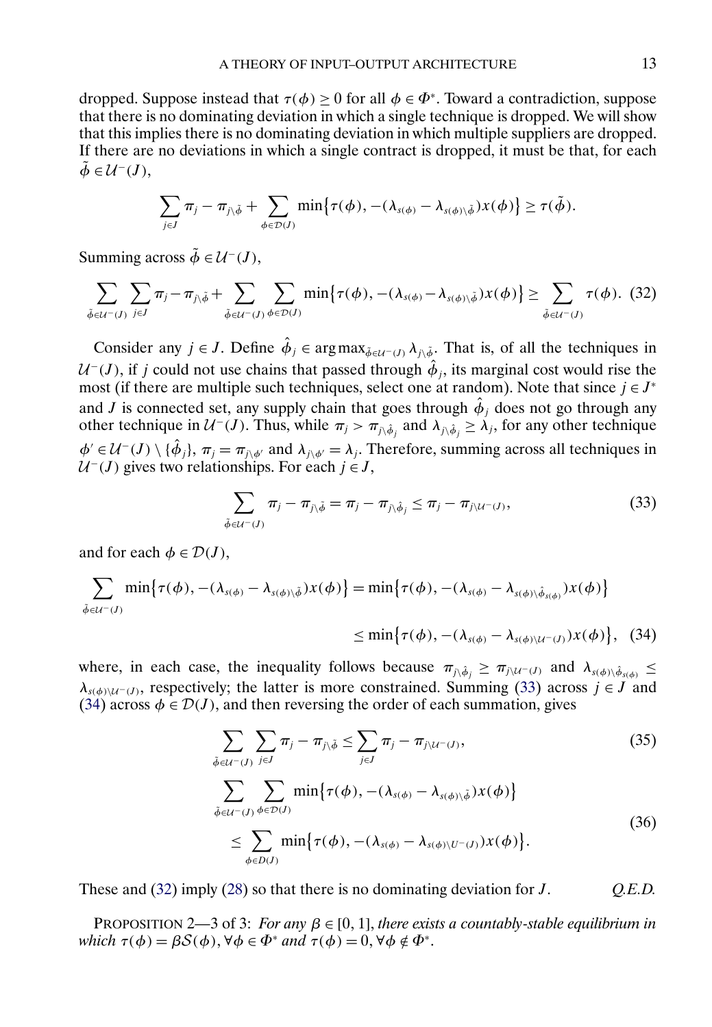dropped. Suppose instead that $\tau(\phi) \geq 0$ for all $\phi \in \Phi^*$. Toward a contradiction, suppose that there is no dominating deviation in which a single technique is dropped. We will show that this implies there is no dominating deviation in which multiple suppliers are dropped. If there are no deviations in which a single contract is dropped, it must be that, for each $\tilde{\phi} \in \mathcal{U}^-(J)$,

$$\sum_{j \in J} \pi_j - \pi_{j \setminus \tilde{\phi}} + \sum_{\phi \in \mathcal{D}(J)} \min\{\tau(\phi), -(\lambda_{s(\phi)} - \lambda_{s(\phi)\setminus\tilde{\phi}})x(\phi)\} \geq \tau(\tilde{\phi}).$$

Summing across $\tilde{\phi} \in \mathcal{U}^-(J)$,

$$\sum_{\tilde{\phi} \in \mathcal{U}^-(J)} \sum_{j \in J} \pi_j - \pi_{j \setminus \tilde{\phi}} + \sum_{\tilde{\phi} \in \mathcal{U}^-(J)} \sum_{\phi \in \mathcal{D}(J)} \min\{\tau(\phi), -(\lambda_{s(\phi)} - \lambda_{s(\phi)\setminus\tilde{\phi}})x(\phi)\} \geq \sum_{\tilde{\phi} \in \mathcal{U}^-(J)} \tau(\phi). \quad (32)$$

Consider any $j \in J$. Define $\hat{\phi}_j \in \arg\max_{\tilde{\phi} \in \mathcal{U}^-(J)} \lambda_{j \setminus \tilde{\phi}}$. That is, of all the techniques in $\mathcal{U}^-(J)$, if $j$ could not use chains that passed through $\hat{\phi}_j$, its marginal cost would rise the most (if there are multiple such techniques, select one at random). Note that since $j \in J^*$ and $J$ is connected set, any supply chain that goes through $\hat{\phi}_j$ does not go through any other technique in $\mathcal{U}^-(J)$. Thus, while $\pi_j > \pi_{j\setminus\hat{\phi}_j}$ and $\lambda_{j\setminus\hat{\phi}_j} \geq \lambda_j$, for any other technique $\phi' \in \mathcal{U}^-(J) \setminus \{\hat{\phi}_j\}$, $\pi_j = \pi_{j\setminus\phi'}$ and $\lambda_{j\setminus\phi'} = \lambda_j$. Therefore, summing across all techniques in $\mathcal{U}^-(J)$ gives two relationships. For each $j \in J$,

$$\sum_{\tilde{\phi} \in \mathcal{U}^-(J)} \pi_j - \pi_{j\setminus\tilde{\phi}} = \pi_j - \pi_{j\setminus\hat{\phi}_j} \leq \pi_j - \pi_{j\setminus\mathcal{U}^-(J)}, \quad (33)$$

and for each $\phi \in \mathcal{D}(J)$,

$$\sum_{\tilde{\phi} \in \mathcal{U}^-(J)} \min\{\tau(\phi), -(\lambda_{s(\phi)} - \lambda_{s(\phi)\setminus\tilde{\phi}})x(\phi)\} = \min\{\tau(\phi), -(\lambda_{s(\phi)} - \lambda_{s(\phi)\setminus\hat{\phi}_{s(\phi)}})x(\phi)\}$$
$$\leq \min\{\tau(\phi), -(\lambda_{s(\phi)} - \lambda_{s(\phi)\setminus\mathcal{U}^-(J)})x(\phi)\}, \quad (34)$$

where, in each case, the inequality follows because $\pi_{j\setminus\hat{\phi}_j} \geq \pi_{j\setminus\mathcal{U}^-(J)}$ and $\lambda_{s(\phi)\setminus\hat{\phi}_{s(\phi)}} \leq \lambda_{s(\phi)\setminus\mathcal{U}^-(J)}$, respectively; the latter is more constrained. Summing (33) across $j \in J$ and (34) across $\phi \in \mathcal{D}(J)$, and then reversing the order of each summation, gives

$$\sum_{\tilde{\phi} \in \mathcal{U}^-(J)} \sum_{j \in J} \pi_j - \pi_{j\setminus\tilde{\phi}} \leq \sum_{j \in J} \pi_j - \pi_{j\setminus\mathcal{U}^-(J)}, \quad (35)$$

$$\sum_{\tilde{\phi} \in \mathcal{U}^-(J)} \sum_{\phi \in \mathcal{D}(J)} \min\{\tau(\phi), -(\lambda_{s(\phi)} - \lambda_{s(\phi)\setminus\tilde{\phi}})x(\phi)\}$$
$$\leq \sum_{\phi \in D(J)} \min\{\tau(\phi), -(\lambda_{s(\phi)} - \lambda_{s(\phi)\setminus U^-(J)})x(\phi)\}. \quad (36)$$

These and (32) imply (28) so that there is no dominating deviation for $J$. *Q.E.D.*

PROPOSITION 2—3 of 3: *For any $\beta \in [0, 1]$, there exists a countably-stable equilibrium in which $\tau(\phi) = \beta\mathcal{S}(\phi), \forall \phi \in \Phi^*$ and $\tau(\phi) = 0, \forall \phi \notin \Phi^*$.*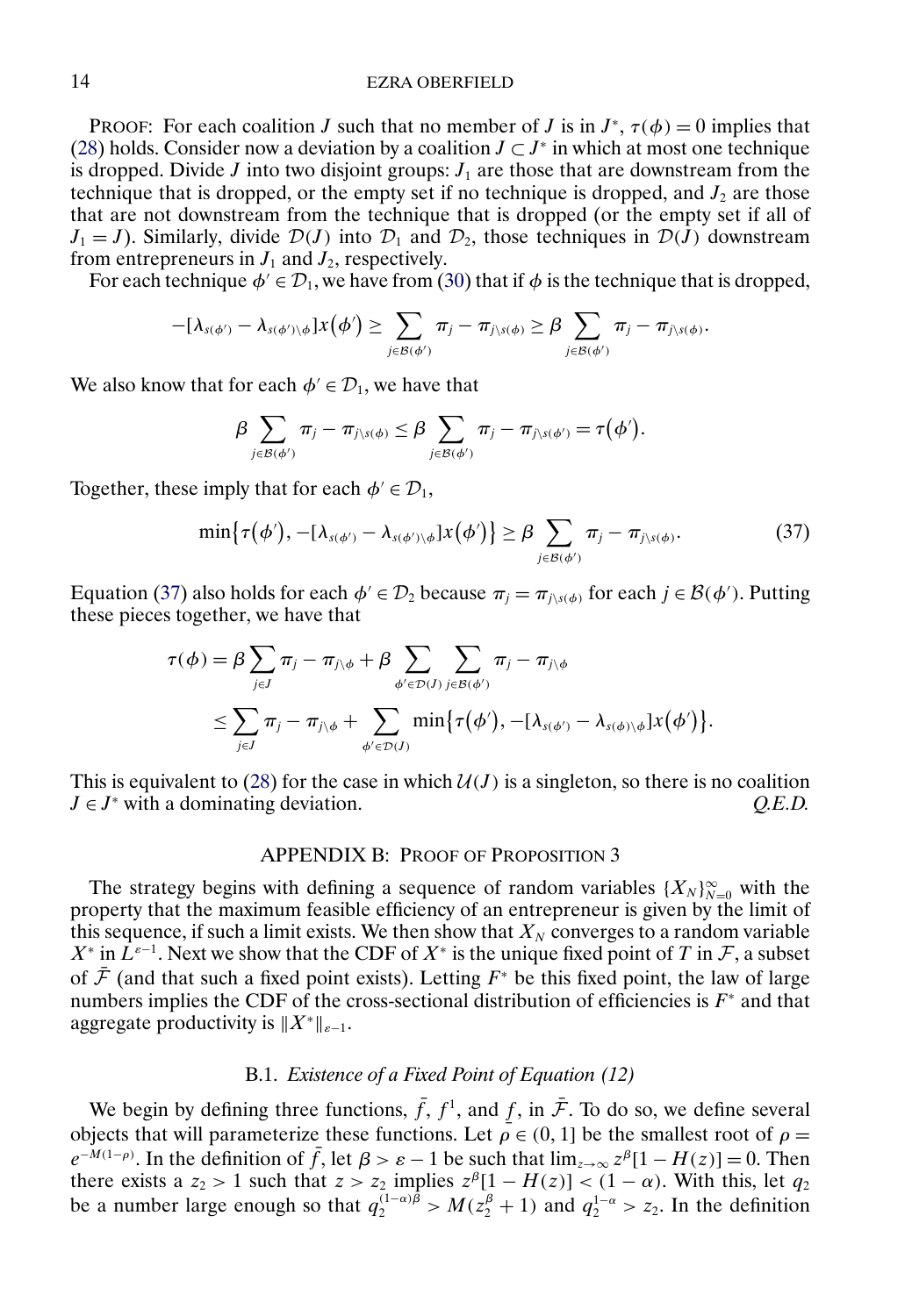PROOF: For each coalition $J$ such that no member of $J$ is in $J^*$, $\tau(\phi) = 0$ implies that (28) holds. Consider now a deviation by a coalition $J \subset J^*$ in which at most one technique is dropped. Divide $J$ into two disjoint groups: $J_1$ are those that are downstream from the technique that is dropped, or the empty set if no technique is dropped, and $J_2$ are those that are not downstream from the technique that is dropped (or the empty set if all of $J_1 = J$). Similarly, divide $\mathcal{D}(J)$ into $\mathcal{D}_1$ and $\mathcal{D}_2$, those techniques in $\mathcal{D}(J)$ downstream from entrepreneurs in $J_1$ and $J_2$, respectively.

For each technique $\phi' \in \mathcal{D}_1$, we have from (30) that if $\phi$ is the technique that is dropped,

$$-[\lambda_{s(\phi')} - \lambda_{s(\phi')\setminus\phi}]x(\phi') \geq \sum_{j\in\mathcal{B}(\phi')} \pi_j - \pi_{j\setminus s(\phi)} \geq \beta \sum_{j\in\mathcal{B}(\phi')} \pi_j - \pi_{j\setminus s(\phi)}.$$

We also know that for each $\phi' \in \mathcal{D}_1$, we have that

$$\beta \sum_{j\in\mathcal{B}(\phi')} \pi_j - \pi_{j\setminus s(\phi)} \leq \beta \sum_{j\in\mathcal{B}(\phi')} \pi_j - \pi_{j\setminus s(\phi')} = \tau(\phi').$$

Together, these imply that for each $\phi' \in \mathcal{D}_1$,

$$\min\{\tau(\phi'), -[\lambda_{s(\phi')} - \lambda_{s(\phi')\setminus\phi}]x(\phi')\} \geq \beta \sum_{j\in\mathcal{B}(\phi')} \pi_j - \pi_{j\setminus s(\phi)}. \tag{37}$$

Equation (37) also holds for each $\phi' \in \mathcal{D}_2$ because $\pi_j = \pi_{j\setminus s(\phi)}$ for each $j \in \mathcal{B}(\phi')$. Putting these pieces together, we have that

$$\begin{aligned}
\tau(\phi) &= \beta \sum_{j\in J} \pi_j - \pi_{j\setminus\phi} + \beta \sum_{\phi'\in\mathcal{D}(J)} \sum_{j\in\mathcal{B}(\phi')} \pi_j - \pi_{j\setminus\phi} \\
&\leq \sum_{j\in J} \pi_j - \pi_{j\setminus\phi} + \sum_{\phi'\in\mathcal{D}(J)} \min\{\tau(\phi'), -[\lambda_{s(\phi')} - \lambda_{s(\phi)\setminus\phi}]x(\phi')\}.
\end{aligned}$$

This is equivalent to (28) for the case in which $\mathcal{U}(J)$ is a singleton, so there is no coalition $J \in J^*$ with a dominating deviation. *Q.E.D.*

## APPENDIX B: PROOF OF PROPOSITION 3

The strategy begins with defining a sequence of random variables $\{X_N\}_{N=0}^{\infty}$ with the property that the maximum feasible efficiency of an entrepreneur is given by the limit of this sequence, if such a limit exists. We then show that $X_N$ converges to a random variable $X^*$ in $L^{\varepsilon-1}$. Next we show that the CDF of $X^*$ is the unique fixed point of $T$ in $\mathcal{F}$, a subset of $\bar{\mathcal{F}}$ (and that such a fixed point exists). Letting $F^*$ be this fixed point, the law of large numbers implies the CDF of the cross-sectional distribution of efficiencies is $F^*$ and that aggregate productivity is $\|X^*\|_{\varepsilon-1}$.

### B.1. *Existence of a Fixed Point of Equation (12)*

We begin by defining three functions, $\bar{f}$, $f^1$, and $\underline{f}$, in $\bar{\mathcal{F}}$. To do so, we define several objects that will parameterize these functions. Let $\underline{\rho} \in (0, 1]$ be the smallest root of $\rho = e^{-M(1-\rho)}$. In the definition of $\bar{f}$, let $\beta > \varepsilon - 1$ be such that $\lim_{z\to\infty} z^{\beta}[1 - H(z)] = 0$. Then there exists a $z_2 > 1$ such that $z > z_2$ implies $z^{\beta}[1 - H(z)] < (1 - \alpha)$. With this, let $q_2$ be a number large enough so that $q_2^{(1-\alpha)\beta} > M(z_2^{\beta} + 1)$ and $q_2^{1-\alpha} > z_2$. In the definition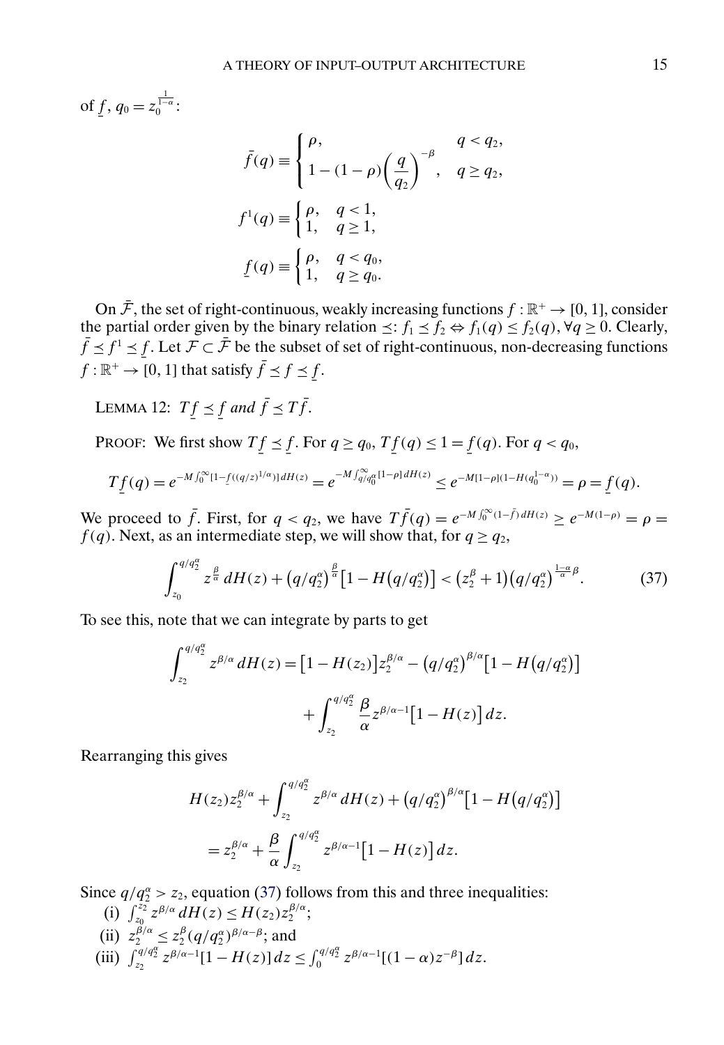of $\underline{f}$, $q_0 = z_0^{\frac{1}{1-\alpha}}$:

$$\bar{f}(q) \equiv \begin{cases} \rho, & q < q_2, \\ 1 - (1-\rho)\left(\dfrac{q}{q_2}\right)^{-\beta}, & q \geq q_2, \end{cases}$$

$$f^1(q) \equiv \begin{cases} \rho, & q < 1, \\ 1, & q \geq 1, \end{cases}$$

$$\underline{f}(q) \equiv \begin{cases} \rho, & q < q_0, \\ 1, & q \geq q_0. \end{cases}$$

On $\bar{\mathcal{F}}$, the set of right-continuous, weakly increasing functions $f : \mathbb{R}^+ \to [0, 1]$, consider the partial order given by the binary relation $\preceq$: $f_1 \preceq f_2 \Leftrightarrow f_1(q) \leq f_2(q), \forall q \geq 0$. Clearly, $\bar{f} \preceq f^1 \preceq \underline{f}$. Let $\mathcal{F} \subset \bar{\mathcal{F}}$ be the subset of set of right-continuous, non-decreasing functions $f : \mathbb{R}^+ \to [0, 1]$ that satisfy $\bar{f} \preceq f \preceq \underline{f}$.

LEMMA 12: *$T\underline{f} \preceq \underline{f}$ and $\bar{f} \preceq T\bar{f}$.*

PROOF: We first show $T\underline{f} \preceq \underline{f}$. For $q \geq q_0$, $T\underline{f}(q) \leq 1 = \underline{f}(q)$. For $q < q_0$,

$$T\underline{f}(q) = e^{-M\int_0^\infty [1 - \underline{f}((q/z)^{1/\alpha})]\, dH(z)} = e^{-M\int_{q/q_0^\alpha}^\infty [1-\rho]\, dH(z)} \leq e^{-M[1-\rho](1 - H(q_0^{1-\alpha}))} = \rho = \underline{f}(q).$$

We proceed to $\bar{f}$. First, for $q < q_2$, we have $T\bar{f}(q) = e^{-M\int_0^\infty (1-\bar{f})\, dH(z)} \geq e^{-M(1-\rho)} = \rho = f(q)$. Next, as an intermediate step, we will show that, for $q \geq q_2$,

$$\int_{z_0}^{q/q_2^\alpha} z^{\frac{\beta}{\alpha}}\, dH(z) + \left(q/q_2^\alpha\right)^{\frac{\beta}{\alpha}}\left[1 - H\left(q/q_2^\alpha\right)\right] < \left(z_2^\beta + 1\right)\left(q/q_2^\alpha\right)^{\frac{1-\alpha}{\alpha}\beta}. \tag{37}$$

To see this, note that we can integrate by parts to get

$$\int_{z_2}^{q/q_2^\alpha} z^{\beta/\alpha}\, dH(z) = \left[1 - H(z_2)\right] z_2^{\beta/\alpha} - \left(q/q_2^\alpha\right)^{\beta/\alpha}\left[1 - H\left(q/q_2^\alpha\right)\right] + \int_{z_2}^{q/q_2^\alpha} \frac{\beta}{\alpha} z^{\beta/\alpha - 1}\left[1 - H(z)\right] dz.$$

Rearranging this gives

$$H(z_2) z_2^{\beta/\alpha} + \int_{z_2}^{q/q_2^\alpha} z^{\beta/\alpha}\, dH(z) + \left(q/q_2^\alpha\right)^{\beta/\alpha}\left[1 - H\left(q/q_2^\alpha\right)\right] = z_2^{\beta/\alpha} + \frac{\beta}{\alpha}\int_{z_2}^{q/q_2^\alpha} z^{\beta/\alpha - 1}\left[1 - H(z)\right] dz.$$

Since $q/q_2^\alpha > z_2$, equation (37) follows from this and three inequalities:

(i) $\int_{z_0}^{z_2} z^{\beta/\alpha}\, dH(z) \leq H(z_2) z_2^{\beta/\alpha}$;

(ii) $z_2^{\beta/\alpha} \leq z_2^\beta (q/q_2^\alpha)^{\beta/\alpha - \beta}$; and

(iii) $\int_{z_2}^{q/q_2^\alpha} z^{\beta/\alpha - 1}[1 - H(z)]\, dz \leq \int_0^{q/q_2^\alpha} z^{\beta/\alpha - 1}[(1-\alpha) z^{-\beta}]\, dz$.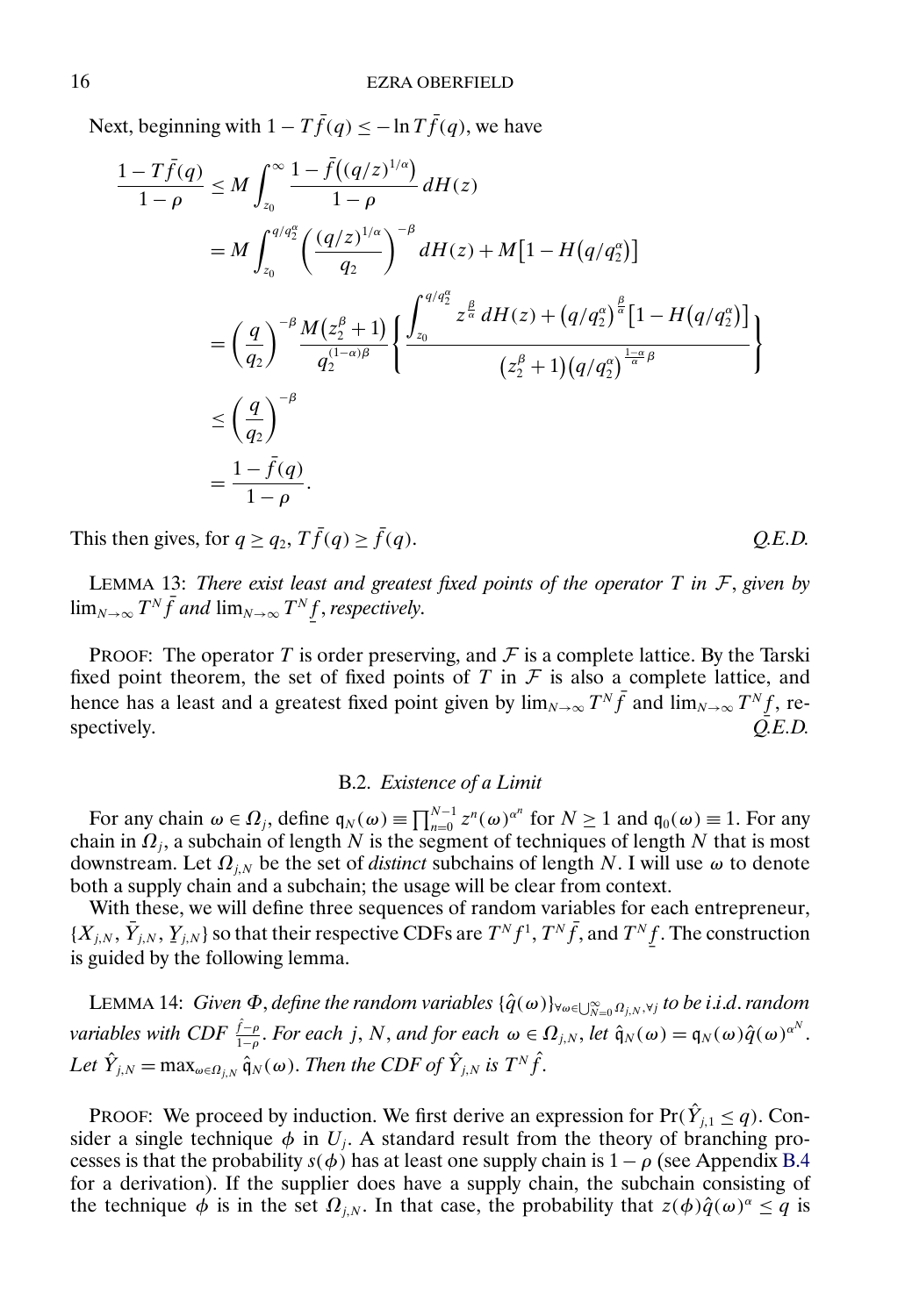Next, beginning with $1 - T\bar{f}(q) \leq -\ln T\bar{f}(q)$, we have

$$
\begin{aligned}
\frac{1 - T\bar{f}(q)}{1-\rho} &\leq M \int_{z_0}^{\infty} \frac{1 - \bar{f}\big((q/z)^{1/\alpha}\big)}{1-\rho} \, dH(z) \\
&= M \int_{z_0}^{q/q_2^\alpha} \left( \frac{(q/z)^{1/\alpha}}{q_2} \right)^{-\beta} dH(z) + M\big[1 - H\big(q/q_2^\alpha\big)\big] \\
&= \left( \frac{q}{q_2} \right)^{-\beta} \frac{M\big(z_2^\beta + 1\big)}{q_2^{(1-\alpha)\beta}} \left\{ \frac{\int_{z_0}^{q/q_2^\alpha} z^{\frac{\beta}{\alpha}} \, dH(z) + \big(q/q_2^\alpha\big)^{\frac{\beta}{\alpha}} \big[1 - H\big(q/q_2^\alpha\big)\big]}{\big(z_2^\beta + 1\big)\big(q/q_2^\alpha\big)^{\frac{1-\alpha}{\alpha}\beta}} \right\} \\
&\leq \left( \frac{q}{q_2} \right)^{-\beta} \\
&= \frac{1 - \bar{f}(q)}{1-\rho}.
\end{aligned}
$$

This then gives, for $q \geq q_2$, $T\bar{f}(q) \geq \bar{f}(q)$. *Q.E.D.*

LEMMA 13: *There exist least and greatest fixed points of the operator $T$ in $\mathcal{F}$, given by $\lim_{N\to\infty} T^N \bar{f}$ and $\lim_{N\to\infty} T^N \underline{f}$, respectively.*

PROOF: The operator $T$ is order preserving, and $\mathcal{F}$ is a complete lattice. By the Tarski fixed point theorem, the set of fixed points of $T$ in $\mathcal{F}$ is also a complete lattice, and hence has a least and a greatest fixed point given by $\lim_{N\to\infty} T^N \bar{f}$ and $\lim_{N\to\infty} T^N \underline{f}$, respectively. *Q.E.D.*

### B.2. *Existence of a Limit*

For any chain $\omega \in \Omega_j$, define $\mathfrak{q}_N(\omega) \equiv \prod_{n=0}^{N-1} z^n(\omega)^{\alpha^n}$ for $N \geq 1$ and $\mathfrak{q}_0(\omega) \equiv 1$. For any chain in $\Omega_j$, a subchain of length $N$ is the segment of techniques of length $N$ that is most downstream. Let $\Omega_{j,N}$ be the set of *distinct* subchains of length $N$. I will use $\omega$ to denote both a supply chain and a subchain; the usage will be clear from context.

With these, we will define three sequences of random variables for each entrepreneur, $\{X_{j,N}, \bar{Y}_{j,N}, \underline{Y}_{j,N}\}$ so that their respective CDFs are $T^N f^1$, $T^N \bar{f}$, and $T^N \underline{f}$. The construction is guided by the following lemma.

LEMMA 14: *Given $\Phi$, define the random variables $\{\hat{q}(\omega)\}_{\forall \omega \in \bigcup_{N=0}^{\infty} \Omega_{j,N}, \forall j}$ to be i.i.d. random variables with CDF $\frac{\hat{f} - \rho}{1-\rho}$. For each $j$, $N$, and for each $\omega \in \Omega_{j,N}$, let $\hat{\mathfrak{q}}_N(\omega) = \mathfrak{q}_N(\omega)\hat{q}(\omega)^{\alpha^N}$. Let $\hat{Y}_{j,N} = \max_{\omega \in \Omega_{j,N}} \hat{\mathfrak{q}}_N(\omega)$. Then the CDF of $\hat{Y}_{j,N}$ is $T^N \hat{f}$.*

PROOF: We proceed by induction. We first derive an expression for $\Pr(\hat{Y}_{j,1} \leq q)$. Consider a single technique $\phi$ in $U_j$. A standard result from the theory of branching processes is that the probability $s(\phi)$ has at least one supply chain is $1 - \rho$ (see Appendix B.4 for a derivation). If the supplier does have a supply chain, the subchain consisting of the technique $\phi$ is in the set $\Omega_{j,N}$. In that case, the probability that $z(\phi)\hat{q}(\omega)^\alpha \leq q$ is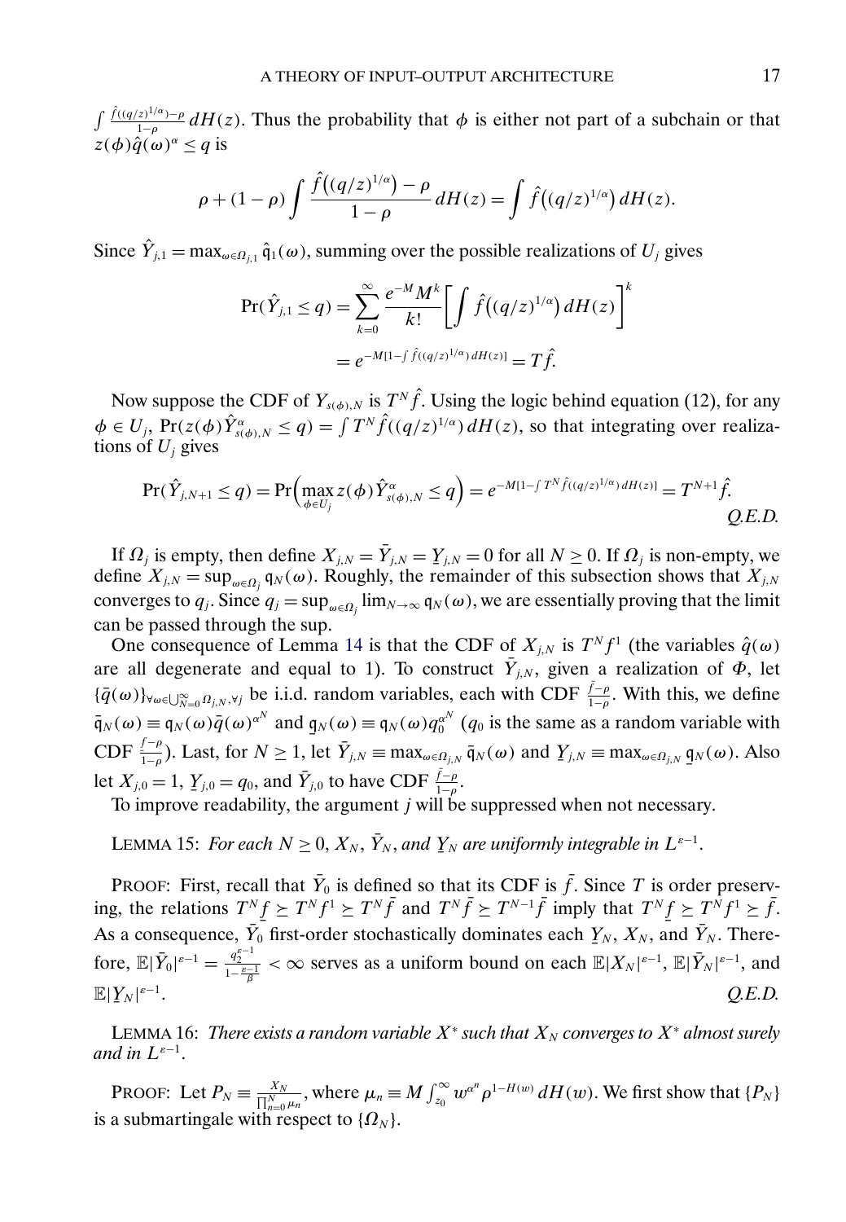$\int \frac{\hat{f}((q/z)^{1/\alpha})-\rho}{1-\rho} \, dH(z)$. Thus the probability that $\phi$ is either not part of a subchain or that $z(\phi)\hat{q}(\omega)^\alpha \leq q$ is

$$\rho + (1-\rho)\int \frac{\hat{f}\big((q/z)^{1/\alpha}\big)-\rho}{1-\rho} \, dH(z) = \int \hat{f}\big((q/z)^{1/\alpha}\big) \, dH(z).$$

Since $\hat{Y}_{j,1} = \max_{\omega\in\Omega_{j,1}} \hat{\mathfrak{q}}_1(\omega)$, summing over the possible realizations of $U_j$ gives

$$\begin{aligned}
\Pr(\hat{Y}_{j,1} \leq q) &= \sum_{k=0}^{\infty} \frac{e^{-M}M^k}{k!}\left[\int \hat{f}\big((q/z)^{1/\alpha}\big) \, dH(z)\right]^k \\
&= e^{-M[1-\int \hat{f}((q/z)^{1/\alpha})\, dH(z)]} = T\hat{f}.
\end{aligned}$$

Now suppose the CDF of $Y_{s(\phi),N}$ is $T^N\hat{f}$. Using the logic behind equation (12), for any $\phi \in U_j$, $\Pr(z(\phi)\hat{Y}^\alpha_{s(\phi),N} \leq q) = \int T^N\hat{f}((q/z)^{1/\alpha}) \, dH(z)$, so that integrating over realizations of $U_j$ gives

$$\Pr(\hat{Y}_{j,N+1} \leq q) = \Pr\Big(\max_{\phi\in U_j} z(\phi)\hat{Y}^\alpha_{s(\phi),N} \leq q\Big) = e^{-M[1-\int T^N\hat{f}((q/z)^{1/\alpha})\, dH(z)]} = T^{N+1}\hat{f}.$$

*Q.E.D.*

If $\Omega_j$ is empty, then define $X_{j,N} = \bar{Y}_{j,N} = \underline{Y}_{j,N} = 0$ for all $N \geq 0$. If $\Omega_j$ is non-empty, we define $X_{j,N} = \sup_{\omega\in\Omega_j} \mathfrak{q}_N(\omega)$. Roughly, the remainder of this subsection shows that $X_{j,N}$ converges to $q_j$. Since $q_j = \sup_{\omega\in\Omega_j} \lim_{N\to\infty} \mathfrak{q}_N(\omega)$, we are essentially proving that the limit can be passed through the sup.

One consequence of Lemma 14 is that the CDF of $X_{j,N}$ is $T^N f^1$ (the variables $\hat{q}(\omega)$ are all degenerate and equal to 1). To construct $\bar{Y}_{j,N}$, given a realization of $\Phi$, let $\{\bar{q}(\omega)\}_{\forall\omega\in\bigcup_{N=0}^{\infty}\Omega_{j,N},\forall j}$ be i.i.d. random variables, each with CDF $\frac{\bar{f}-\rho}{1-\rho}$. With this, we define $\bar{\mathfrak{q}}_N(\omega) \equiv \mathfrak{q}_N(\omega)\bar{q}(\omega)^{\alpha^N}$ and $\underline{\mathfrak{q}}_N(\omega) \equiv \mathfrak{q}_N(\omega)q_0^{\alpha^N}$ ($q_0$ is the same as a random variable with CDF $\frac{\underline{f}-\rho}{1-\rho}$). Last, for $N \geq 1$, let $\bar{Y}_{j,N} \equiv \max_{\omega\in\Omega_{j,N}} \bar{\mathfrak{q}}_N(\omega)$ and $\underline{Y}_{j,N} \equiv \max_{\omega\in\Omega_{j,N}} \underline{\mathfrak{q}}_N(\omega)$. Also let $X_{j,0} = 1$, $\underline{Y}_{j,0} = q_0$, and $\bar{Y}_{j,0}$ to have CDF $\frac{\bar{f}-\rho}{1-\rho}$.

To improve readability, the argument $j$ will be suppressed when not necessary.

LEMMA 15: *For each $N \geq 0$, $X_N$, $\bar{Y}_N$, and $\underline{Y}_N$ are uniformly integrable in $L^{\varepsilon-1}$.*

PROOF: First, recall that $\bar{Y}_0$ is defined so that its CDF is $\bar{f}$. Since $T$ is order preserving, the relations $T^N\underline{f} \succeq T^N f^1 \succeq T^N\bar{f}$ and $T^N\bar{f} \succeq T^{N-1}\bar{f}$ imply that $T^N\underline{f} \succeq T^N f^1 \succeq \bar{f}$. As a consequence, $\bar{Y}_0$ first-order stochastically dominates each $\underline{Y}_N$, $X_N$, and $\bar{Y}_N$. Therefore, $\mathbb{E}|\bar{Y}_0|^{\varepsilon-1} = \frac{q_2^{\varepsilon-1}}{1-\frac{\varepsilon-1}{\beta}} < \infty$ serves as a uniform bound on each $\mathbb{E}|X_N|^{\varepsilon-1}$, $\mathbb{E}|\bar{Y}_N|^{\varepsilon-1}$, and $\mathbb{E}|\underline{Y}_N|^{\varepsilon-1}$. *Q.E.D.*

LEMMA 16: *There exists a random variable $X^*$ such that $X_N$ converges to $X^*$ almost surely and in $L^{\varepsilon-1}$.*

PROOF: Let $P_N \equiv \frac{X_N}{\prod_{n=0}^N \mu_n}$, where $\mu_n \equiv M\int_{z_0}^{\infty} w^{\alpha^n}\rho^{1-H(w)} \, dH(w)$. We first show that $\{P_N\}$ is a submartingale with respect to $\{\Omega_N\}$.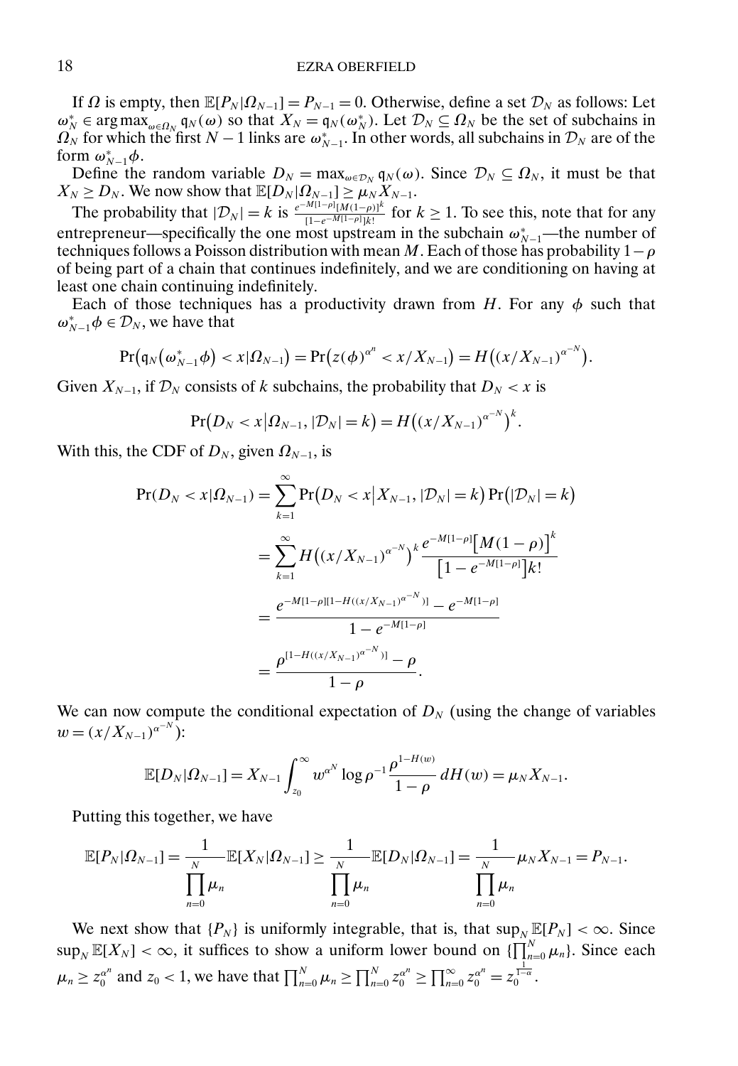If $\Omega$ is empty, then $\mathbb{E}[P_N|\Omega_{N-1}] = P_{N-1} = 0$. Otherwise, define a set $\mathcal{D}_N$ as follows: Let $\omega_N^* \in \arg\max_{\omega\in\Omega_N} \mathfrak{q}_N(\omega)$ so that $X_N = \mathfrak{q}_N(\omega_N^*)$. Let $\mathcal{D}_N \subseteq \Omega_N$ be the set of subchains in $\Omega_N$ for which the first $N-1$ links are $\omega_{N-1}^*$. In other words, all subchains in $\mathcal{D}_N$ are of the form $\omega_{N-1}^*\phi$.

Define the random variable $D_N = \max_{\omega\in\mathcal{D}_N} \mathfrak{q}_N(\omega)$. Since $\mathcal{D}_N \subseteq \Omega_N$, it must be that $X_N \geq D_N$. We now show that $\mathbb{E}[D_N|\Omega_{N-1}] \geq \mu_N X_{N-1}$.

The probability that $|\mathcal{D}_N| = k$ is $\frac{e^{-M[1-\rho]}[M(1-\rho)]^k}{[1-e^{-M[1-\rho]}]k!}$ for $k \geq 1$. To see this, note that for any entrepreneur—specifically the one most upstream in the subchain $\omega_{N-1}^*$—the number of techniques follows a Poisson distribution with mean $M$. Each of those has probability $1-\rho$ of being part of a chain that continues indefinitely, and we are conditioning on having at least one chain continuing indefinitely.

Each of those techniques has a productivity drawn from $H$. For any $\phi$ such that $\omega_{N-1}^*\phi \in \mathcal{D}_N$, we have that

$$\Pr\big(\mathfrak{q}_N\big(\omega_{N-1}^*\phi\big) < x|\Omega_{N-1}\big) = \Pr\big(z(\phi)^{\alpha^n} < x/X_{N-1}\big) = H\big((x/X_{N-1})^{\alpha^{-N}}\big).$$

Given $X_{N-1}$, if $\mathcal{D}_N$ consists of $k$ subchains, the probability that $D_N < x$ is

$$\Pr\big(D_N < x\big|\Omega_{N-1}, |\mathcal{D}_N| = k\big) = H\big((x/X_{N-1})^{\alpha^{-N}}\big)^k.$$

With this, the CDF of $D_N$, given $\Omega_{N-1}$, is

$$\begin{aligned}
\Pr(D_N < x|\Omega_{N-1}) &= \sum_{k=1}^{\infty} \Pr\big(D_N < x\big|X_{N-1}, |\mathcal{D}_N| = k\big)\Pr\big(|\mathcal{D}_N| = k\big) \\
&= \sum_{k=1}^{\infty} H\big((x/X_{N-1})^{\alpha^{-N}}\big)^k \frac{e^{-M[1-\rho]}\big[M(1-\rho)\big]^k}{\big[1-e^{-M[1-\rho]}\big]k!} \\
&= \frac{e^{-M[1-\rho][1-H((x/X_{N-1})^{\alpha^{-N}})]} - e^{-M[1-\rho]}}{1-e^{-M[1-\rho]}} \\
&= \frac{\rho^{[1-H((x/X_{N-1})^{\alpha^{-N}})]} - \rho}{1-\rho}.
\end{aligned}$$

We can now compute the conditional expectation of $D_N$ (using the change of variables $w = (x/X_{N-1})^{\alpha^{-N}}$):

$$\mathbb{E}[D_N|\Omega_{N-1}] = X_{N-1}\int_{z_0}^{\infty} w^{\alpha^N} \log\rho^{-1}\frac{\rho^{1-H(w)}}{1-\rho}\,dH(w) = \mu_N X_{N-1}.$$

Putting this together, we have

$$\mathbb{E}[P_N|\Omega_{N-1}] = \frac{1}{\prod_{n=0}^{N}\mu_n}\mathbb{E}[X_N|\Omega_{N-1}] \geq \frac{1}{\prod_{n=0}^{N}\mu_n}\mathbb{E}[D_N|\Omega_{N-1}] = \frac{1}{\prod_{n=0}^{N}\mu_n}\mu_N X_{N-1} = P_{N-1}.$$

We next show that $\{P_N\}$ is uniformly integrable, that is, that $\sup_N \mathbb{E}[P_N] < \infty$. Since $\sup_N \mathbb{E}[X_N] < \infty$, it suffices to show a uniform lower bound on $\{\prod_{n=0}^{N}\mu_n\}$. Since each $\mu_n \geq z_0^{\alpha^n}$ and $z_0 < 1$, we have that $\prod_{n=0}^{N}\mu_n \geq \prod_{n=0}^{N} z_0^{\alpha^n} \geq \prod_{n=0}^{\infty} z_0^{\alpha^n} = z_0^{\frac{1}{1-\alpha}}$.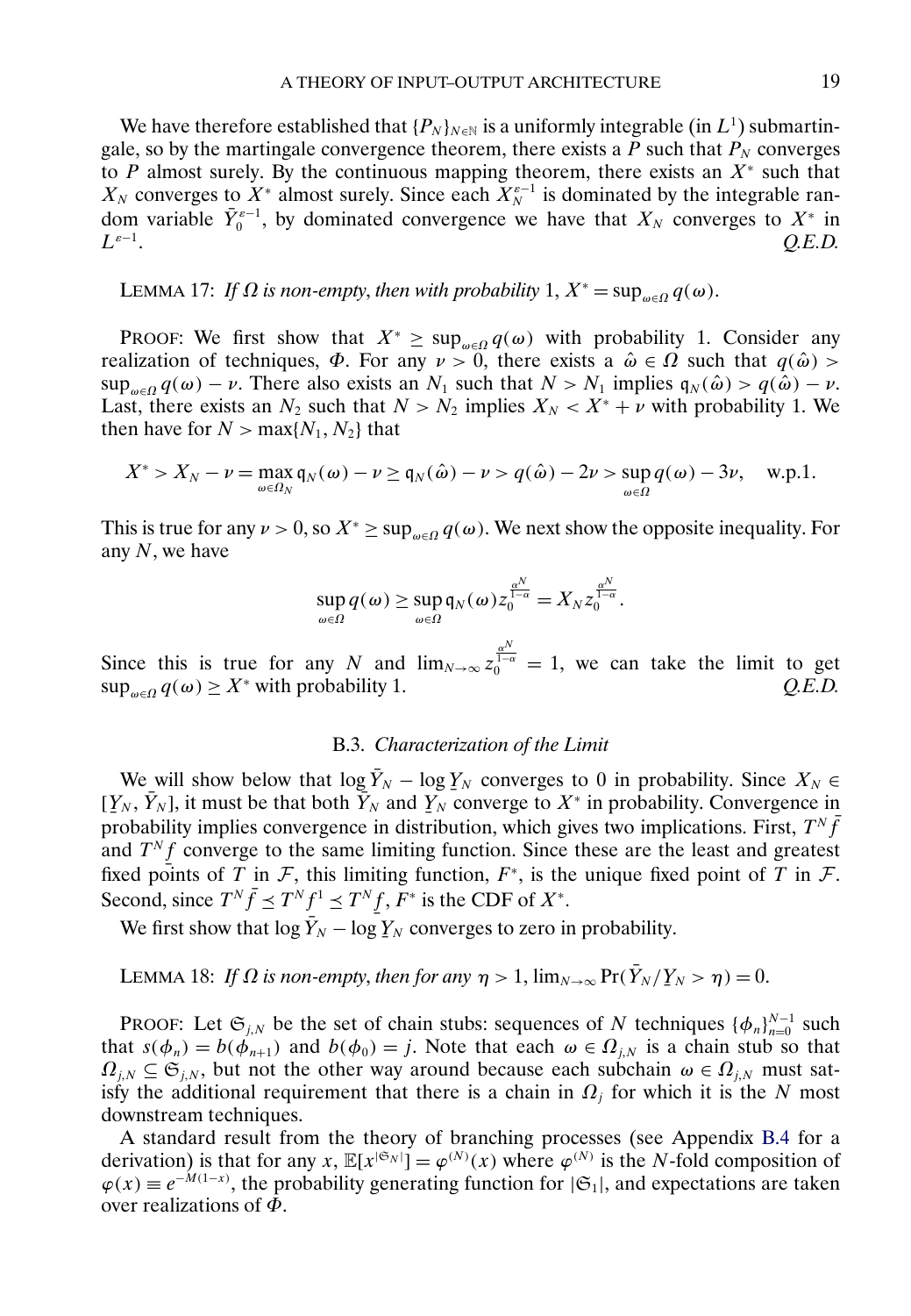We have therefore established that $\{P_N\}_{N\in\mathbb{N}}$ is a uniformly integrable (in $L^1$) submartingale, so by the martingale convergence theorem, there exists a $P$ such that $P_N$ converges to $P$ almost surely. By the continuous mapping theorem, there exists an $X^*$ such that $X_N$ converges to $X^*$ almost surely. Since each $X_N^{\varepsilon-1}$ is dominated by the integrable random variable $\bar{Y}_0^{\varepsilon-1}$, by dominated convergence we have that $X_N$ converges to $X^*$ in $L^{\varepsilon-1}$. *Q.E.D.*

LEMMA 17: *If $\Omega$ is non-empty, then with probability* 1, $X^* = \sup_{\omega\in\Omega} q(\omega)$.

PROOF: We first show that $X^* \geq \sup_{\omega\in\Omega} q(\omega)$ with probability 1. Consider any realization of techniques, $\Phi$. For any $\nu > 0$, there exists a $\hat{\omega} \in \Omega$ such that $q(\hat{\omega}) > \sup_{\omega\in\Omega} q(\omega) - \nu$. There also exists an $N_1$ such that $N > N_1$ implies $\mathfrak{q}_N(\hat{\omega}) > q(\hat{\omega}) - \nu$. Last, there exists an $N_2$ such that $N > N_2$ implies $X_N < X^* + \nu$ with probability 1. We then have for $N > \max\{N_1, N_2\}$ that

$$X^* > X_N - \nu = \max_{\omega\in\Omega_N} \mathfrak{q}_N(\omega) - \nu \geq \mathfrak{q}_N(\hat{\omega}) - \nu > q(\hat{\omega}) - 2\nu > \sup_{\omega\in\Omega} q(\omega) - 3\nu, \quad \text{w.p.1.}$$

This is true for any $\nu > 0$, so $X^* \geq \sup_{\omega\in\Omega} q(\omega)$. We next show the opposite inequality. For any $N$, we have

$$\sup_{\omega\in\Omega} q(\omega) \geq \sup_{\omega\in\Omega} \mathfrak{q}_N(\omega) z_0^{\frac{\alpha^N}{1-\alpha}} = X_N z_0^{\frac{\alpha^N}{1-\alpha}}.$$

Since this is true for any $N$ and $\lim_{N\to\infty} z_0^{\frac{\alpha^N}{1-\alpha}} = 1$, we can take the limit to get $\sup_{\omega\in\Omega} q(\omega) \geq X^*$ with probability 1. *Q.E.D.*

### B.3. *Characterization of the Limit*

We will show below that $\log \bar{Y}_N - \log \underline{Y}_N$ converges to 0 in probability. Since $X_N \in [\underline{Y}_N, \bar{Y}_N]$, it must be that both $\bar{Y}_N$ and $\underline{Y}_N$ converge to $X^*$ in probability. Convergence in probability implies convergence in distribution, which gives two implications. First, $T^N \bar{f}$ and $T^N \underline{f}$ converge to the same limiting function. Since these are the least and greatest fixed points of $T$ in $\mathcal{F}$, this limiting function, $F^*$, is the unique fixed point of $T$ in $\mathcal{F}$. Second, since $T^N \bar{f} \preceq T^N f^1 \preceq T^N \underline{f}$, $F^*$ is the CDF of $X^*$.

We first show that $\log \bar{Y}_N - \log \underline{Y}_N$ converges to zero in probability.

LEMMA 18: *If $\Omega$ is non-empty, then for any $\eta > 1$, $\lim_{N\to\infty} \Pr(\bar{Y}_N / \underline{Y}_N > \eta) = 0$.*

PROOF: Let $\mathfrak{S}_{j,N}$ be the set of chain stubs: sequences of $N$ techniques $\{\phi_n\}_{n=0}^{N-1}$ such that $s(\phi_n) = b(\phi_{n+1})$ and $b(\phi_0) = j$. Note that each $\omega \in \Omega_{j,N}$ is a chain stub so that $\Omega_{j,N} \subseteq \mathfrak{S}_{j,N}$, but not the other way around because each subchain $\omega \in \Omega_{j,N}$ must satisfy the additional requirement that there is a chain in $\Omega_j$ for which it is the $N$ most downstream techniques.

A standard result from the theory of branching processes (see Appendix B.4 for a derivation) is that for any $x$, $\mathbb{E}[x^{|\mathfrak{S}_N|}] = \varphi^{(N)}(x)$ where $\varphi^{(N)}$ is the $N$-fold composition of $\varphi(x) \equiv e^{-M(1-x)}$, the probability generating function for $|\mathfrak{S}_1|$, and expectations are taken over realizations of $\Phi$.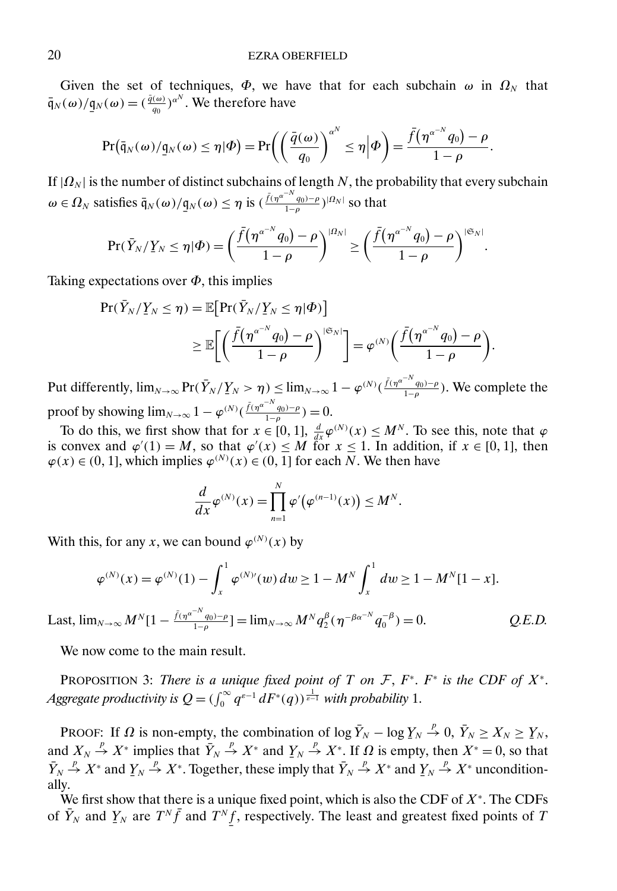Given the set of techniques, $\Phi$, we have that for each subchain $\omega$ in $\Omega_N$ that $\bar{\mathfrak{q}}_N(\omega)/\underline{\mathfrak{q}}_N(\omega) = (\frac{\bar{q}(\omega)}{q_0})^{\alpha^N}$. We therefore have

$$\Pr\big(\bar{\mathfrak{q}}_N(\omega)/\underline{\mathfrak{q}}_N(\omega) \leq \eta | \Phi\big) = \Pr\bigg(\bigg(\frac{\bar{q}(\omega)}{q_0}\bigg)^{\alpha^N} \leq \eta \Big| \Phi\bigg) = \frac{\bar{f}\big(\eta^{\alpha^{-N}} q_0\big) - \rho}{1-\rho}.$$

If $|\Omega_N|$ is the number of distinct subchains of length $N$, the probability that every subchain $\omega \in \Omega_N$ satisfies $\bar{\mathfrak{q}}_N(\omega)/\underline{\mathfrak{q}}_N(\omega) \leq \eta$ is $(\frac{\bar{f}(\eta^{\alpha^{-N}} q_0)-\rho}{1-\rho})^{|\Omega_N|}$ so that

$$\Pr(\bar{Y}_N/\underline{Y}_N \leq \eta | \Phi) = \bigg(\frac{\bar{f}\big(\eta^{\alpha^{-N}} q_0\big) - \rho}{1-\rho}\bigg)^{|\Omega_N|} \geq \bigg(\frac{\bar{f}\big(\eta^{\alpha^{-N}} q_0\big) - \rho}{1-\rho}\bigg)^{|\mathfrak{S}_N|}.$$

Taking expectations over $\Phi$, this implies

$$\begin{aligned}\Pr(\bar{Y}_N/\underline{Y}_N \leq \eta) &= \mathbb{E}\big[\Pr(\bar{Y}_N/\underline{Y}_N \leq \eta | \Phi)\big] \\ &\geq \mathbb{E}\bigg[\bigg(\frac{\bar{f}\big(\eta^{\alpha^{-N}} q_0\big) - \rho}{1-\rho}\bigg)^{|\mathfrak{S}_N|}\bigg] = \varphi^{(N)}\bigg(\frac{\bar{f}\big(\eta^{\alpha^{-N}} q_0\big) - \rho}{1-\rho}\bigg).\end{aligned}$$

Put differently, $\lim_{N\to\infty} \Pr(\bar{Y}_N/\underline{Y}_N > \eta) \leq \lim_{N\to\infty} 1 - \varphi^{(N)}(\frac{\bar{f}(\eta^{\alpha^{-N}} q_0)-\rho}{1-\rho})$. We complete the proof by showing $\lim_{N\to\infty} 1 - \varphi^{(N)}(\frac{\bar{f}(\eta^{\alpha^{-N}} q_0)-\rho}{1-\rho}) = 0$.

To do this, we first show that for $x \in [0,1]$, $\frac{d}{dx}\varphi^{(N)}(x) \leq M^N$. To see this, note that $\varphi$ is convex and $\varphi'(1) = M$, so that $\varphi'(x) \leq M$ for $x \leq 1$. In addition, if $x \in [0,1]$, then $\varphi(x) \in (0,1]$, which implies $\varphi^{(N)}(x) \in (0,1]$ for each $N$. We then have

$$\frac{d}{dx}\varphi^{(N)}(x) = \prod_{n=1}^{N} \varphi'\big(\varphi^{(n-1)}(x)\big) \leq M^N.$$

With this, for any $x$, we can bound $\varphi^{(N)}(x)$ by

$$\varphi^{(N)}(x) = \varphi^{(N)}(1) - \int_x^1 \varphi^{(N)\prime}(w)\, dw \geq 1 - M^N \int_x^1 dw \geq 1 - M^N[1-x].$$

Last, $\lim_{N\to\infty} M^N[1 - \frac{\bar{f}(\eta^{\alpha^{-N}} q_0)-\rho}{1-\rho}] = \lim_{N\to\infty} M^N q_2^{\beta}(\eta^{-\beta\alpha^{-N}} q_0^{-\beta}) = 0.$ *Q.E.D.*

We now come to the main result.

PROPOSITION 3: *There is a unique fixed point of $T$ on $\mathcal{F}$, $F^*$. $F^*$ is the CDF of $X^*$. Aggregate productivity is $Q = (\int_0^\infty q^{\varepsilon-1}\, dF^*(q))^{\frac{1}{\varepsilon-1}}$ with probability* 1.

PROOF: If $\Omega$ is non-empty, the combination of $\log \bar{Y}_N - \log \underline{Y}_N \xrightarrow{p} 0$, $\bar{Y}_N \geq X_N \geq \underline{Y}_N$, and $X_N \xrightarrow{p} X^*$ implies that $\bar{Y}_N \xrightarrow{p} X^*$ and $\underline{Y}_N \xrightarrow{p} X^*$. If $\Omega$ is empty, then $X^* = 0$, so that $\bar{Y}_N \xrightarrow{p} X^*$ and $\underline{Y}_N \xrightarrow{p} X^*$. Together, these imply that $\bar{Y}_N \xrightarrow{p} X^*$ and $\underline{Y}_N \xrightarrow{p} X^*$ unconditionally.

We first show that there is a unique fixed point, which is also the CDF of $X^*$. The CDFs of $\bar{Y}_N$ and $\underline{Y}_N$ are $T^N\bar{f}$ and $T^N\underline{f}$, respectively. The least and greatest fixed points of $T$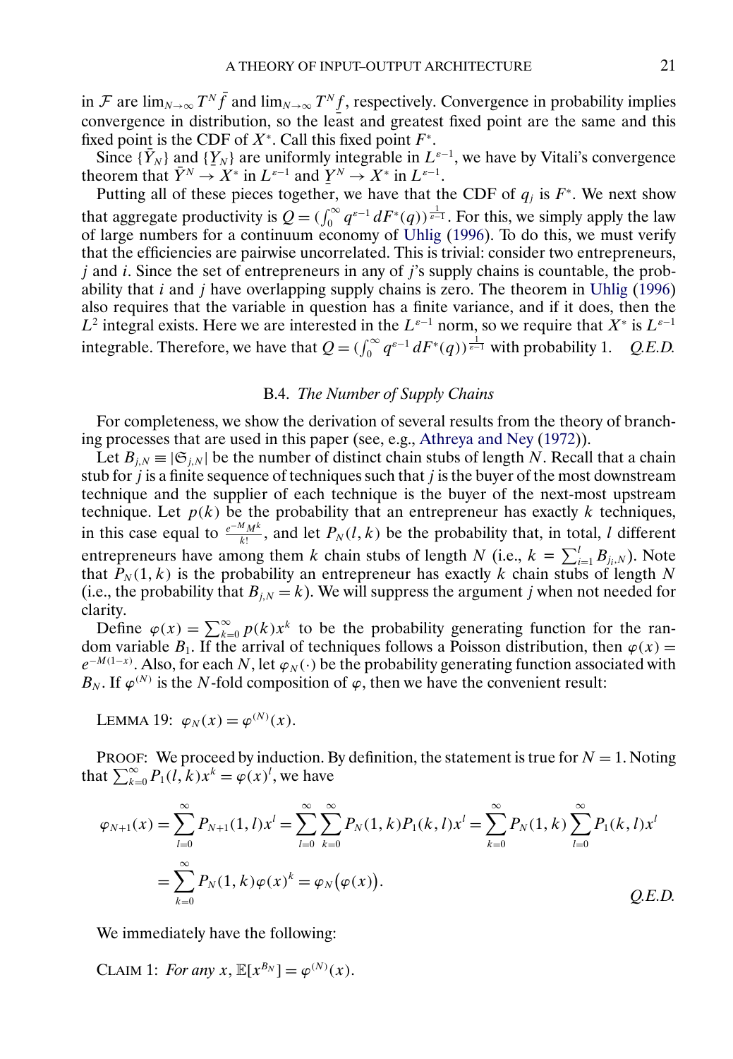in $\mathcal{F}$ are $\lim_{N\to\infty} T^N \bar{f}$ and $\lim_{N\to\infty} T^N \underline{f}$, respectively. Convergence in probability implies convergence in distribution, so the least and greatest fixed point are the same and this fixed point is the CDF of $X^*$. Call this fixed point $F^*$.

Since $\{\bar{Y}_N\}$ and $\{\underline{Y}_N\}$ are uniformly integrable in $L^{\varepsilon-1}$, we have by Vitali's convergence theorem that $\bar{Y}^N \to X^*$ in $L^{\varepsilon-1}$ and $\underline{Y}^N \to X^*$ in $L^{\varepsilon-1}$.

Putting all of these pieces together, we have that the CDF of $q_j$ is $F^*$. We next show that aggregate productivity is $Q = (\int_0^\infty q^{\varepsilon-1}\, dF^*(q))^{\frac{1}{\varepsilon-1}}$. For this, we simply apply the law of large numbers for a continuum economy of Uhlig (1996). To do this, we must verify that the efficiencies are pairwise uncorrelated. This is trivial: consider two entrepreneurs, $j$ and $i$. Since the set of entrepreneurs in any of $j$'s supply chains is countable, the probability that $i$ and $j$ have overlapping supply chains is zero. The theorem in Uhlig (1996) also requires that the variable in question has a finite variance, and if it does, then the $L^2$ integral exists. Here we are interested in the $L^{\varepsilon-1}$ norm, so we require that $X^*$ is $L^{\varepsilon-1}$ integrable. Therefore, we have that $Q = (\int_0^\infty q^{\varepsilon-1}\, dF^*(q))^{\frac{1}{\varepsilon-1}}$ with probability 1. *Q.E.D.*

### B.4. *The Number of Supply Chains*

For completeness, we show the derivation of several results from the theory of branching processes that are used in this paper (see, e.g., Athreya and Ney (1972)).

Let $B_{j,N} \equiv |\mathfrak{S}_{j,N}|$ be the number of distinct chain stubs of length $N$. Recall that a chain stub for $j$ is a finite sequence of techniques such that $j$ is the buyer of the most downstream technique and the supplier of each technique is the buyer of the next-most upstream technique. Let $p(k)$ be the probability that an entrepreneur has exactly $k$ techniques, in this case equal to $\frac{e^{-M}M^k}{k!}$, and let $P_N(l,k)$ be the probability that, in total, $l$ different entrepreneurs have among them $k$ chain stubs of length $N$ (i.e., $k = \sum_{i=1}^{l} B_{j_i,N}$). Note that $P_N(1,k)$ is the probability an entrepreneur has exactly $k$ chain stubs of length $N$ (i.e., the probability that $B_{j,N} = k$). We will suppress the argument $j$ when not needed for clarity.

Define $\varphi(x) = \sum_{k=0}^\infty p(k)x^k$ to be the probability generating function for the random variable $B_1$. If the arrival of techniques follows a Poisson distribution, then $\varphi(x) = e^{-M(1-x)}$. Also, for each $N$, let $\varphi_N(\cdot)$ be the probability generating function associated with $B_N$. If $\varphi^{(N)}$ is the $N$-fold composition of $\varphi$, then we have the convenient result:

LEMMA 19: $\varphi_N(x) = \varphi^{(N)}(x)$.

PROOF: We proceed by induction. By definition, the statement is true for $N = 1$. Noting that $\sum_{k=0}^\infty P_1(l,k)x^k = \varphi(x)^l$, we have

$$\begin{aligned}
\varphi_{N+1}(x) &= \sum_{l=0}^\infty P_{N+1}(1,l)x^l = \sum_{l=0}^\infty \sum_{k=0}^\infty P_N(1,k)P_1(k,l)x^l = \sum_{k=0}^\infty P_N(1,k) \sum_{l=0}^\infty P_1(k,l)x^l \\
&= \sum_{k=0}^\infty P_N(1,k)\varphi(x)^k = \varphi_N\big(\varphi(x)\big).
\end{aligned}$$

*Q.E.D.*

We immediately have the following:

CLAIM 1: *For any* $x$, $\mathbb{E}[x^{B_N}] = \varphi^{(N)}(x)$.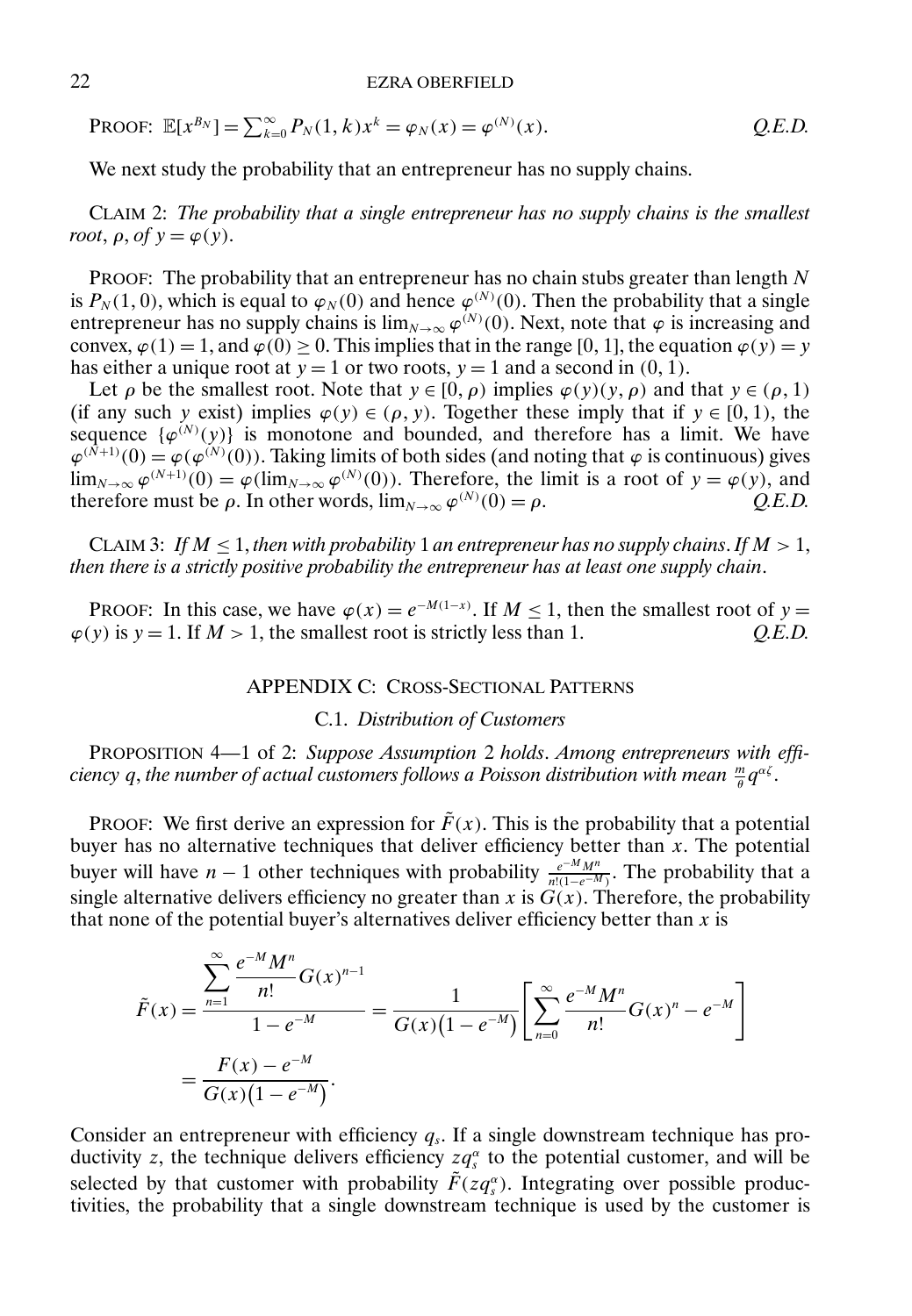PROOF: $\mathbb{E}[x^{B_N}] = \sum_{k=0}^{\infty} P_N(1,k)x^k = \varphi_N(x) = \varphi^{(N)}(x)$. *Q.E.D.*

We next study the probability that an entrepreneur has no supply chains.

CLAIM 2: *The probability that a single entrepreneur has no supply chains is the smallest root*, $\rho$, *of* $y = \varphi(y)$.

PROOF: The probability that an entrepreneur has no chain stubs greater than length $N$ is $P_N(1,0)$, which is equal to $\varphi_N(0)$ and hence $\varphi^{(N)}(0)$. Then the probability that a single entrepreneur has no supply chains is $\lim_{N\to\infty} \varphi^{(N)}(0)$. Next, note that $\varphi$ is increasing and convex, $\varphi(1) = 1$, and $\varphi(0) \geq 0$. This implies that in the range $[0,1]$, the equation $\varphi(y) = y$ has either a unique root at $y = 1$ or two roots, $y = 1$ and a second in $(0,1)$.

Let $\rho$ be the smallest root. Note that $y \in [0, \rho)$ implies $\varphi(y)(y, \rho)$ and that $y \in (\rho, 1)$ (if any such $y$ exist) implies $\varphi(y) \in (\rho, y)$. Together these imply that if $y \in [0,1)$, the sequence $\{\varphi^{(N)}(y)\}$ is monotone and bounded, and therefore has a limit. We have $\varphi^{(N+1)}(0) = \varphi(\varphi^{(N)}(0))$. Taking limits of both sides (and noting that $\varphi$ is continuous) gives $\lim_{N\to\infty} \varphi^{(N+1)}(0) = \varphi(\lim_{N\to\infty} \varphi^{(N)}(0))$. Therefore, the limit is a root of $y = \varphi(y)$, and therefore must be $\rho$. In other words, $\lim_{N\to\infty} \varphi^{(N)}(0) = \rho$. *Q.E.D.*

CLAIM 3: *If* $M \leq 1$, *then with probability* 1 *an entrepreneur has no supply chains. If* $M > 1$, *then there is a strictly positive probability the entrepreneur has at least one supply chain.*

PROOF: In this case, we have $\varphi(x) = e^{-M(1-x)}$. If $M \leq 1$, then the smallest root of $y = \varphi(y)$ is $y = 1$. If $M > 1$, the smallest root is strictly less than 1. *Q.E.D.*

## APPENDIX C: CROSS-SECTIONAL PATTERNS

### C.1. *Distribution of Customers*

PROPOSITION 4—1 of 2: *Suppose Assumption* 2 *holds. Among entrepreneurs with efficiency* $q$, *the number of actual customers follows a Poisson distribution with mean* $\frac{m}{\theta} q^{\alpha\zeta}$.

PROOF: We first derive an expression for $\tilde{F}(x)$. This is the probability that a potential buyer has no alternative techniques that deliver efficiency better than $x$. The potential buyer will have $n-1$ other techniques with probability $\frac{e^{-M}M^n}{n!(1-e^{-M})}$. The probability that a single alternative delivers efficiency no greater than $x$ is $G(x)$. Therefore, the probability that none of the potential buyer's alternatives deliver efficiency better than $x$ is

$$\tilde{F}(x) = \frac{\sum_{n=1}^{\infty} \frac{e^{-M}M^n}{n!} G(x)^{n-1}}{1 - e^{-M}} = \frac{1}{G(x)(1-e^{-M})} \left[ \sum_{n=0}^{\infty} \frac{e^{-M}M^n}{n!} G(x)^n - e^{-M} \right]$$

$$= \frac{F(x) - e^{-M}}{G(x)(1-e^{-M})}.$$

Consider an entrepreneur with efficiency $q_s$. If a single downstream technique has productivity $z$, the technique delivers efficiency $zq_s^{\alpha}$ to the potential customer, and will be selected by that customer with probability $\tilde{F}(zq_s^{\alpha})$. Integrating over possible productivities, the probability that a single downstream technique is used by the customer is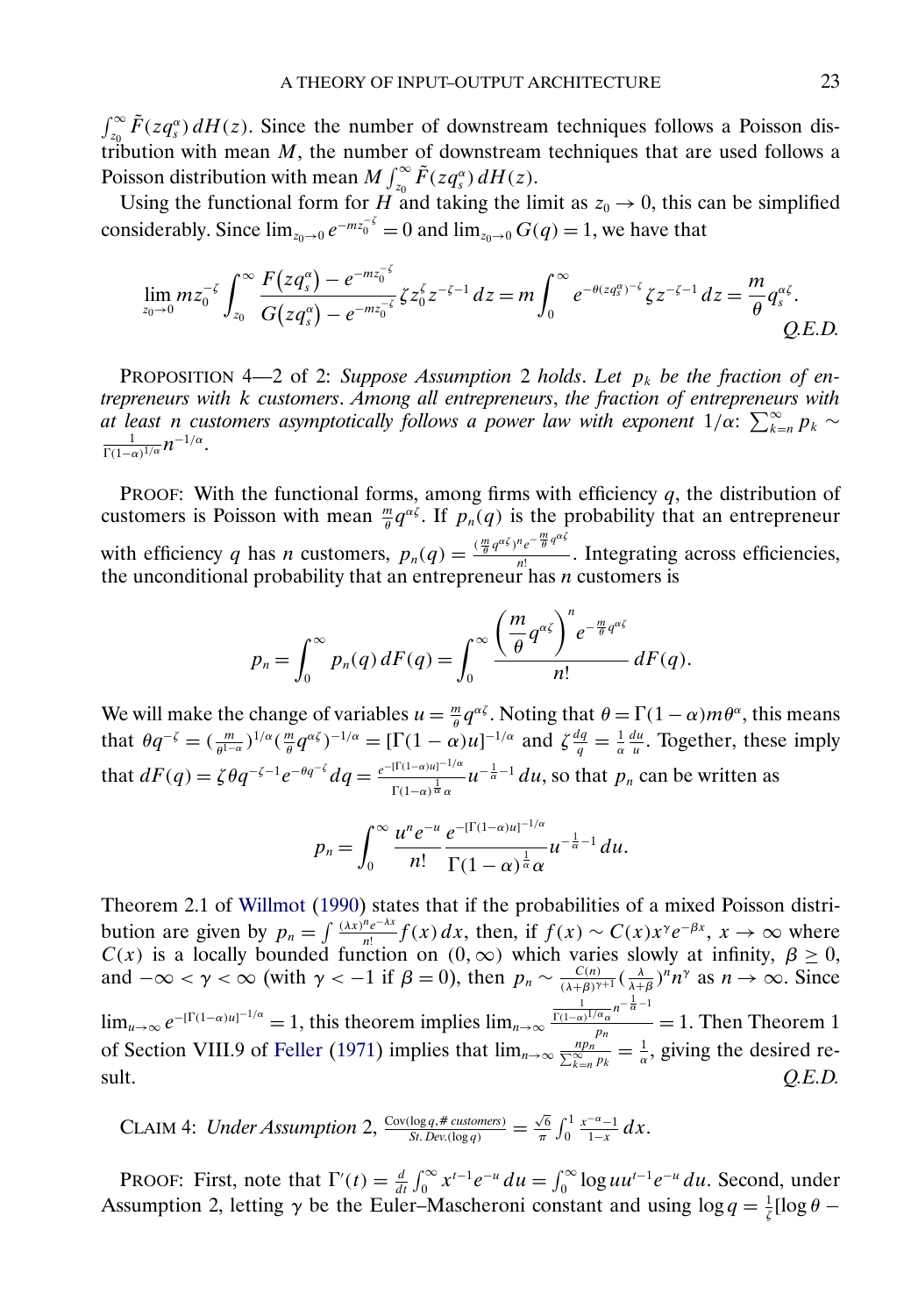$\int_{z_0}^{\infty} \tilde{F}(zq_s^{\alpha})\,dH(z)$. Since the number of downstream techniques follows a Poisson distribution with mean $M$, the number of downstream techniques that are used follows a Poisson distribution with mean $M\int_{z_0}^{\infty} \tilde{F}(zq_s^{\alpha})\,dH(z)$.

Using the functional form for $H$ and taking the limit as $z_0 \to 0$, this can be simplified considerably. Since $\lim_{z_0\to 0} e^{-mz_0^{-\zeta}} = 0$ and $\lim_{z_0 \to 0} G(q) = 1$, we have that

$$\lim_{z_0\to 0} mz_0^{-\zeta}\int_{z_0}^{\infty} \frac{F(zq_s^{\alpha}) - e^{-mz_0^{-\zeta}}}{G(zq_s^{\alpha}) - e^{-mz_0^{-\zeta}}}\zeta z_0^{\zeta} z^{-\zeta-1}\,dz = m\int_0^{\infty} e^{-\theta(zq_s^{\alpha})^{-\zeta}}\zeta z^{-\zeta-1}\,dz = \frac{m}{\theta}q_s^{\alpha\zeta}.$$

*Q.E.D.*

PROPOSITION 4—2 of 2: *Suppose Assumption* 2 *holds*. *Let* $p_k$ *be the fraction of entrepreneurs with* $k$ *customers*. *Among all entrepreneurs*, *the fraction of entrepreneurs with at least* $n$ *customers asymptotically follows a power law with exponent* $1/\alpha$: $\sum_{k=n}^{\infty} p_k \sim \frac{1}{\Gamma(1-\alpha)^{1/\alpha}}n^{-1/\alpha}$.

PROOF: With the functional forms, among firms with efficiency $q$, the distribution of customers is Poisson with mean $\frac{m}{\theta}q^{\alpha\zeta}$. If $p_n(q)$ is the probability that an entrepreneur with efficiency $q$ has $n$ customers, $p_n(q) = \frac{(\frac{m}{\theta}q^{\alpha\zeta})^n e^{-\frac{m}{\theta}q^{\alpha\zeta}}}{n!}$. Integrating across efficiencies, the unconditional probability that an entrepreneur has $n$ customers is

$$p_n = \int_0^{\infty} p_n(q)\,dF(q) = \int_0^{\infty} \frac{\left(\frac{m}{\theta}q^{\alpha\zeta}\right)^n e^{-\frac{m}{\theta}q^{\alpha\zeta}}}{n!}\,dF(q).$$

We will make the change of variables $u = \frac{m}{\theta}q^{\alpha\zeta}$. Noting that $\theta = \Gamma(1-\alpha)m\theta^{\alpha}$, this means that $\theta q^{-\zeta} = (\frac{m}{\theta^{1-\alpha}})^{1/\alpha}(\frac{m}{\theta}q^{\alpha\zeta})^{-1/\alpha} = [\Gamma(1-\alpha)u]^{-1/\alpha}$ and $\zeta\frac{dq}{q} = \frac{1}{\alpha}\frac{du}{u}$. Together, these imply that $dF(q) = \zeta\theta q^{-\zeta-1}e^{-\theta q^{-\zeta}}\,dq = \frac{e^{-[\Gamma(1-\alpha)u]^{-1/\alpha}}}{\Gamma(1-\alpha)^{\frac{1}{\alpha}}\alpha}u^{-\frac{1}{\alpha}-1}\,du$, so that $p_n$ can be written as

$$p_n = \int_0^{\infty} \frac{u^n e^{-u}}{n!}\frac{e^{-[\Gamma(1-\alpha)u]^{-1/\alpha}}}{\Gamma(1-\alpha)^{\frac{1}{\alpha}}\alpha}u^{-\frac{1}{\alpha}-1}\,du.$$

Theorem 2.1 of Willmot (1990) states that if the probabilities of a mixed Poisson distribution are given by $p_n = \int \frac{(\lambda x)^n e^{-\lambda x}}{n!}f(x)\,dx$, then, if $f(x) \sim C(x)x^{\gamma}e^{-\beta x}$, $x \to \infty$ where $C(x)$ is a locally bounded function on $(0,\infty)$ which varies slowly at infinity, $\beta \geq 0$, and $-\infty < \gamma < \infty$ (with $\gamma < -1$ if $\beta = 0$), then $p_n \sim \frac{C(n)}{(\lambda+\beta)^{\gamma+1}}(\frac{\lambda}{\lambda+\beta})^n n^{\gamma}$ as $n \to \infty$. Since $\lim_{u\to\infty} e^{-[\Gamma(1-\alpha)u]^{-1/\alpha}} = 1$, this theorem implies $\lim_{n\to\infty} \frac{\frac{1}{\Gamma(1-\alpha)^{1/\alpha}\alpha}n^{-\frac{1}{\alpha}-1}}{p_n} = 1$. Then Theorem 1 of Section VIII.9 of Feller (1971) implies that $\lim_{n\to\infty} \frac{np_n}{\sum_{k=n}^{\infty} p_k} = \frac{1}{\alpha}$, giving the desired result. *Q.E.D.*

CLAIM 4: *Under Assumption* 2, $\frac{\text{Cov}(\log q, \#\ customers)}{\text{St. Dev.}(\log q)} = \frac{\sqrt{6}}{\pi}\int_0^1 \frac{x^{-\alpha}-1}{1-x}\,dx$.

PROOF: First, note that $\Gamma'(t) = \frac{d}{dt}\int_0^{\infty} x^{t-1}e^{-u}\,du = \int_0^{\infty} \log u u^{t-1}e^{-u}\,du$. Second, under Assumption 2, letting $\gamma$ be the Euler–Mascheroni constant and using $\log q = \frac{1}{\zeta}[\log\theta -$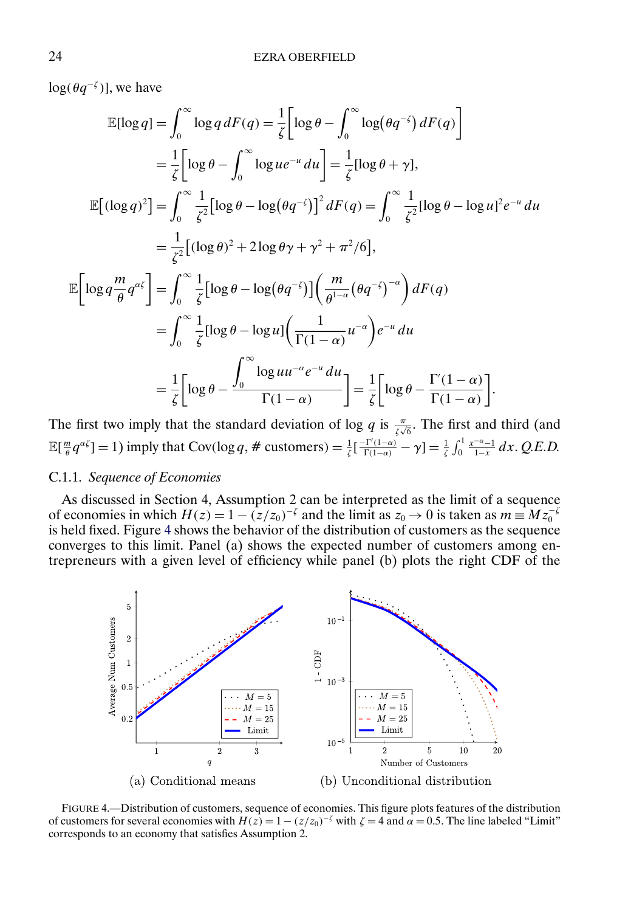$\log(\theta q^{-\zeta})$], we have

$$
\begin{aligned}
\mathbb{E}[\log q] &= \int_0^\infty \log q \, dF(q) = \frac{1}{\zeta}\left[\log\theta - \int_0^\infty \log(\theta q^{-\zeta})\, dF(q)\right] \\
&= \frac{1}{\zeta}\left[\log\theta - \int_0^\infty \log u e^{-u}\, du\right] = \frac{1}{\zeta}[\log\theta + \gamma], \\
\mathbb{E}\big[(\log q)^2\big] &= \int_0^\infty \frac{1}{\zeta^2}\big[\log\theta - \log(\theta q^{-\zeta})\big]^2 dF(q) = \int_0^\infty \frac{1}{\zeta^2}[\log\theta - \log u]^2 e^{-u}\, du \\
&= \frac{1}{\zeta^2}\big[(\log\theta)^2 + 2\log\theta\gamma + \gamma^2 + \pi^2/6\big], \\
\mathbb{E}\left[\log q \frac{m}{\theta} q^{\alpha\zeta}\right] &= \int_0^\infty \frac{1}{\zeta}\big[\log\theta - \log(\theta q^{-\zeta})\big]\left(\frac{m}{\theta^{1-\alpha}}(\theta q^{-\zeta})^{-\alpha}\right) dF(q) \\
&= \int_0^\infty \frac{1}{\zeta}[\log\theta - \log u]\left(\frac{1}{\Gamma(1-\alpha)} u^{-\alpha}\right) e^{-u}\, du \\
&= \frac{1}{\zeta}\left[\log\theta - \frac{\int_0^\infty \log u u^{-\alpha} e^{-u}\, du}{\Gamma(1-\alpha)}\right] = \frac{1}{\zeta}\left[\log\theta - \frac{\Gamma'(1-\alpha)}{\Gamma(1-\alpha)}\right].
\end{aligned}
$$

The first two imply that the standard deviation of $\log q$ is $\frac{\pi}{\zeta\sqrt{6}}$. The first and third (and $\mathbb{E}[\frac{m}{\theta}q^{\alpha\zeta}] = 1$) imply that $\mathrm{Cov}(\log q, \#\text{ customers}) = \frac{1}{\zeta}\left[\frac{-\Gamma'(1-\alpha)}{\Gamma(1-\alpha)} - \gamma\right] = \frac{1}{\zeta}\int_0^1 \frac{x^{-\alpha}-1}{1-x}\, dx$. *Q.E.D.*

### C.1.1. *Sequence of Economies*

As discussed in Section 4, Assumption 2 can be interpreted as the limit of a sequence of economies in which $H(z) = 1 - (z/z_0)^{-\zeta}$ and the limit as $z_0 \to 0$ is taken as $m \equiv M z_0^{-\zeta}$ is held fixed. Figure 4 shows the behavior of the distribution of customers as the sequence converges to this limit. Panel (a) shows the expected number of customers among entrepreneurs with a given level of efficiency while panel (b) plots the right CDF of the

(a) Conditional means (b) Unconditional distribution

FIGURE 4.—Distribution of customers, sequence of economies. This figure plots features of the distribution of customers for several economies with $H(z) = 1 - (z/z_0)^{-\zeta}$ with $\zeta = 4$ and $\alpha = 0.5$. The line labeled "Limit" corresponds to an economy that satisfies Assumption 2.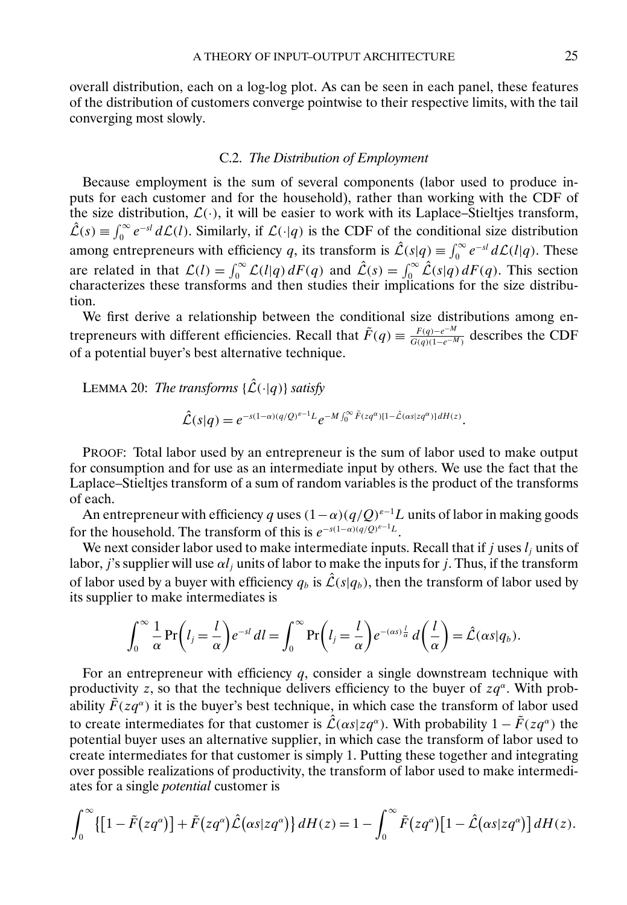overall distribution, each on a log-log plot. As can be seen in each panel, these features of the distribution of customers converge pointwise to their respective limits, with the tail converging most slowly.

### C.2. *The Distribution of Employment*

Because employment is the sum of several components (labor used to produce inputs for each customer and for the household), rather than working with the CDF of the size distribution, $\mathcal{L}(\cdot)$, it will be easier to work with its Laplace–Stieltjes transform, $\hat{\mathcal{L}}(s) \equiv \int_0^\infty e^{-sl}\,d\mathcal{L}(l)$. Similarly, if $\mathcal{L}(\cdot|q)$ is the CDF of the conditional size distribution among entrepreneurs with efficiency $q$, its transform is $\hat{\mathcal{L}}(s|q) \equiv \int_0^\infty e^{-sl}\,d\mathcal{L}(l|q)$. These are related in that $\mathcal{L}(l) = \int_0^\infty \mathcal{L}(l|q)\,dF(q)$ and $\hat{\mathcal{L}}(s) = \int_0^\infty \hat{\mathcal{L}}(s|q)\,dF(q)$. This section characterizes these transforms and then studies their implications for the size distribution.

We first derive a relationship between the conditional size distributions among entrepreneurs with different efficiencies. Recall that $\tilde{F}(q) \equiv \frac{F(q)-e^{-M}}{G(q)(1-e^{-M})}$ describes the CDF of a potential buyer's best alternative technique.

LEMMA 20: *The transforms* $\{\hat{\mathcal{L}}(\cdot|q)\}$ *satisfy*

$$\hat{\mathcal{L}}(s|q) = e^{-s(1-\alpha)(q/Q)^{\varepsilon-1}L} e^{-M\int_0^\infty \tilde{F}(zq^\alpha)[1-\hat{\mathcal{L}}(\alpha s|zq^\alpha)]\,dH(z)}.$$

PROOF: Total labor used by an entrepreneur is the sum of labor used to make output for consumption and for use as an intermediate input by others. We use the fact that the Laplace–Stieltjes transform of a sum of random variables is the product of the transforms of each.

An entrepreneur with efficiency $q$ uses $(1-\alpha)(q/Q)^{\varepsilon-1}L$ units of labor in making goods for the household. The transform of this is $e^{-s(1-\alpha)(q/Q)^{\varepsilon-1}L}$.

We next consider labor used to make intermediate inputs. Recall that if $j$ uses $l_j$ units of labor, $j$'s supplier will use $\alpha l_j$ units of labor to make the inputs for $j$. Thus, if the transform of labor used by a buyer with efficiency $q_b$ is $\hat{\mathcal{L}}(s|q_b)$, then the transform of labor used by its supplier to make intermediates is

$$\int_0^\infty \frac{1}{\alpha}\Pr\left(l_j = \frac{l}{\alpha}\right)e^{-sl}\,dl = \int_0^\infty \Pr\left(l_j = \frac{l}{\alpha}\right)e^{-(\alpha s)\frac{l}{\alpha}}\,d\left(\frac{l}{\alpha}\right) = \hat{\mathcal{L}}(\alpha s|q_b).$$

For an entrepreneur with efficiency $q$, consider a single downstream technique with productivity $z$, so that the technique delivers efficiency to the buyer of $zq^\alpha$. With probability $\tilde{F}(zq^\alpha)$ it is the buyer's best technique, in which case the transform of labor used to create intermediates for that customer is $\hat{\mathcal{L}}(\alpha s|zq^\alpha)$. With probability $1-\tilde{F}(zq^\alpha)$ the potential buyer uses an alternative supplier, in which case the transform of labor used to create intermediates for that customer is simply 1. Putting these together and integrating over possible realizations of productivity, the transform of labor used to make intermediates for a single *potential* customer is

$$\int_0^\infty \left\{\left[1-\tilde{F}\left(zq^\alpha\right)\right] + \tilde{F}\left(zq^\alpha\right)\hat{\mathcal{L}}\left(\alpha s|zq^\alpha\right)\right\}dH(z) = 1 - \int_0^\infty \tilde{F}\left(zq^\alpha\right)\left[1-\hat{\mathcal{L}}\left(\alpha s|zq^\alpha\right)\right]dH(z).$$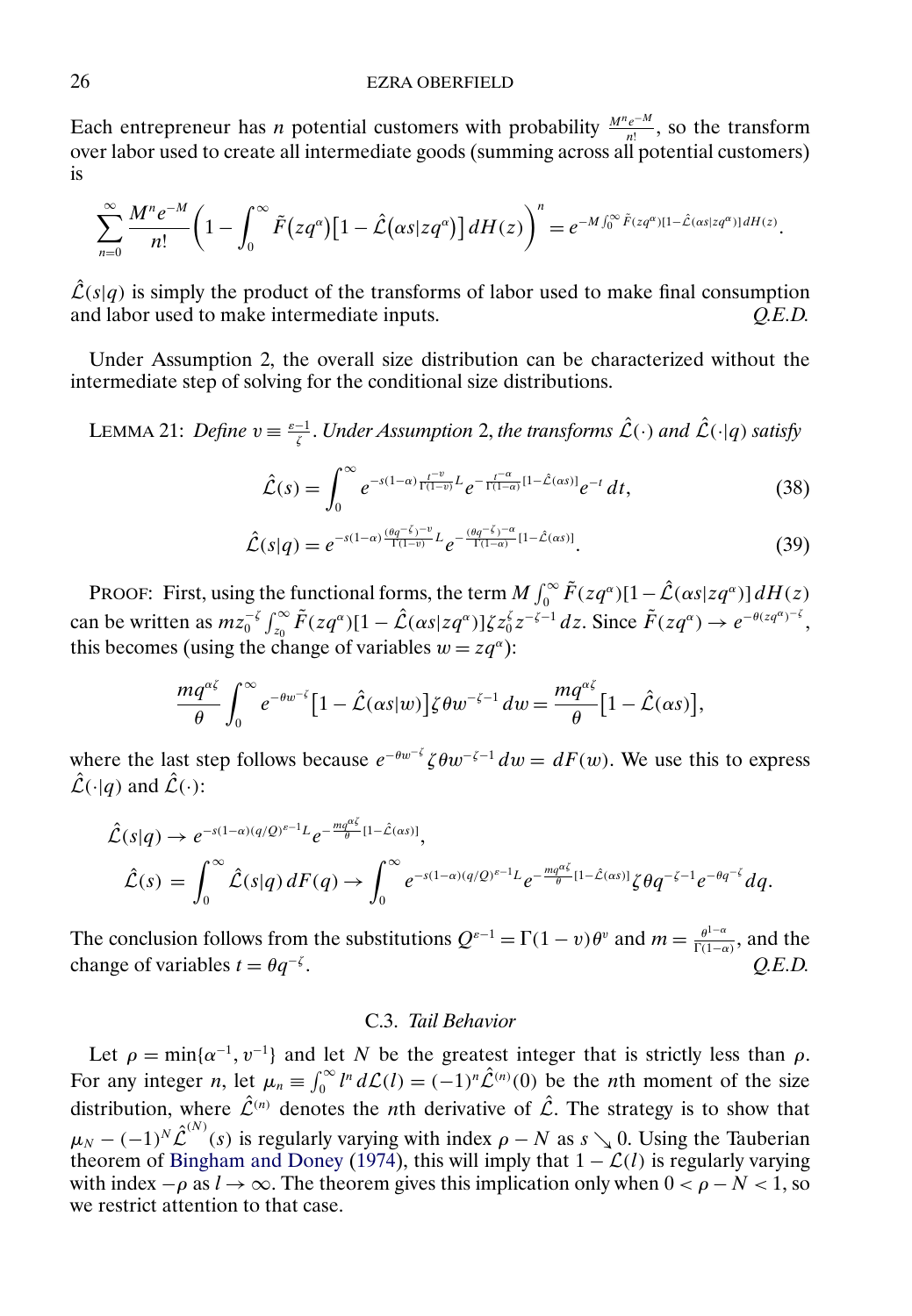Each entrepreneur has $n$ potential customers with probability $\frac{M^n e^{-M}}{n!}$, so the transform over labor used to create all intermediate goods (summing across all potential customers) is

$$\sum_{n=0}^{\infty} \frac{M^n e^{-M}}{n!} \left(1 - \int_0^{\infty} \tilde{F}(zq^{\alpha})\big[1 - \hat{\mathcal{L}}(\alpha s | zq^{\alpha})\big]\, dH(z)\right)^n = e^{-M \int_0^{\infty} \tilde{F}(zq^{\alpha})[1-\hat{\mathcal{L}}(\alpha s|zq^{\alpha})]\, dH(z)}.$$

$\hat{\mathcal{L}}(s|q)$ is simply the product of the transforms of labor used to make final consumption and labor used to make intermediate inputs. *Q.E.D.*

Under Assumption 2, the overall size distribution can be characterized without the intermediate step of solving for the conditional size distributions.

LEMMA 21: *Define* $v \equiv \frac{\varepsilon - 1}{\zeta}$. *Under Assumption* 2, *the transforms* $\hat{\mathcal{L}}(\cdot)$ *and* $\hat{\mathcal{L}}(\cdot|q)$ *satisfy*

$$\hat{\mathcal{L}}(s) = \int_0^{\infty} e^{-s(1-\alpha)\frac{t^{-v}}{\Gamma(1-v)} L} e^{-\frac{t^{-\alpha}}{\Gamma(1-\alpha)}[1-\hat{\mathcal{L}}(\alpha s)]} e^{-t}\, dt, \tag{38}$$

$$\hat{\mathcal{L}}(s|q) = e^{-s(1-\alpha)\frac{(\theta q^{-\zeta})^{-v}}{\Gamma(1-v)} L} e^{-\frac{(\theta q^{-\zeta})^{-\alpha}}{\Gamma(1-\alpha)}[1-\hat{\mathcal{L}}(\alpha s)]}. \tag{39}$$

PROOF: First, using the functional forms, the term $M \int_0^{\infty} \tilde{F}(zq^{\alpha})[1 - \hat{\mathcal{L}}(\alpha s | zq^{\alpha})]\, dH(z)$ can be written as $m z_0^{-\zeta} \int_{z_0}^{\infty} \tilde{F}(zq^{\alpha})[1 - \hat{\mathcal{L}}(\alpha s | zq^{\alpha})] \zeta z_0^{\zeta} z^{-\zeta-1}\, dz$. Since $\tilde{F}(zq^{\alpha}) \to e^{-\theta(zq^{\alpha})^{-\zeta}}$, this becomes (using the change of variables $w = zq^{\alpha}$):

$$\frac{mq^{\alpha\zeta}}{\theta} \int_0^{\infty} e^{-\theta w^{-\zeta}} \big[1 - \hat{\mathcal{L}}(\alpha s|w)\big] \zeta \theta w^{-\zeta-1}\, dw = \frac{mq^{\alpha\zeta}}{\theta}\big[1 - \hat{\mathcal{L}}(\alpha s)\big],$$

where the last step follows because $e^{-\theta w^{-\zeta}} \zeta \theta w^{-\zeta-1}\, dw = dF(w)$. We use this to express $\hat{\mathcal{L}}(\cdot|q)$ and $\hat{\mathcal{L}}(\cdot)$:

$$\hat{\mathcal{L}}(s|q) \to e^{-s(1-\alpha)(q/Q)^{\varepsilon-1}L} e^{-\frac{mq^{\alpha\zeta}}{\theta}[1-\hat{\mathcal{L}}(\alpha s)]},$$

$$\hat{\mathcal{L}}(s) = \int_0^{\infty} \hat{\mathcal{L}}(s|q)\, dF(q) \to \int_0^{\infty} e^{-s(1-\alpha)(q/Q)^{\varepsilon-1}L} e^{-\frac{mq^{\alpha\zeta}}{\theta}[1-\hat{\mathcal{L}}(\alpha s)]} \zeta \theta q^{-\zeta-1} e^{-\theta q^{-\zeta}}\, dq.$$

The conclusion follows from the substitutions $Q^{\varepsilon-1} = \Gamma(1-v)\theta^{v}$ and $m = \frac{\theta^{1-\alpha}}{\Gamma(1-\alpha)}$, and the change of variables $t = \theta q^{-\zeta}$. *Q.E.D.*

### C.3. *Tail Behavior*

Let $\rho = \min\{\alpha^{-1}, v^{-1}\}$ and let $N$ be the greatest integer that is strictly less than $\rho$. For any integer $n$, let $\mu_n \equiv \int_0^{\infty} l^n\, d\mathcal{L}(l) = (-1)^n \hat{\mathcal{L}}^{(n)}(0)$ be the $n$th moment of the size distribution, where $\hat{\mathcal{L}}^{(n)}$ denotes the $n$th derivative of $\hat{\mathcal{L}}$. The strategy is to show that $\mu_N - (-1)^N \hat{\mathcal{L}}^{(N)}(s)$ is regularly varying with index $\rho - N$ as $s \searrow 0$. Using the Tauberian theorem of Bingham and Doney (1974), this will imply that $1 - \mathcal{L}(l)$ is regularly varying with index $-\rho$ as $l \to \infty$. The theorem gives this implication only when $0 < \rho - N < 1$, so we restrict attention to that case.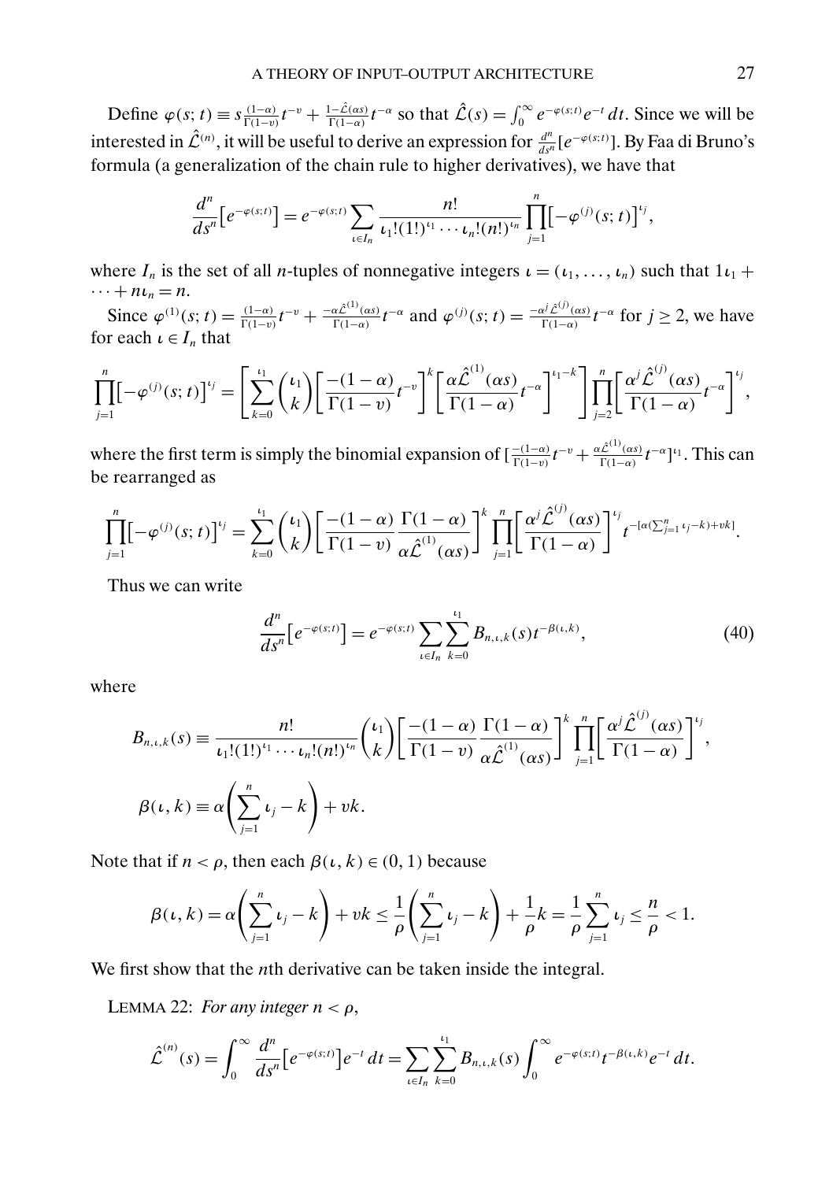Define $\varphi(s; t) \equiv s\frac{(1-\alpha)}{\Gamma(1-v)}t^{-v} + \frac{1-\hat{\mathcal{L}}(\alpha s)}{\Gamma(1-\alpha)}t^{-\alpha}$ so that $\hat{\mathcal{L}}(s) = \int_0^\infty e^{-\varphi(s;t)}e^{-t}\,dt$. Since we will be interested in $\hat{\mathcal{L}}^{(n)}$, it will be useful to derive an expression for $\frac{d^n}{ds^n}[e^{-\varphi(s;t)}]$. By Faa di Bruno's formula (a generalization of the chain rule to higher derivatives), we have that

$$\frac{d^n}{ds^n}\big[e^{-\varphi(s;t)}\big] = e^{-\varphi(s;t)} \sum_{\iota \in I_n} \frac{n!}{\iota_1!(1!)^{\iota_1}\cdots\iota_n!(n!)^{\iota_n}} \prod_{j=1}^n \big[-\varphi^{(j)}(s;t)\big]^{\iota_j},$$

where $I_n$ is the set of all $n$-tuples of nonnegative integers $\iota = (\iota_1, \dots, \iota_n)$ such that $1\iota_1 + \cdots + n\iota_n = n$.

Since $\varphi^{(1)}(s;t) = \frac{(1-\alpha)}{\Gamma(1-v)}t^{-v} + \frac{-\alpha\hat{\mathcal{L}}^{(1)}(\alpha s)}{\Gamma(1-\alpha)}t^{-\alpha}$ and $\varphi^{(j)}(s;t) = \frac{-\alpha^j\hat{\mathcal{L}}^{(j)}(\alpha s)}{\Gamma(1-\alpha)}t^{-\alpha}$ for $j \geq 2$, we have for each $\iota \in I_n$ that

$$\prod_{j=1}^n \big[-\varphi^{(j)}(s;t)\big]^{\iota_j} = \left[\sum_{k=0}^{\iota_1}\binom{\iota_1}{k}\left[\frac{-(1-\alpha)}{\Gamma(1-v)}t^{-v}\right]^k \left[\frac{\alpha\hat{\mathcal{L}}^{(1)}(\alpha s)}{\Gamma(1-\alpha)}t^{-\alpha}\right]^{\iota_1-k}\right]\prod_{j=2}^n\left[\frac{\alpha^j\hat{\mathcal{L}}^{(j)}(\alpha s)}{\Gamma(1-\alpha)}t^{-\alpha}\right]^{\iota_j},$$

where the first term is simply the binomial expansion of $[\frac{-(1-\alpha)}{\Gamma(1-v)}t^{-v} + \frac{\alpha\hat{\mathcal{L}}^{(1)}(\alpha s)}{\Gamma(1-\alpha)}t^{-\alpha}]^{\iota_1}$. This can be rearranged as

$$\prod_{j=1}^n \big[-\varphi^{(j)}(s;t)\big]^{\iota_j} = \sum_{k=0}^{\iota_1}\binom{\iota_1}{k}\left[\frac{-(1-\alpha)}{\Gamma(1-v)}\frac{\Gamma(1-\alpha)}{\alpha\hat{\mathcal{L}}^{(1)}(\alpha s)}\right]^k \prod_{j=1}^n\left[\frac{\alpha^j\hat{\mathcal{L}}^{(j)}(\alpha s)}{\Gamma(1-\alpha)}\right]^{\iota_j} t^{-[\alpha(\sum_{j=1}^n\iota_j - k)+vk]}.$$

Thus we can write

$$\frac{d^n}{ds^n}\big[e^{-\varphi(s;t)}\big] = e^{-\varphi(s;t)}\sum_{\iota\in I_n}\sum_{k=0}^{\iota_1} B_{n,\iota,k}(s)t^{-\beta(\iota,k)}, \tag{40}$$

where

$$B_{n,\iota,k}(s) \equiv \frac{n!}{\iota_1!(1!)^{\iota_1}\cdots\iota_n!(n!)^{\iota_n}}\binom{\iota_1}{k}\left[\frac{-(1-\alpha)}{\Gamma(1-v)}\frac{\Gamma(1-\alpha)}{\alpha\hat{\mathcal{L}}^{(1)}(\alpha s)}\right]^k \prod_{j=1}^n\left[\frac{\alpha^j\hat{\mathcal{L}}^{(j)}(\alpha s)}{\Gamma(1-\alpha)}\right]^{\iota_j},$$

$$\beta(\iota, k) \equiv \alpha\left(\sum_{j=1}^n \iota_j - k\right) + vk.$$

Note that if $n < \rho$, then each $\beta(\iota, k) \in (0, 1)$ because

$$\beta(\iota,k) = \alpha\left(\sum_{j=1}^n\iota_j - k\right) + vk \leq \frac{1}{\rho}\left(\sum_{j=1}^n\iota_j - k\right) + \frac{1}{\rho}k = \frac{1}{\rho}\sum_{j=1}^n\iota_j \leq \frac{n}{\rho} < 1.$$

We first show that the $n$th derivative can be taken inside the integral.

LEMMA 22: *For any integer $n < \rho$,*

$$\hat{\mathcal{L}}^{(n)}(s) = \int_0^\infty \frac{d^n}{ds^n}\big[e^{-\varphi(s;t)}\big]e^{-t}\,dt = \sum_{\iota\in I_n}\sum_{k=0}^{\iota_1}B_{n,\iota,k}(s)\int_0^\infty e^{-\varphi(s;t)}t^{-\beta(\iota,k)}e^{-t}\,dt.$$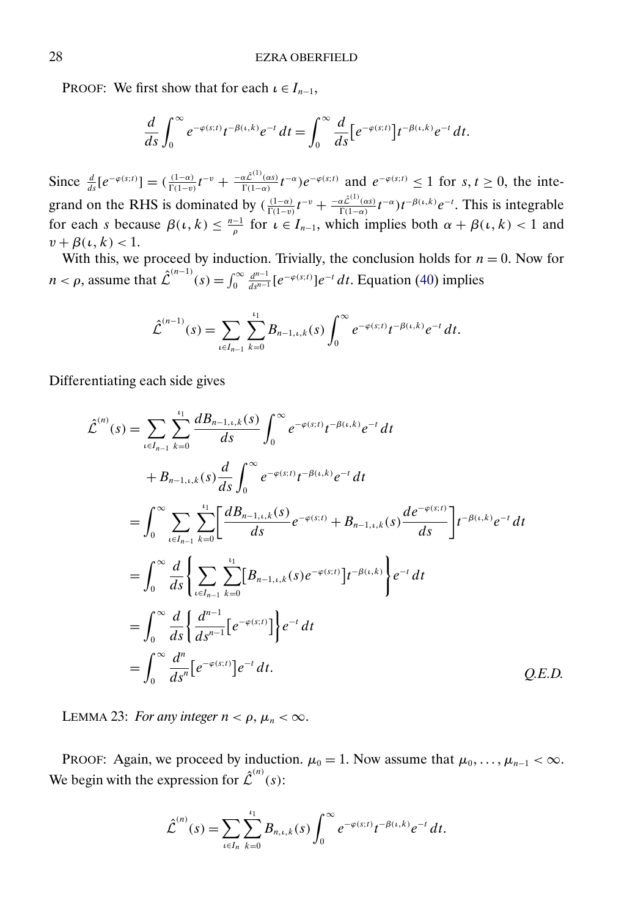PROOF: We first show that for each $\iota \in I_{n-1}$,

$$\frac{d}{ds}\int_0^\infty e^{-\varphi(s;t)} t^{-\beta(\iota,k)} e^{-t}\,dt = \int_0^\infty \frac{d}{ds}\big[e^{-\varphi(s;t)}\big] t^{-\beta(\iota,k)} e^{-t}\,dt.$$

Since $\frac{d}{ds}[e^{-\varphi(s;t)}] = (\frac{(1-\alpha)}{\Gamma(1-v)}t^{-v} + \frac{-\alpha\hat{\mathcal{L}}^{(1)}(\alpha s)}{\Gamma(1-\alpha)}t^{-\alpha})e^{-\varphi(s;t)}$ and $e^{-\varphi(s;t)} \leq 1$ for $s, t \geq 0$, the integrand on the RHS is dominated by $(\frac{(1-\alpha)}{\Gamma(1-v)}t^{-v} + \frac{-\alpha\hat{\mathcal{L}}^{(1)}(\alpha s)}{\Gamma(1-\alpha)}t^{-\alpha})t^{-\beta(\iota,k)}e^{-t}$. This is integrable for each $s$ because $\beta(\iota, k) \leq \frac{n-1}{\rho}$ for $\iota \in I_{n-1}$, which implies both $\alpha + \beta(\iota, k) < 1$ and $v + \beta(\iota, k) < 1$.

With this, we proceed by induction. Trivially, the conclusion holds for $n = 0$. Now for $n < \rho$, assume that $\hat{\mathcal{L}}^{(n-1)}(s) = \int_0^\infty \frac{d^{n-1}}{ds^{n-1}}[e^{-\varphi(s;t)}]e^{-t}\,dt$. Equation (40) implies

$$\hat{\mathcal{L}}^{(n-1)}(s) = \sum_{\iota \in I_{n-1}} \sum_{k=0}^{\iota_1} B_{n-1,\iota,k}(s) \int_0^\infty e^{-\varphi(s;t)} t^{-\beta(\iota,k)} e^{-t}\,dt.$$

Differentiating each side gives

$$\begin{aligned}
\hat{\mathcal{L}}^{(n)}(s) &= \sum_{\iota \in I_{n-1}} \sum_{k=0}^{\iota_1} \frac{dB_{n-1,\iota,k}(s)}{ds} \int_0^\infty e^{-\varphi(s;t)} t^{-\beta(\iota,k)} e^{-t}\,dt \\
&\quad + B_{n-1,\iota,k}(s) \frac{d}{ds}\int_0^\infty e^{-\varphi(s;t)} t^{-\beta(\iota,k)} e^{-t}\,dt \\
&= \int_0^\infty \sum_{\iota \in I_{n-1}} \sum_{k=0}^{\iota_1} \left[\frac{dB_{n-1,\iota,k}(s)}{ds} e^{-\varphi(s;t)} + B_{n-1,\iota,k}(s)\frac{de^{-\varphi(s;t)}}{ds}\right] t^{-\beta(\iota,k)} e^{-t}\,dt \\
&= \int_0^\infty \frac{d}{ds}\left\{\sum_{\iota \in I_{n-1}} \sum_{k=0}^{\iota_1} \big[B_{n-1,\iota,k}(s)e^{-\varphi(s;t)}\big] t^{-\beta(\iota,k)}\right\} e^{-t}\,dt \\
&= \int_0^\infty \frac{d}{ds}\left\{\frac{d^{n-1}}{ds^{n-1}}\big[e^{-\varphi(s;t)}\big]\right\} e^{-t}\,dt \\
&= \int_0^\infty \frac{d^n}{ds^n}\big[e^{-\varphi(s;t)}\big] e^{-t}\,dt.
\end{aligned}$$

*Q.E.D.*

LEMMA 23: *For any integer $n < \rho$, $\mu_n < \infty$.*

PROOF: Again, we proceed by induction. $\mu_0 = 1$. Now assume that $\mu_0, \dots, \mu_{n-1} < \infty$. We begin with the expression for $\hat{\mathcal{L}}^{(n)}(s)$:

$$\hat{\mathcal{L}}^{(n)}(s) = \sum_{\iota \in I_n} \sum_{k=0}^{\iota_1} B_{n,\iota,k}(s) \int_0^\infty e^{-\varphi(s;t)} t^{-\beta(\iota,k)} e^{-t}\,dt.$$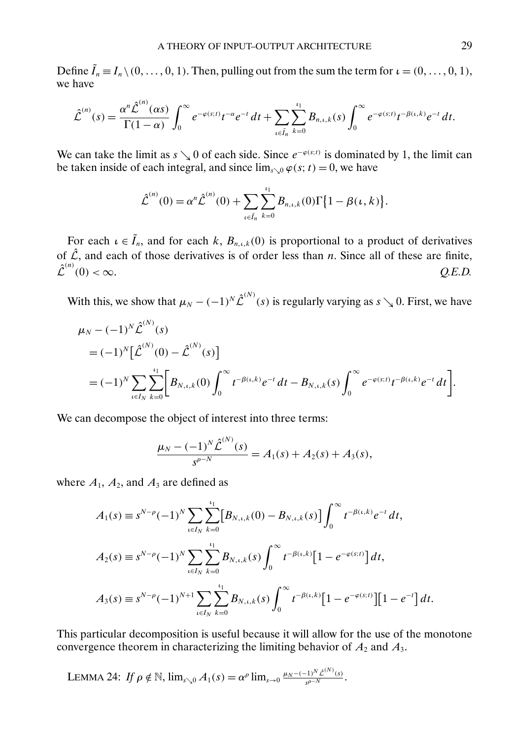Define $\tilde{I}_n \equiv I_n \setminus (0, \dots, 0, 1)$. Then, pulling out from the sum the term for $\iota = (0, \dots, 0, 1)$, we have

$$\hat{\mathcal{L}}^{(n)}(s) = \frac{\alpha^n \hat{\mathcal{L}}^{(n)}(\alpha s)}{\Gamma(1-\alpha)} \int_0^\infty e^{-\varphi(s;t)} t^{-\alpha} e^{-t}\, dt + \sum_{\iota \in \tilde{I}_n} \sum_{k=0}^{\iota_1} B_{n,\iota,k}(s) \int_0^\infty e^{-\varphi(s;t)} t^{-\beta(\iota,k)} e^{-t}\, dt.$$

We can take the limit as $s \searrow 0$ of each side. Since $e^{-\varphi(s;t)}$ is dominated by 1, the limit can be taken inside of each integral, and since $\lim_{s\searrow 0} \varphi(s;t) = 0$, we have

$$\hat{\mathcal{L}}^{(n)}(0) = \alpha^n \hat{\mathcal{L}}^{(n)}(0) + \sum_{\iota \in \tilde{I}_n} \sum_{k=0}^{\iota_1} B_{n,\iota,k}(0) \Gamma\{1 - \beta(\iota, k)\}.$$

For each $\iota \in \tilde{I}_n$, and for each $k$, $B_{n,\iota,k}(0)$ is proportional to a product of derivatives of $\hat{\mathcal{L}}$, and each of those derivatives is of order less than $n$. Since all of these are finite, $\hat{\mathcal{L}}^{(n)}(0) < \infty$. *Q.E.D.*

With this, we show that $\mu_N - (-1)^N \hat{\mathcal{L}}^{(N)}(s)$ is regularly varying as $s \searrow 0$. First, we have

$$\begin{aligned}
&\mu_N - (-1)^N \hat{\mathcal{L}}^{(N)}(s) \\
&= (-1)^N \big[\hat{\mathcal{L}}^{(N)}(0) - \hat{\mathcal{L}}^{(N)}(s)\big] \\
&= (-1)^N \sum_{\iota \in I_N} \sum_{k=0}^{\iota_1} \bigg[ B_{N,\iota,k}(0) \int_0^\infty t^{-\beta(\iota,k)} e^{-t}\, dt - B_{N,\iota,k}(s) \int_0^\infty e^{-\varphi(s;t)} t^{-\beta(\iota,k)} e^{-t}\, dt \bigg].
\end{aligned}$$

We can decompose the object of interest into three terms:

$$\frac{\mu_N - (-1)^N \hat{\mathcal{L}}^{(N)}(s)}{s^{\rho - N}} = A_1(s) + A_2(s) + A_3(s),$$

where $A_1$, $A_2$, and $A_3$ are defined as

$$\begin{aligned}
A_1(s) &\equiv s^{N-\rho} (-1)^N \sum_{\iota \in I_N} \sum_{k=0}^{\iota_1} \big[B_{N,\iota,k}(0) - B_{N,\iota,k}(s)\big] \int_0^\infty t^{-\beta(\iota,k)} e^{-t}\, dt, \\
A_2(s) &\equiv s^{N-\rho} (-1)^N \sum_{\iota \in I_N} \sum_{k=0}^{\iota_1} B_{N,\iota,k}(s) \int_0^\infty t^{-\beta(\iota,k)} \big[1 - e^{-\varphi(s;t)}\big]\, dt, \\
A_3(s) &\equiv s^{N-\rho} (-1)^{N+1} \sum_{\iota \in I_N} \sum_{k=0}^{\iota_1} B_{N,\iota,k}(s) \int_0^\infty t^{-\beta(\iota,k)} \big[1 - e^{-\varphi(s;t)}\big]\big[1 - e^{-t}\big]\, dt.
\end{aligned}$$

This particular decomposition is useful because it will allow for the use of the monotone convergence theorem in characterizing the limiting behavior of $A_2$ and $A_3$.

LEMMA 24: *If* $\rho \notin \mathbb{N}$, $\lim_{s\searrow 0} A_1(s) = \alpha^\rho \lim_{s\to 0} \frac{\mu_N - (-1)^N \hat{\mathcal{L}}^{(N)}(s)}{s^{\rho - N}}$.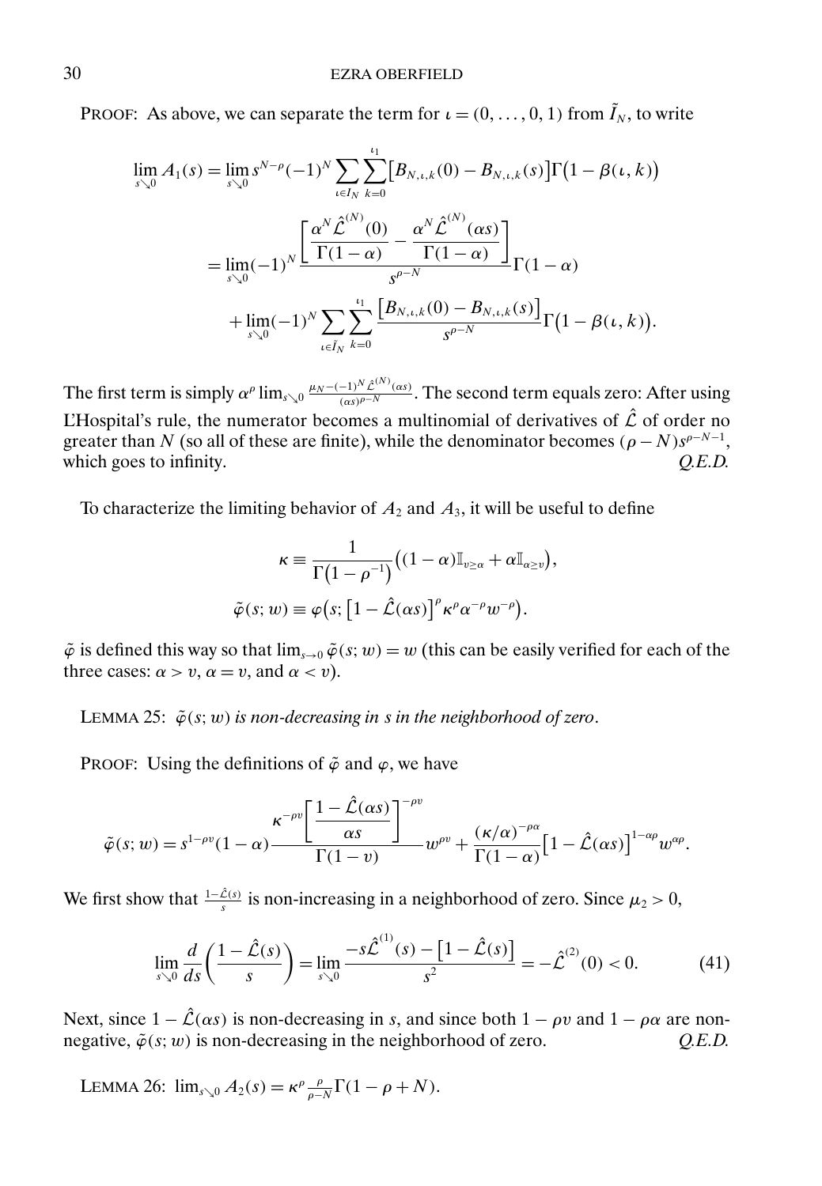PROOF: As above, we can separate the term for $\iota = (0, \dots, 0, 1)$ from $\tilde{I}_N$, to write

$$
\begin{aligned}
\lim_{s \searrow 0} A_1(s) &= \lim_{s \searrow 0} s^{N-\rho}(-1)^N \sum_{\iota \in I_N} \sum_{k=0}^{\iota_1} \big[B_{N,\iota,k}(0) - B_{N,\iota,k}(s)\big]\Gamma\big(1-\beta(\iota,k)\big) \\
&= \lim_{s \searrow 0} (-1)^N \frac{\left[\dfrac{\alpha^N \hat{\mathcal{L}}^{(N)}(0)}{\Gamma(1-\alpha)} - \dfrac{\alpha^N \hat{\mathcal{L}}^{(N)}(\alpha s)}{\Gamma(1-\alpha)}\right]}{s^{\rho-N}} \Gamma(1-\alpha) \\
&\quad + \lim_{s \searrow 0} (-1)^N \sum_{\iota \in \tilde{I}_N} \sum_{k=0}^{\iota_1} \frac{\big[B_{N,\iota,k}(0) - B_{N,\iota,k}(s)\big]}{s^{\rho-N}} \Gamma\big(1-\beta(\iota,k)\big).
\end{aligned}
$$

The first term is simply $\alpha^\rho \lim_{s \searrow 0} \frac{\mu_N - (-1)^N \hat{\mathcal{L}}^{(N)}(\alpha s)}{(\alpha s)^{\rho-N}}$. The second term equals zero: After using L'Hospital's rule, the numerator becomes a multinomial of derivatives of $\hat{\mathcal{L}}$ of order no greater than $N$ (so all of these are finite), while the denominator becomes $(\rho - N)s^{\rho-N-1}$, which goes to infinity. *Q.E.D.*

To characterize the limiting behavior of $A_2$ and $A_3$, it will be useful to define

$$
\begin{aligned}
\kappa &\equiv \frac{1}{\Gamma\big(1-\rho^{-1}\big)}\big((1-\alpha)\mathbb{I}_{v \geq \alpha} + \alpha \mathbb{I}_{\alpha \geq v}\big), \\
\tilde{\varphi}(s; w) &\equiv \varphi\big(s; \big[1 - \hat{\mathcal{L}}(\alpha s)\big]^\rho \kappa^\rho \alpha^{-\rho} w^{-\rho}\big).
\end{aligned}
$$

$\tilde{\varphi}$ is defined this way so that $\lim_{s \to 0} \tilde{\varphi}(s; w) = w$ (this can be easily verified for each of the three cases: $\alpha > v$, $\alpha = v$, and $\alpha < v$).

LEMMA 25: *$\tilde{\varphi}(s; w)$ is non-decreasing in $s$ in the neighborhood of zero.*

PROOF: Using the definitions of $\tilde{\varphi}$ and $\varphi$, we have

$$
\tilde{\varphi}(s; w) = s^{1-\rho v}(1-\alpha) \frac{\kappa^{-\rho v}\left[\dfrac{1 - \hat{\mathcal{L}}(\alpha s)}{\alpha s}\right]^{-\rho v}}{\Gamma(1-v)} w^{\rho v} + \frac{(\kappa/\alpha)^{-\rho \alpha}}{\Gamma(1-\alpha)} \big[1 - \hat{\mathcal{L}}(\alpha s)\big]^{1-\alpha\rho} w^{\alpha\rho}.
$$

We first show that $\frac{1-\hat{\mathcal{L}}(s)}{s}$ is non-increasing in a neighborhood of zero. Since $\mu_2 > 0$,

$$
\lim_{s \searrow 0} \frac{d}{ds}\left(\frac{1 - \hat{\mathcal{L}}(s)}{s}\right) = \lim_{s \searrow 0} \frac{-s\hat{\mathcal{L}}^{(1)}(s) - \big[1 - \hat{\mathcal{L}}(s)\big]}{s^2} = -\hat{\mathcal{L}}^{(2)}(0) < 0. \tag{41}
$$

Next, since $1 - \hat{\mathcal{L}}(\alpha s)$ is non-decreasing in $s$, and since both $1 - \rho v$ and $1 - \rho\alpha$ are non-negative, $\tilde{\varphi}(s; w)$ is non-decreasing in the neighborhood of zero. *Q.E.D.*

LEMMA 26: $\lim_{s \searrow 0} A_2(s) = \kappa^\rho \frac{\rho}{\rho - N} \Gamma(1 - \rho + N)$.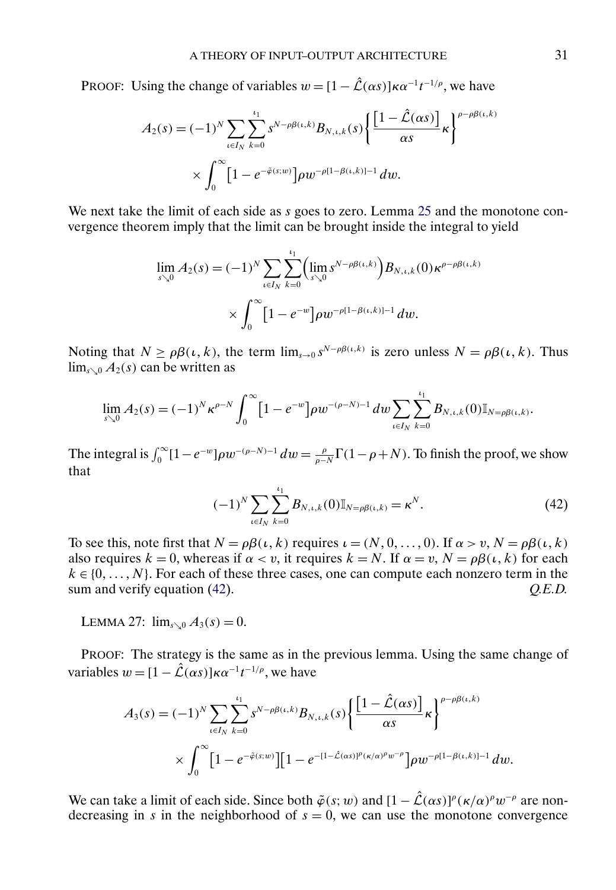PROOF: Using the change of variables $w = [1 - \hat{\mathcal{L}}(\alpha s)]\kappa\alpha^{-1}t^{-1/\rho}$, we have

$$A_2(s) = (-1)^N \sum_{\iota \in I_N} \sum_{k=0}^{\iota_1} s^{N-\rho\beta(\iota,k)} B_{N,\iota,k}(s) \left\{ \frac{[1 - \hat{\mathcal{L}}(\alpha s)]}{\alpha s} \kappa \right\}^{\rho - \rho\beta(\iota,k)}$$
$$\times \int_0^\infty [1 - e^{-\tilde{\varphi}(s;w)}] \rho w^{-\rho[1-\beta(\iota,k)]-1}\, dw.$$

We next take the limit of each side as $s$ goes to zero. Lemma 25 and the monotone convergence theorem imply that the limit can be brought inside the integral to yield

$$\lim_{s \searrow 0} A_2(s) = (-1)^N \sum_{\iota \in I_N} \sum_{k=0}^{\iota_1} \Big( \lim_{s \searrow 0} s^{N-\rho\beta(\iota,k)} \Big) B_{N,\iota,k}(0) \kappa^{\rho - \rho\beta(\iota,k)}$$
$$\times \int_0^\infty [1 - e^{-w}] \rho w^{-\rho[1-\beta(\iota,k)]-1}\, dw.$$

Noting that $N \geq \rho\beta(\iota, k)$, the term $\lim_{s \to 0} s^{N-\rho\beta(\iota,k)}$ is zero unless $N = \rho\beta(\iota, k)$. Thus $\lim_{s \searrow 0} A_2(s)$ can be written as

$$\lim_{s \searrow 0} A_2(s) = (-1)^N \kappa^{\rho - N} \int_0^\infty [1 - e^{-w}] \rho w^{-(\rho-N)-1}\, dw \sum_{\iota \in I_N} \sum_{k=0}^{\iota_1} B_{N,\iota,k}(0) \mathbb{I}_{N=\rho\beta(\iota,k)}.$$

The integral is $\int_0^\infty [1 - e^{-w}] \rho w^{-(\rho-N)-1}\, dw = \frac{\rho}{\rho - N} \Gamma(1 - \rho + N)$. To finish the proof, we show that

$$(-1)^N \sum_{\iota \in I_N} \sum_{k=0}^{\iota_1} B_{N,\iota,k}(0) \mathbb{I}_{N=\rho\beta(\iota,k)} = \kappa^N. \tag{42}$$

To see this, note first that $N = \rho\beta(\iota, k)$ requires $\iota = (N, 0, \ldots, 0)$. If $\alpha > v$, $N = \rho\beta(\iota, k)$ also requires $k = 0$, whereas if $\alpha < v$, it requires $k = N$. If $\alpha = v$, $N = \rho\beta(\iota, k)$ for each $k \in \{0, \ldots, N\}$. For each of these three cases, one can compute each nonzero term in the sum and verify equation (42). *Q.E.D.*

LEMMA 27: $\lim_{s \searrow 0} A_3(s) = 0$.

PROOF: The strategy is the same as in the previous lemma. Using the same change of variables $w = [1 - \hat{\mathcal{L}}(\alpha s)]\kappa\alpha^{-1}t^{-1/\rho}$, we have

$$A_3(s) = (-1)^N \sum_{\iota \in I_N} \sum_{k=0}^{\iota_1} s^{N-\rho\beta(\iota,k)} B_{N,\iota,k}(s) \left\{ \frac{[1 - \hat{\mathcal{L}}(\alpha s)]}{\alpha s} \kappa \right\}^{\rho - \rho\beta(\iota,k)}$$
$$\times \int_0^\infty [1 - e^{-\tilde{\varphi}(s;w)}][1 - e^{-[1-\hat{\mathcal{L}}(\alpha s)]^\rho (\kappa/\alpha)^\rho w^{-\rho}}] \rho w^{-\rho[1-\beta(\iota,k)]-1}\, dw.$$

We can take a limit of each side. Since both $\tilde{\varphi}(s; w)$ and $[1 - \hat{\mathcal{L}}(\alpha s)]^\rho (\kappa/\alpha)^\rho w^{-\rho}$ are nondecreasing in $s$ in the neighborhood of $s = 0$, we can use the monotone convergence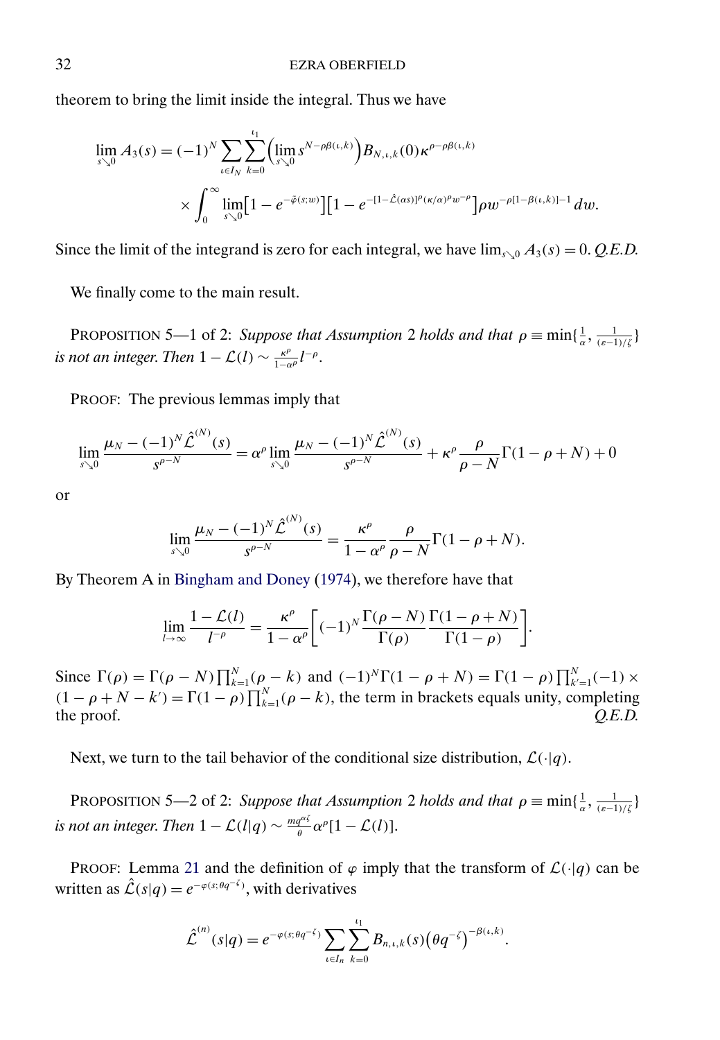theorem to bring the limit inside the integral. Thus we have

$$\lim_{s\searrow 0} A_3(s) = (-1)^N \sum_{\iota\in I_N} \sum_{k=0}^{\iota_1} \Big(\lim_{s\searrow 0} s^{N-\rho\beta(\iota,k)}\Big) B_{N,\iota,k}(0)\kappa^{\rho-\rho\beta(\iota,k)}$$

$$\times \int_0^\infty \lim_{s\searrow 0}\big[1-e^{-\tilde{\varphi}(s;w)}\big]\big[1-e^{-[1-\hat{\mathcal{L}}(\alpha s)]^\rho(\kappa/\alpha)^\rho w^{-\rho}}\big]\rho w^{-\rho[1-\beta(\iota,k)]-1}\,dw.$$

Since the limit of the integrand is zero for each integral, we have $\lim_{s\searrow 0} A_3(s) = 0$. *Q.E.D.*

We finally come to the main result.

PROPOSITION 5—1 of 2: *Suppose that Assumption* 2 *holds and that* $\rho \equiv \min\{\frac{1}{\alpha}, \frac{1}{(\varepsilon-1)/\zeta}\}$ *is not an integer. Then* $1-\mathcal{L}(l) \sim \frac{\kappa^\rho}{1-\alpha^\rho} l^{-\rho}$.

PROOF: The previous lemmas imply that

$$\lim_{s\searrow 0} \frac{\mu_N - (-1)^N \hat{\mathcal{L}}^{(N)}(s)}{s^{\rho-N}} = \alpha^\rho \lim_{s\searrow 0} \frac{\mu_N - (-1)^N \hat{\mathcal{L}}^{(N)}(s)}{s^{\rho-N}} + \kappa^\rho \frac{\rho}{\rho-N}\Gamma(1-\rho+N) + 0$$

or

$$\lim_{s\searrow 0} \frac{\mu_N - (-1)^N \hat{\mathcal{L}}^{(N)}(s)}{s^{\rho-N}} = \frac{\kappa^\rho}{1-\alpha^\rho}\frac{\rho}{\rho-N}\Gamma(1-\rho+N).$$

By Theorem A in Bingham and Doney (1974), we therefore have that

$$\lim_{l\to\infty} \frac{1-\mathcal{L}(l)}{l^{-\rho}} = \frac{\kappa^\rho}{1-\alpha^\rho}\left[(-1)^N \frac{\Gamma(\rho-N)}{\Gamma(\rho)}\frac{\Gamma(1-\rho+N)}{\Gamma(1-\rho)}\right].$$

Since $\Gamma(\rho) = \Gamma(\rho-N)\prod_{k=1}^N(\rho-k)$ and $(-1)^N\Gamma(1-\rho+N) = \Gamma(1-\rho)\prod_{k'=1}^N(-1)\times(1-\rho+N-k') = \Gamma(1-\rho)\prod_{k=1}^N(\rho-k)$, the term in brackets equals unity, completing the proof. *Q.E.D.*

Next, we turn to the tail behavior of the conditional size distribution, $\mathcal{L}(\cdot|q)$.

PROPOSITION 5—2 of 2: *Suppose that Assumption* 2 *holds and that* $\rho \equiv \min\{\frac{1}{\alpha}, \frac{1}{(\varepsilon-1)/\zeta}\}$ *is not an integer. Then* $1-\mathcal{L}(l|q) \sim \frac{mq^{\alpha\zeta}}{\theta}\alpha^\rho[1-\mathcal{L}(l)]$.

PROOF: Lemma 21 and the definition of $\varphi$ imply that the transform of $\mathcal{L}(\cdot|q)$ can be written as $\hat{\mathcal{L}}(s|q) = e^{-\varphi(s;\theta q^{-\zeta})}$, with derivatives

$$\hat{\mathcal{L}}^{(n)}(s|q) = e^{-\varphi(s;\theta q^{-\zeta})}\sum_{\iota\in I_n}\sum_{k=0}^{\iota_1} B_{n,\iota,k}(s)\big(\theta q^{-\zeta}\big)^{-\beta(\iota,k)}.$$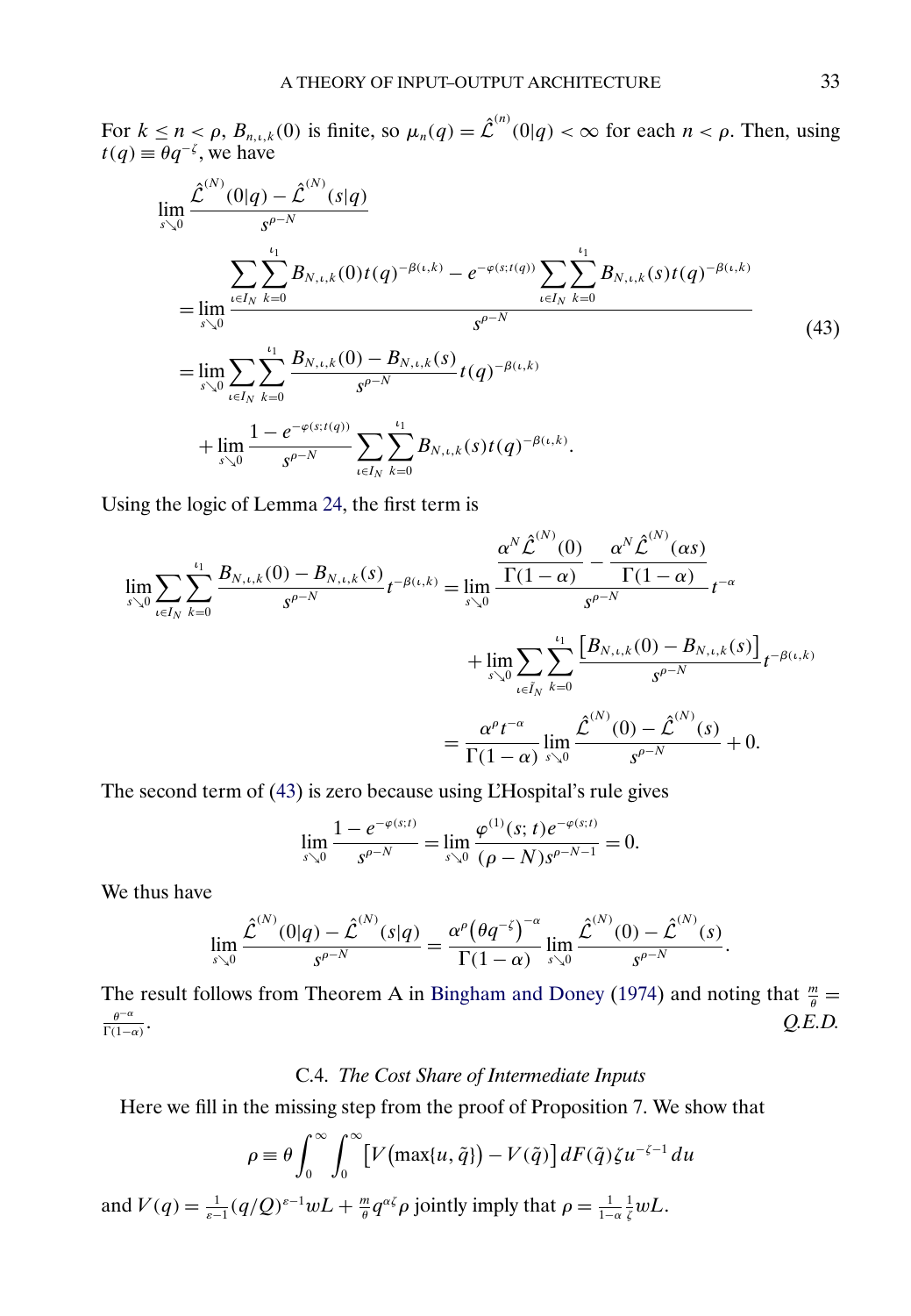For $k \le n < \rho$, $B_{n,\iota,k}(0)$ is finite, so $\mu_n(q) = \hat{\mathcal{L}}^{(n)}(0|q) < \infty$ for each $n < \rho$. Then, using $t(q) \equiv \theta q^{-\zeta}$, we have

$$
\begin{aligned}
&\lim_{s \searrow 0} \frac{\hat{\mathcal{L}}^{(N)}(0|q) - \hat{\mathcal{L}}^{(N)}(s|q)}{s^{\rho-N}} \\
&= \lim_{s \searrow 0} \frac{\sum_{\iota \in I_N} \sum_{k=0}^{\iota_1} B_{N,\iota,k}(0) t(q)^{-\beta(\iota,k)} - e^{-\varphi(s;t(q))} \sum_{\iota \in I_N} \sum_{k=0}^{\iota_1} B_{N,\iota,k}(s) t(q)^{-\beta(\iota,k)}}{s^{\rho-N}} \\
&= \lim_{s \searrow 0} \sum_{\iota \in I_N} \sum_{k=0}^{\iota_1} \frac{B_{N,\iota,k}(0) - B_{N,\iota,k}(s)}{s^{\rho-N}} t(q)^{-\beta(\iota,k)} \\
&\quad + \lim_{s \searrow 0} \frac{1 - e^{-\varphi(s;t(q))}}{s^{\rho-N}} \sum_{\iota \in I_N} \sum_{k=0}^{\iota_1} B_{N,\iota,k}(s) t(q)^{-\beta(\iota,k)}.
\end{aligned} \tag{43}
$$

Using the logic of Lemma 24, the first term is

$$
\begin{aligned}
\lim_{s \searrow 0} \sum_{\iota \in I_N} \sum_{k=0}^{\iota_1} \frac{B_{N,\iota,k}(0) - B_{N,\iota,k}(s)}{s^{\rho-N}} t^{-\beta(\iota,k)} &= \lim_{s \searrow 0} \frac{\dfrac{\alpha^N \hat{\mathcal{L}}^{(N)}(0)}{\Gamma(1-\alpha)} - \dfrac{\alpha^N \hat{\mathcal{L}}^{(N)}(\alpha s)}{\Gamma(1-\alpha)}}{s^{\rho-N}} t^{-\alpha} \\
&\quad + \lim_{s \searrow 0} \sum_{\iota \in \tilde{I}_N} \sum_{k=0}^{\iota_1} \frac{\left[B_{N,\iota,k}(0) - B_{N,\iota,k}(s)\right]}{s^{\rho-N}} t^{-\beta(\iota,k)} \\
&= \frac{\alpha^\rho t^{-\alpha}}{\Gamma(1-\alpha)} \lim_{s \searrow 0} \frac{\hat{\mathcal{L}}^{(N)}(0) - \hat{\mathcal{L}}^{(N)}(s)}{s^{\rho-N}} + 0.
\end{aligned}
$$

The second term of (43) is zero because using L'Hospital's rule gives

$$
\lim_{s \searrow 0} \frac{1 - e^{-\varphi(s;t)}}{s^{\rho-N}} = \lim_{s \searrow 0} \frac{\varphi^{(1)}(s;t) e^{-\varphi(s;t)}}{(\rho - N) s^{\rho-N-1}} = 0.
$$

We thus have

$$
\lim_{s \searrow 0} \frac{\hat{\mathcal{L}}^{(N)}(0|q) - \hat{\mathcal{L}}^{(N)}(s|q)}{s^{\rho-N}} = \frac{\alpha^\rho \left(\theta q^{-\zeta}\right)^{-\alpha}}{\Gamma(1-\alpha)} \lim_{s \searrow 0} \frac{\hat{\mathcal{L}}^{(N)}(0) - \hat{\mathcal{L}}^{(N)}(s)}{s^{\rho-N}}.
$$

The result follows from Theorem A in Bingham and Doney (1974) and noting that $\frac{m}{\theta} = \frac{\theta^{-\alpha}}{\Gamma(1-\alpha)}$. *Q.E.D.*

### C.4. *The Cost Share of Intermediate Inputs*

Here we fill in the missing step from the proof of Proposition 7. We show that

$$
\rho \equiv \theta \int_0^\infty \int_0^\infty \left[V\left(\max\{u, \tilde{q}\}\right) - V(\tilde{q})\right] dF(\tilde{q}) \zeta u^{-\zeta-1} \, du
$$

and $V(q) = \frac{1}{\varepsilon-1}(q/Q)^{\varepsilon-1} wL + \frac{m}{\theta} q^{\alpha\zeta} \rho$ jointly imply that $\rho = \frac{1}{1-\alpha} \frac{1}{\zeta} wL$.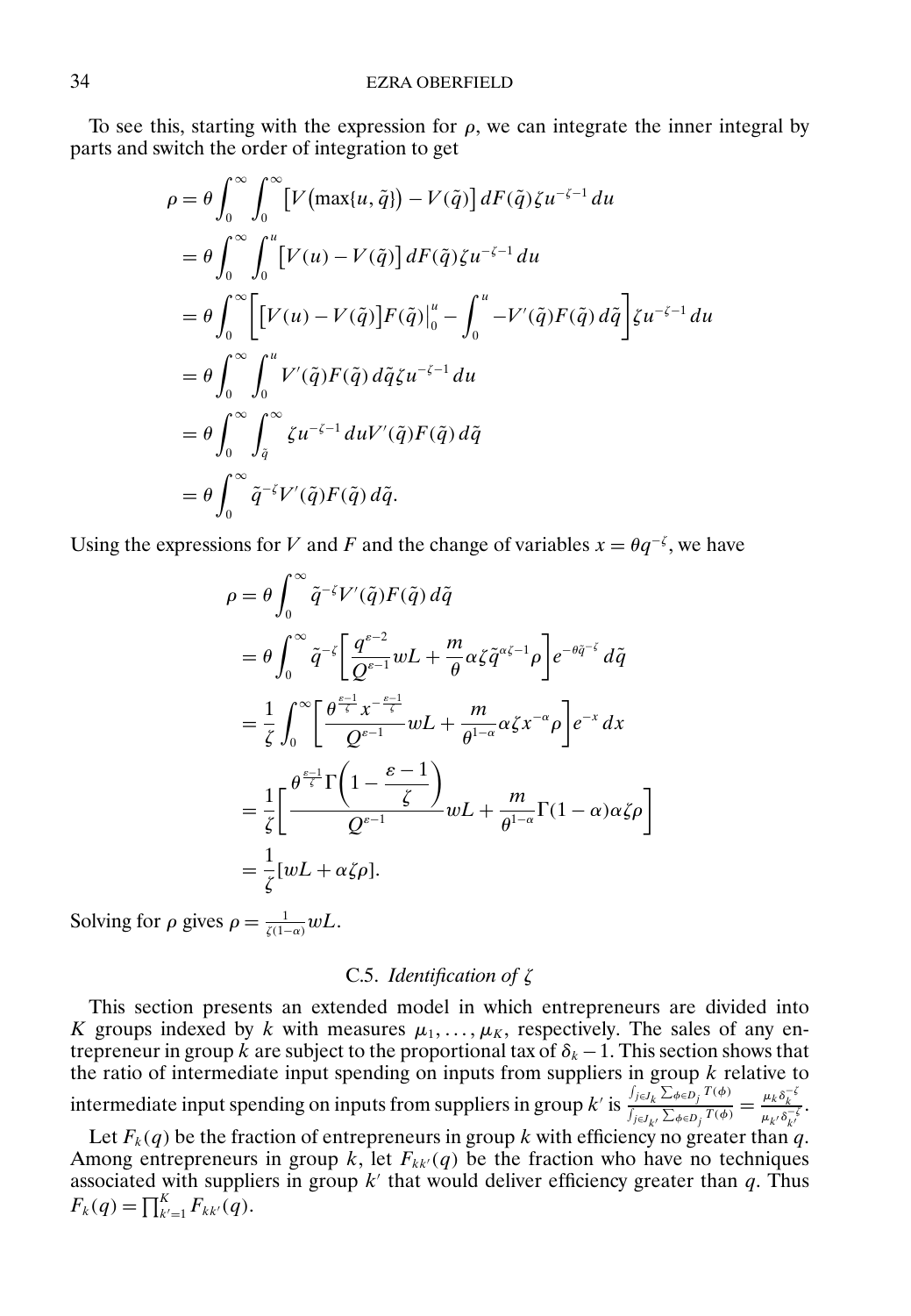To see this, starting with the expression for $\rho$, we can integrate the inner integral by parts and switch the order of integration to get

$$
\begin{aligned}
\rho &= \theta \int_0^\infty \int_0^\infty \big[V\big(\max\{u,\tilde{q}\}\big) - V(\tilde{q})\big]\, dF(\tilde{q}) \zeta u^{-\zeta-1}\, du \\
&= \theta \int_0^\infty \int_0^u \big[V(u) - V(\tilde{q})\big]\, dF(\tilde{q}) \zeta u^{-\zeta-1}\, du \\
&= \theta \int_0^\infty \left[ \big[V(u) - V(\tilde{q})\big] F(\tilde{q}) \Big|_0^u - \int_0^u -V'(\tilde{q}) F(\tilde{q})\, d\tilde{q} \right] \zeta u^{-\zeta-1}\, du \\
&= \theta \int_0^\infty \int_0^u V'(\tilde{q}) F(\tilde{q})\, d\tilde{q} \zeta u^{-\zeta-1}\, du \\
&= \theta \int_0^\infty \int_{\tilde{q}}^\infty \zeta u^{-\zeta-1}\, du V'(\tilde{q}) F(\tilde{q})\, d\tilde{q} \\
&= \theta \int_0^\infty \tilde{q}^{-\zeta} V'(\tilde{q}) F(\tilde{q})\, d\tilde{q}.
\end{aligned}
$$

Using the expressions for $V$ and $F$ and the change of variables $x = \theta q^{-\zeta}$, we have

$$
\begin{aligned}
\rho &= \theta \int_0^\infty \tilde{q}^{-\zeta} V'(\tilde{q}) F(\tilde{q})\, d\tilde{q} \\
&= \theta \int_0^\infty \tilde{q}^{-\zeta} \left[ \frac{q^{\varepsilon-2}}{Q^{\varepsilon-1}} wL + \frac{m}{\theta} \alpha \zeta \tilde{q}^{\alpha\zeta-1} \rho \right] e^{-\theta \tilde{q}^{-\zeta}}\, d\tilde{q} \\
&= \frac{1}{\zeta} \int_0^\infty \left[ \frac{\theta^{\frac{\varepsilon-1}{\zeta}} x^{-\frac{\varepsilon-1}{\zeta}}}{Q^{\varepsilon-1}} wL + \frac{m}{\theta^{1-\alpha}} \alpha \zeta x^{-\alpha} \rho \right] e^{-x}\, dx \\
&= \frac{1}{\zeta} \left[ \frac{\theta^{\frac{\varepsilon-1}{\zeta}} \Gamma\left(1 - \frac{\varepsilon-1}{\zeta}\right)}{Q^{\varepsilon-1}} wL + \frac{m}{\theta^{1-\alpha}} \Gamma(1-\alpha) \alpha \zeta \rho \right] \\
&= \frac{1}{\zeta} [wL + \alpha \zeta \rho].
\end{aligned}
$$

Solving for $\rho$ gives $\rho = \frac{1}{\zeta(1-\alpha)} wL$.

### C.5. *Identification of* $\zeta$

This section presents an extended model in which entrepreneurs are divided into $K$ groups indexed by $k$ with measures $\mu_1, \ldots, \mu_K$, respectively. The sales of any entrepreneur in group $k$ are subject to the proportional tax of $\delta_k - 1$. This section shows that the ratio of intermediate input spending on inputs from suppliers in group $k$ relative to intermediate input spending on inputs from suppliers in group $k'$ is $\frac{\int_{j \in J_k} \sum_{\phi \in D_j} T(\phi)}{\int_{j \in J_{k'}} \sum_{\phi \in D_j} T(\phi)} = \frac{\mu_k \delta_k^{-\zeta}}{\mu_{k'} \delta_{k'}^{-\zeta}}$.

Let $F_k(q)$ be the fraction of entrepreneurs in group $k$ with efficiency no greater than $q$. Among entrepreneurs in group $k$, let $F_{kk'}(q)$ be the fraction who have no techniques associated with suppliers in group $k'$ that would deliver efficiency greater than $q$. Thus $F_k(q) = \prod_{k'=1}^K F_{kk'}(q)$.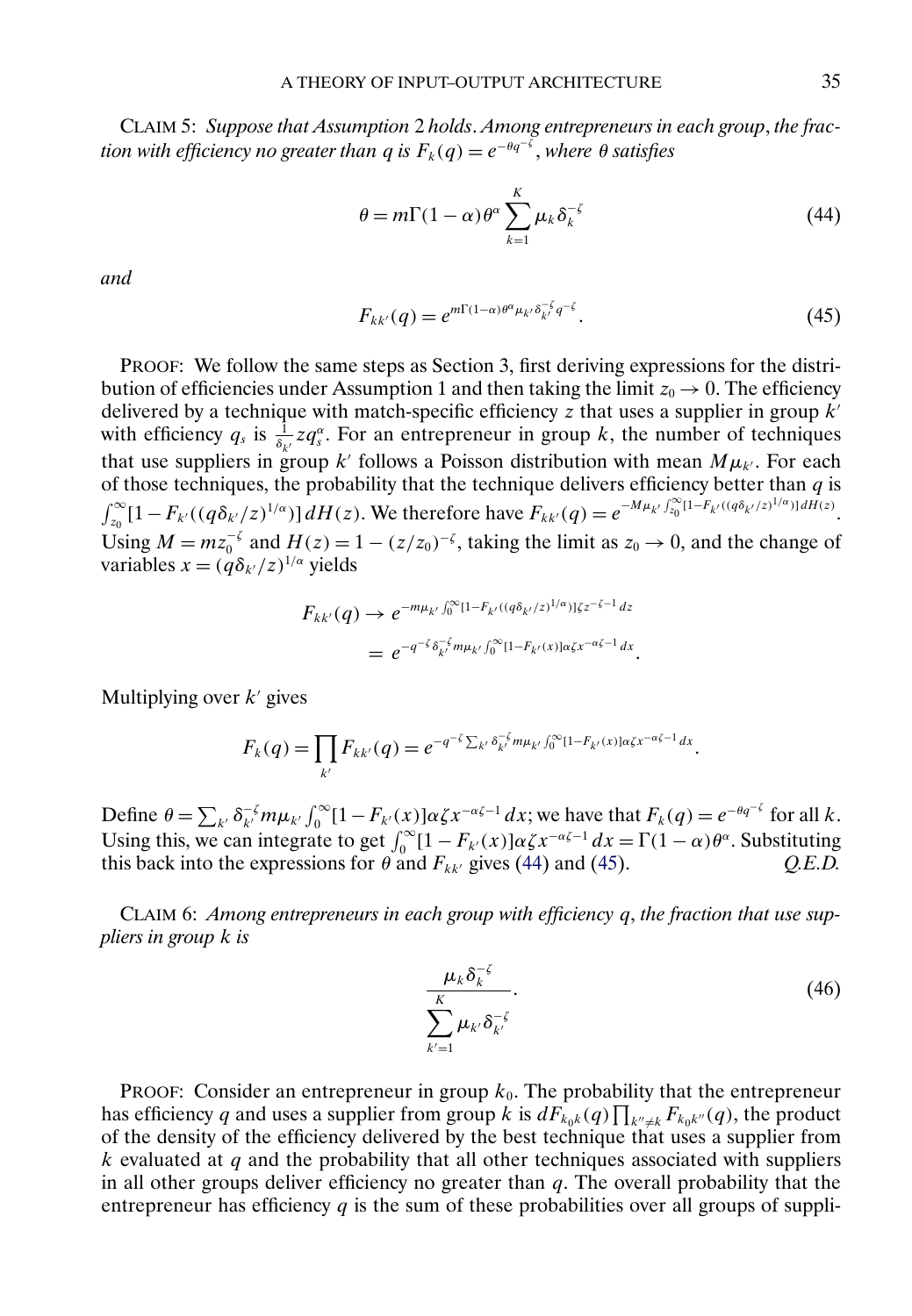CLAIM 5: *Suppose that Assumption 2 holds. Among entrepreneurs in each group, the fraction with efficiency no greater than $q$ is $F_k(q) = e^{-\theta q^{-\zeta}}$, where $\theta$ satisfies*

$$\theta = m\Gamma(1-\alpha)\theta^{\alpha} \sum_{k=1}^{K} \mu_k \delta_k^{-\zeta} \tag{44}$$

*and*

$$F_{kk'}(q) = e^{m\Gamma(1-\alpha)\theta^{\alpha}\mu_{k'}\delta_{k'}^{-\zeta}q^{-\zeta}}. \tag{45}$$

PROOF: We follow the same steps as Section 3, first deriving expressions for the distribution of efficiencies under Assumption 1 and then taking the limit $z_0 \to 0$. The efficiency delivered by a technique with match-specific efficiency $z$ that uses a supplier in group $k'$ with efficiency $q_s$ is $\frac{1}{\delta_{k'}} z q_s^{\alpha}$. For an entrepreneur in group $k$, the number of techniques that use suppliers in group $k'$ follows a Poisson distribution with mean $M\mu_{k'}$. For each of those techniques, the probability that the technique delivers efficiency better than $q$ is $\int_{z_0}^{\infty} [1 - F_{k'}((q\delta_{k'}/z)^{1/\alpha})]\, dH(z)$. We therefore have $F_{kk'}(q) = e^{-M\mu_{k'}\int_{z_0}^{\infty}[1-F_{k'}((q\delta_{k'}/z)^{1/\alpha})]\, dH(z)}$. Using $M = mz_0^{-\zeta}$ and $H(z) = 1 - (z/z_0)^{-\zeta}$, taking the limit as $z_0 \to 0$, and the change of variables $x = (q\delta_{k'}/z)^{1/\alpha}$ yields

$$\begin{aligned} F_{kk'}(q) &\to e^{-m\mu_{k'}\int_0^{\infty}[1-F_{k'}((q\delta_{k'}/z)^{1/\alpha})]\zeta z^{-\zeta-1}\, dz} \\ &= e^{-q^{-\zeta}\delta_{k'}^{-\zeta} m\mu_{k'}\int_0^{\infty}[1-F_{k'}(x)]\alpha\zeta x^{-\alpha\zeta-1}\, dx}. \end{aligned}$$

Multiplying over $k'$ gives

$$F_k(q) = \prod_{k'} F_{kk'}(q) = e^{-q^{-\zeta}\sum_{k'}\delta_{k'}^{-\zeta} m\mu_{k'}\int_0^{\infty}[1-F_{k'}(x)]\alpha\zeta x^{-\alpha\zeta-1}\, dx}.$$

Define $\theta = \sum_{k'} \delta_{k'}^{-\zeta} m\mu_{k'} \int_0^{\infty}[1-F_{k'}(x)]\alpha\zeta x^{-\alpha\zeta-1}\, dx$; we have that $F_k(q) = e^{-\theta q^{-\zeta}}$ for all $k$. Using this, we can integrate to get $\int_0^{\infty}[1-F_{k'}(x)]\alpha\zeta x^{-\alpha\zeta-1}\, dx = \Gamma(1-\alpha)\theta^{\alpha}$. Substituting this back into the expressions for $\theta$ and $F_{kk'}$ gives (44) and (45). *Q.E.D.*

CLAIM 6: *Among entrepreneurs in each group with efficiency $q$, the fraction that use suppliers in group $k$ is*

$$\frac{\mu_k \delta_k^{-\zeta}}{\sum_{k'=1}^{K} \mu_{k'}\delta_{k'}^{-\zeta}}. \tag{46}$$

PROOF: Consider an entrepreneur in group $k_0$. The probability that the entrepreneur has efficiency $q$ and uses a supplier from group $k$ is $dF_{k_0k}(q)\prod_{k''\neq k} F_{k_0k''}(q)$, the product of the density of the efficiency delivered by the best technique that uses a supplier from $k$ evaluated at $q$ and the probability that all other techniques associated with suppliers in all other groups deliver efficiency no greater than $q$. The overall probability that the entrepreneur has efficiency $q$ is the sum of these probabilities over all groups of suppli-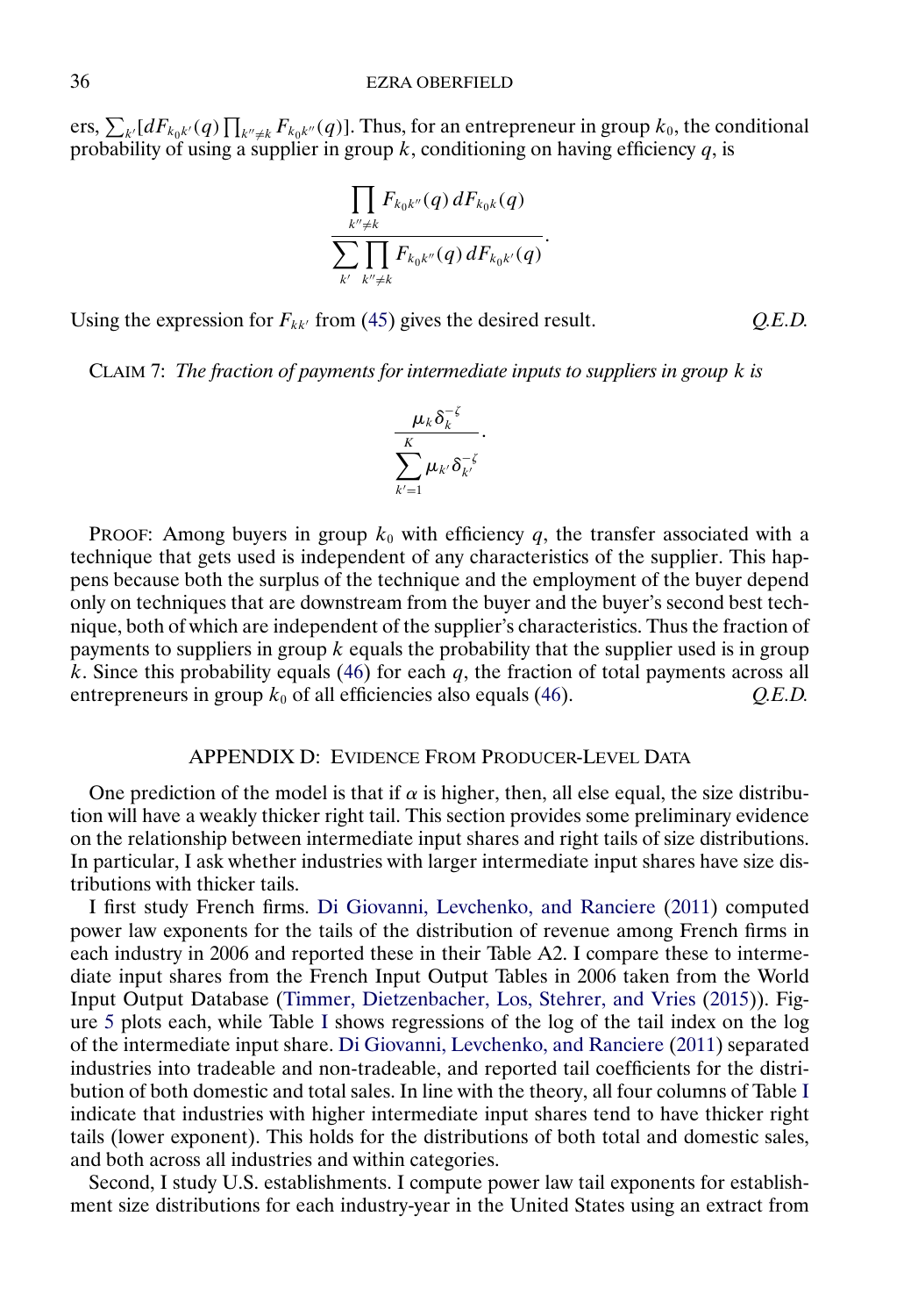ers, $\sum_{k'}[dF_{k_0k'}(q)\prod_{k''\neq k}F_{k_0k''}(q)]$. Thus, for an entrepreneur in group $k_0$, the conditional probability of using a supplier in group $k$, conditioning on having efficiency $q$, is

$$\frac{\prod_{k''\neq k} F_{k_0k''}(q)\,dF_{k_0k}(q)}{\sum_{k'}\prod_{k''\neq k} F_{k_0k''}(q)\,dF_{k_0k'}(q)}.$$

Using the expression for $F_{kk'}$ from (45) gives the desired result. *Q.E.D.*

CLAIM 7: *The fraction of payments for intermediate inputs to suppliers in group $k$ is*

$$\frac{\mu_k\delta_k^{-\zeta}}{\sum_{k'=1}^{K}\mu_{k'}\delta_{k'}^{-\zeta}}.$$

PROOF: Among buyers in group $k_0$ with efficiency $q$, the transfer associated with a technique that gets used is independent of any characteristics of the supplier. This happens because both the surplus of the technique and the employment of the buyer depend only on techniques that are downstream from the buyer and the buyer's second best technique, both of which are independent of the supplier's characteristics. Thus the fraction of payments to suppliers in group $k$ equals the probability that the supplier used is in group $k$. Since this probability equals (46) for each $q$, the fraction of total payments across all entrepreneurs in group $k_0$ of all efficiencies also equals (46). *Q.E.D.*

## APPENDIX D: EVIDENCE FROM PRODUCER-LEVEL DATA

One prediction of the model is that if $\alpha$ is higher, then, all else equal, the size distribution will have a weakly thicker right tail. This section provides some preliminary evidence on the relationship between intermediate input shares and right tails of size distributions. In particular, I ask whether industries with larger intermediate input shares have size distributions with thicker tails.

I first study French firms. Di Giovanni, Levchenko, and Ranciere (2011) computed power law exponents for the tails of the distribution of revenue among French firms in each industry in 2006 and reported these in their Table A2. I compare these to intermediate input shares from the French Input Output Tables in 2006 taken from the World Input Output Database (Timmer, Dietzenbacher, Los, Stehrer, and Vries (2015)). Figure 5 plots each, while Table I shows regressions of the log of the tail index on the log of the intermediate input share. Di Giovanni, Levchenko, and Ranciere (2011) separated industries into tradeable and non-tradeable, and reported tail coefficients for the distribution of both domestic and total sales. In line with the theory, all four columns of Table I indicate that industries with higher intermediate input shares tend to have thicker right tails (lower exponent). This holds for the distributions of both total and domestic sales, and both across all industries and within categories.

Second, I study U.S. establishments. I compute power law tail exponents for establishment size distributions for each industry-year in the United States using an extract from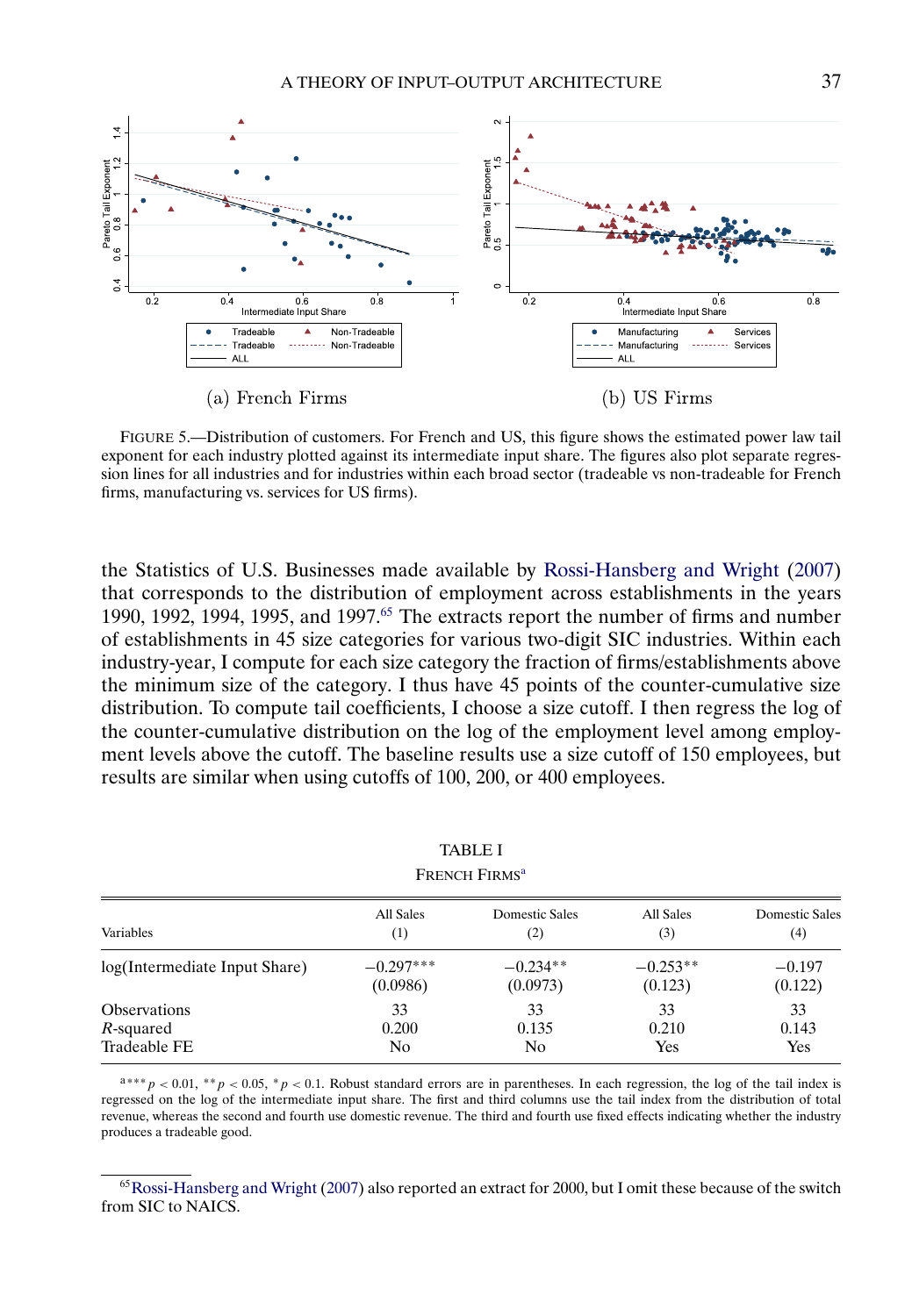FIGURE 5.—Distribution of customers. For French and US, this figure shows the estimated power law tail exponent for each industry plotted against its intermediate input share. The figures also plot separate regression lines for all industries and for industries within each broad sector (tradeable vs non-tradeable for French firms, manufacturing vs. services for US firms).

(a) French Firms

(b) US Firms

the Statistics of U.S. Businesses made available by Rossi-Hansberg and Wright (2007) that corresponds to the distribution of employment across establishments in the years 1990, 1992, 1994, 1995, and 1997.[65] The extracts report the number of firms and number of establishments in 45 size categories for various two-digit SIC industries. Within each industry-year, I compute for each size category the fraction of firms/establishments above the minimum size of the category. I thus have 45 points of the counter-cumulative size distribution. To compute tail coefficients, I choose a size cutoff. I then regress the log of the counter-cumulative distribution on the log of the employment level among employment levels above the cutoff. The baseline results use a size cutoff of 150 employees, but results are similar when using cutoffs of 100, 200, or 400 employees.

TABLE I

FRENCH FIRMS[a]

| Variables | All Sales (1) | Domestic Sales (2) | All Sales (3) | Domestic Sales (4) |
|---|---|---|---|---|
| log(Intermediate Input Share) | −0.297*** | −0.234** | −0.253** | −0.197 |
| | (0.0986) | (0.0973) | (0.123) | (0.122) |
| Observations | 33 | 33 | 33 | 33 |
| $R$-squared | 0.200 | 0.135 | 0.210 | 0.143 |
| Tradeable FE | No | No | Yes | Yes |

[a] *** $p < 0.01$, ** $p < 0.05$, * $p < 0.1$. Robust standard errors are in parentheses. In each regression, the log of the tail index is regressed on the log of the intermediate input share. The first and third columns use the tail index from the distribution of total revenue, whereas the second and fourth use domestic revenue. The third and fourth use fixed effects indicating whether the industry produces a tradeable good.

[65] Rossi-Hansberg and Wright (2007) also reported an extract for 2000, but I omit these because of the switch from SIC to NAICS.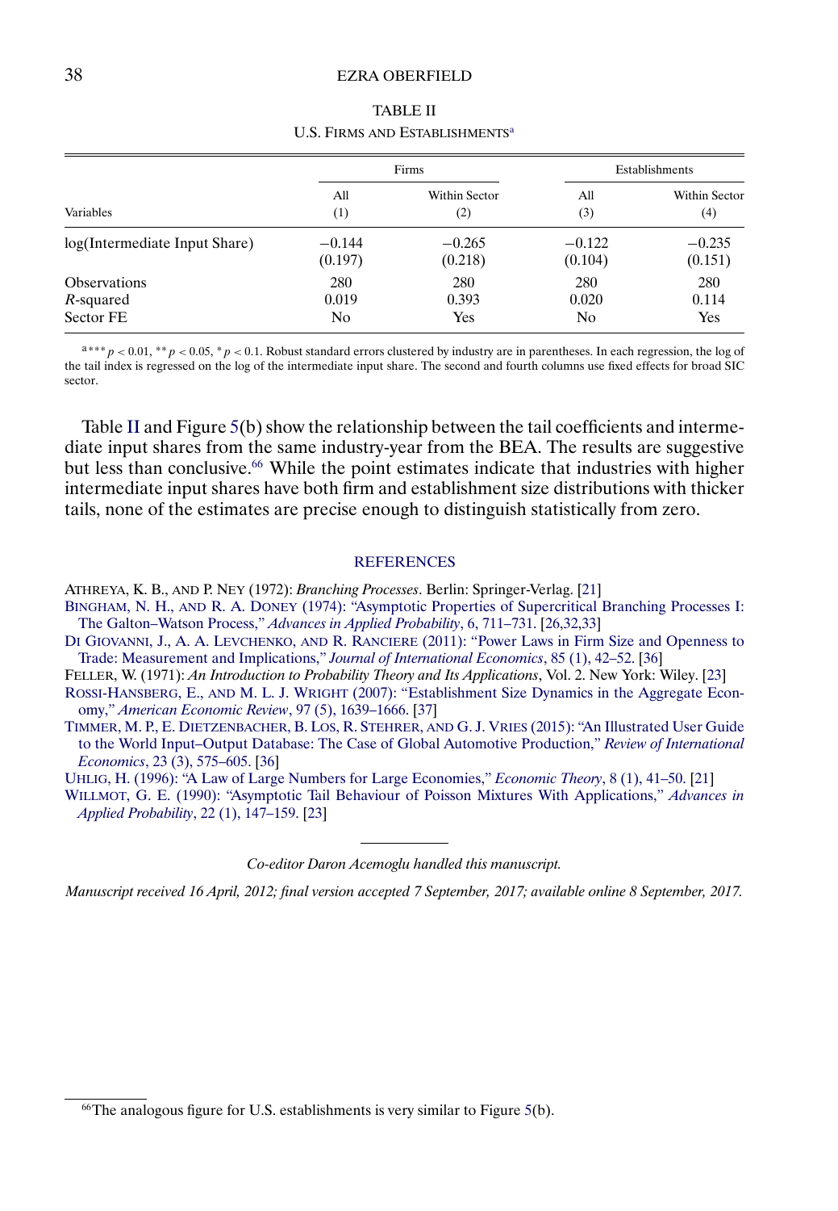TABLE II

U.S. FIRMS AND ESTABLISHMENTS[a]

| | Firms | | Establishments | |
|---|---|---|---|---|
| Variables | All (1) | Within Sector (2) | All (3) | Within Sector (4) |
| log(Intermediate Input Share) | −0.144 | −0.265 | −0.122 | −0.235 |
| | (0.197) | (0.218) | (0.104) | (0.151) |
| Observations | 280 | 280 | 280 | 280 |
| $R$-squared | 0.019 | 0.393 | 0.020 | 0.114 |
| Sector FE | No | Yes | No | Yes |

[a] *** $p < 0.01$, ** $p < 0.05$, * $p < 0.1$. Robust standard errors clustered by industry are in parentheses. In each regression, the log of the tail index is regressed on the log of the intermediate input share. The second and fourth columns use fixed effects for broad SIC sector.

Table II and Figure 5(b) show the relationship between the tail coefficients and intermediate input shares from the same industry-year from the BEA. The results are suggestive but less than conclusive.[66] While the point estimates indicate that industries with higher intermediate input shares have both firm and establishment size distributions with thicker tails, none of the estimates are precise enough to distinguish statistically from zero.

## REFERENCES

ATHREYA, K. B., AND P. NEY (1972): *Branching Processes*. Berlin: Springer-Verlag. [21]

BINGHAM, N. H., AND R. A. DONEY (1974): "Asymptotic Properties of Supercritical Branching Processes I: The Galton–Watson Process," *Advances in Applied Probability*, 6, 711–731. [26,32,33]

DI GIOVANNI, J., A. A. LEVCHENKO, AND R. RANCIERE (2011): "Power Laws in Firm Size and Openness to Trade: Measurement and Implications," *Journal of International Economics*, 85 (1), 42–52. [36]

FELLER, W. (1971): *An Introduction to Probability Theory and Its Applications*, Vol. 2. New York: Wiley. [23]

ROSSI-HANSBERG, E., AND M. L. J. WRIGHT (2007): "Establishment Size Dynamics in the Aggregate Economy," *American Economic Review*, 97 (5), 1639–1666. [37]

TIMMER, M. P., E. DIETZENBACHER, B. LOS, R. STEHRER, AND G. J. VRIES (2015): "An Illustrated User Guide to the World Input–Output Database: The Case of Global Automotive Production," *Review of International Economics*, 23 (3), 575–605. [36]

UHLIG, H. (1996): "A Law of Large Numbers for Large Economies," *Economic Theory*, 8 (1), 41–50. [21]

WILLMOT, G. E. (1990): "Asymptotic Tail Behaviour of Poisson Mixtures With Applications," *Advances in Applied Probability*, 22 (1), 147–159. [23]

---

*Co-editor Daron Acemoglu handled this manuscript.*

*Manuscript received 16 April, 2012; final version accepted 7 September, 2017; available online 8 September, 2017.*

[66] The analogous figure for U.S. establishments is very similar to Figure 5(b).